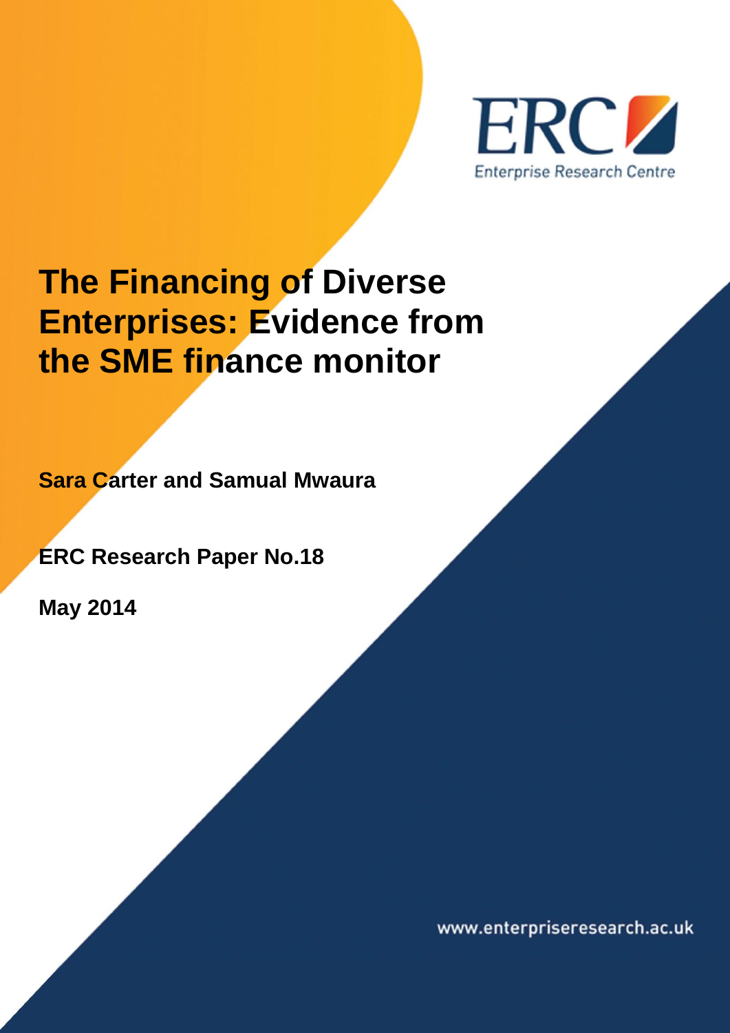ERC

Enterprise Research Centre

# The Financing of Diverse Enterprises: Evidence from the SME finance monitor

**Sara Carter and Samual Mwaura**

**ERC Research Paper No.18**

**May 2014**

www.enterpriseresearch.ac.uk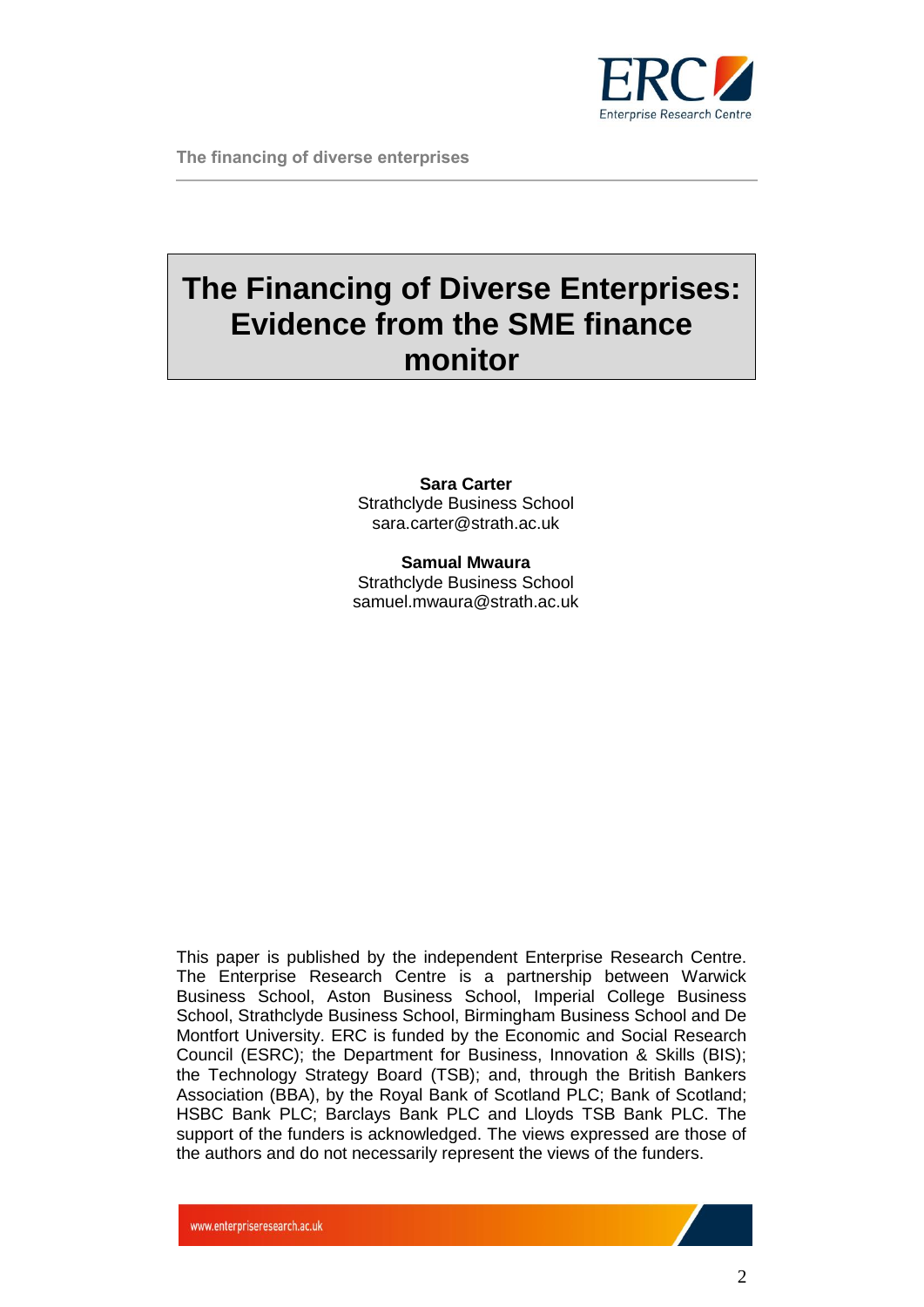# The Financing of Diverse Enterprises: Evidence from the SME finance monitor

**Sara Carter**
Strathclyde Business School
sara.carter@strath.ac.uk

**Samual Mwaura**
Strathclyde Business School
samuel.mwaura@strath.ac.uk

This paper is published by the independent Enterprise Research Centre. The Enterprise Research Centre is a partnership between Warwick Business School, Aston Business School, Imperial College Business School, Strathclyde Business School, Birmingham Business School and De Montfort University. ERC is funded by the Economic and Social Research Council (ESRC); the Department for Business, Innovation & Skills (BIS); the Technology Strategy Board (TSB); and, through the British Bankers Association (BBA), by the Royal Bank of Scotland PLC; Bank of Scotland; HSBC Bank PLC; Barclays Bank PLC and Lloyds TSB Bank PLC. The support of the funders is acknowledged. The views expressed are those of the authors and do not necessarily represent the views of the funders.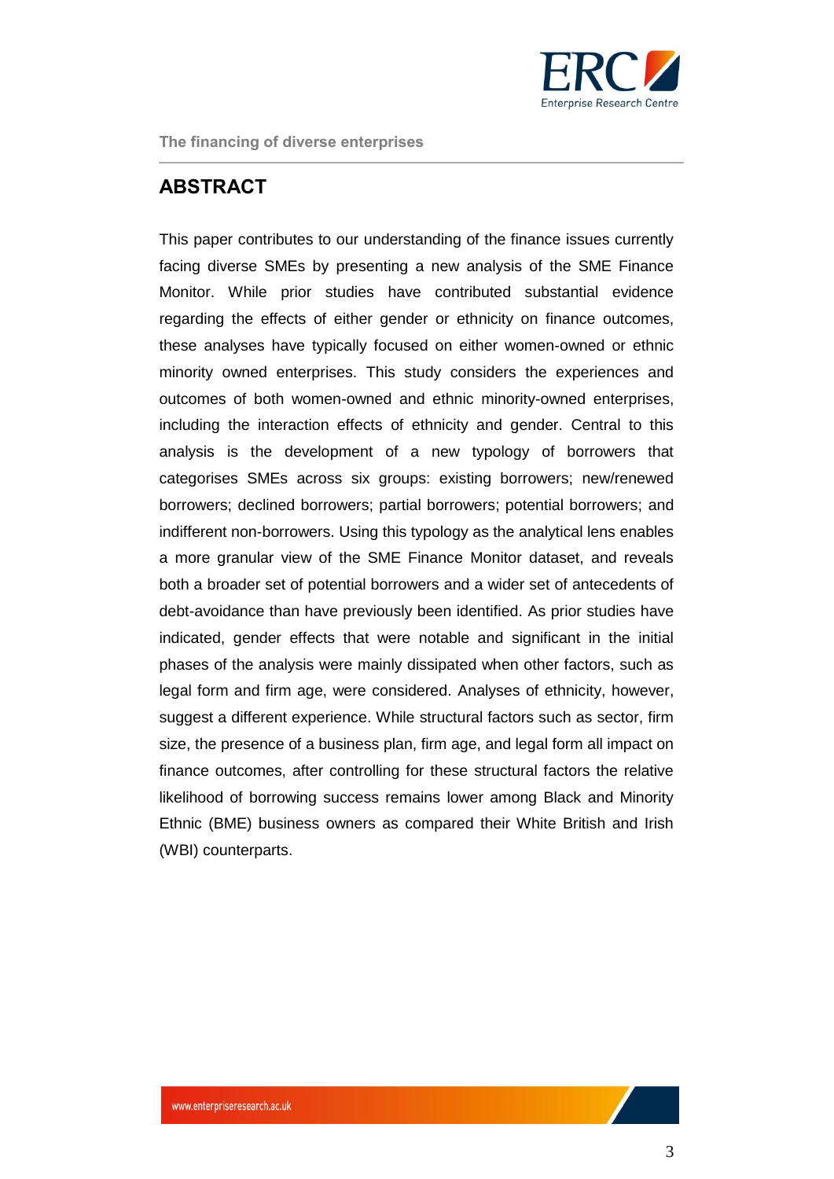## ABSTRACT

This paper contributes to our understanding of the finance issues currently facing diverse SMEs by presenting a new analysis of the SME Finance Monitor. While prior studies have contributed substantial evidence regarding the effects of either gender or ethnicity on finance outcomes, these analyses have typically focused on either women-owned or ethnic minority owned enterprises. This study considers the experiences and outcomes of both women-owned and ethnic minority-owned enterprises, including the interaction effects of ethnicity and gender. Central to this analysis is the development of a new typology of borrowers that categorises SMEs across six groups: existing borrowers; new/renewed borrowers; declined borrowers; partial borrowers; potential borrowers; and indifferent non-borrowers. Using this typology as the analytical lens enables a more granular view of the SME Finance Monitor dataset, and reveals both a broader set of potential borrowers and a wider set of antecedents of debt-avoidance than have previously been identified. As prior studies have indicated, gender effects that were notable and significant in the initial phases of the analysis were mainly dissipated when other factors, such as legal form and firm age, were considered. Analyses of ethnicity, however, suggest a different experience. While structural factors such as sector, firm size, the presence of a business plan, firm age, and legal form all impact on finance outcomes, after controlling for these structural factors the relative likelihood of borrowing success remains lower among Black and Minority Ethnic (BME) business owners as compared their White British and Irish (WBI) counterparts.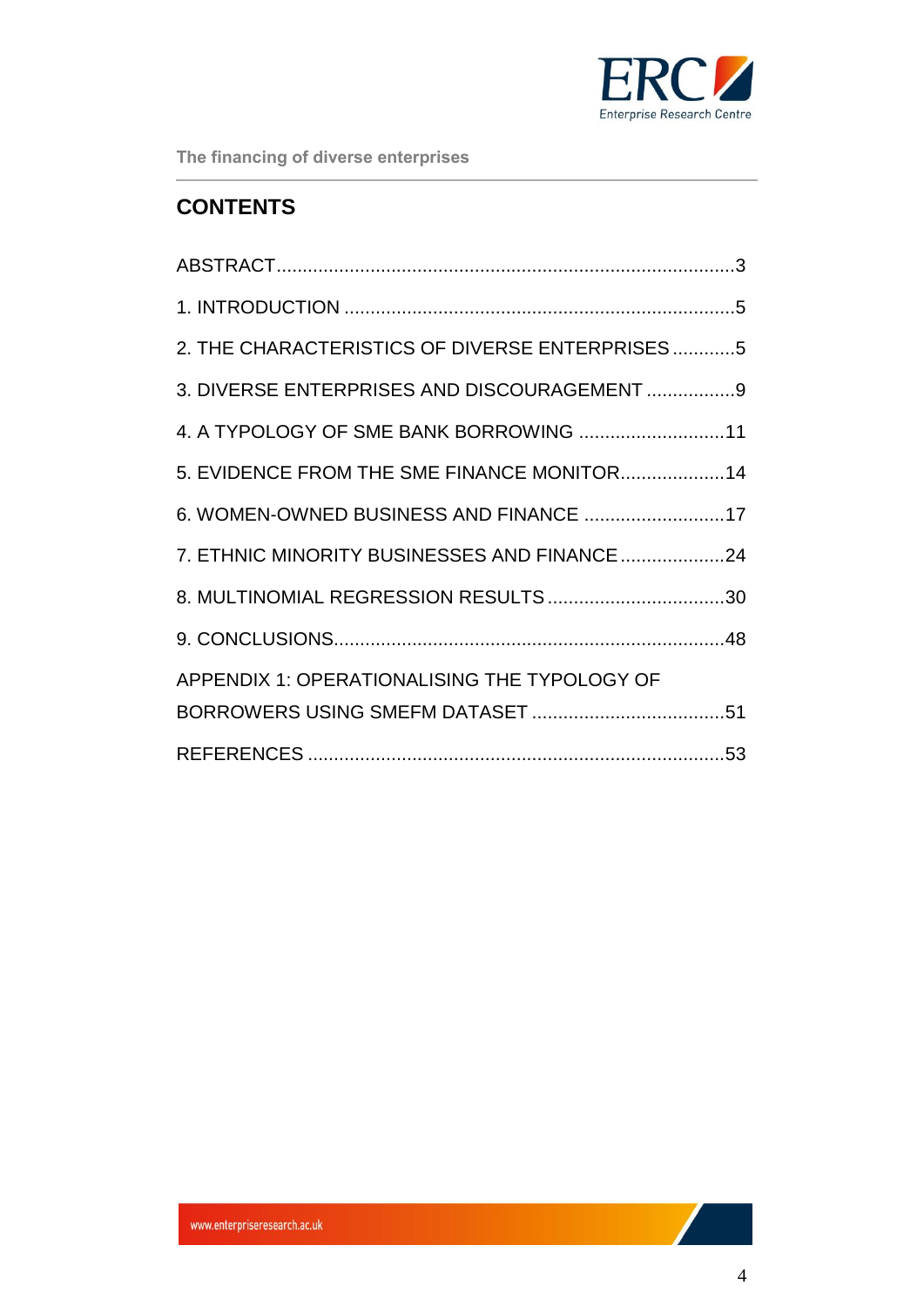## CONTENTS

ABSTRACT.......................................................................................3

1. INTRODUCTION ..........................................................................5

2. THE CHARACTERISTICS OF DIVERSE ENTERPRISES ............5

3. DIVERSE ENTERPRISES AND DISCOURAGEMENT .................9

4. A TYPOLOGY OF SME BANK BORROWING ............................11

5. EVIDENCE FROM THE SME FINANCE MONITOR....................14

6. WOMEN-OWNED BUSINESS AND FINANCE ...........................17

7. ETHNIC MINORITY BUSINESSES AND FINANCE ....................24

8. MULTINOMIAL REGRESSION RESULTS ..................................30

9. CONCLUSIONS..........................................................................48

APPENDIX 1: OPERATIONALISING THE TYPOLOGY OF BORROWERS USING SMEFM DATASET .....................................51

REFERENCES ...............................................................................53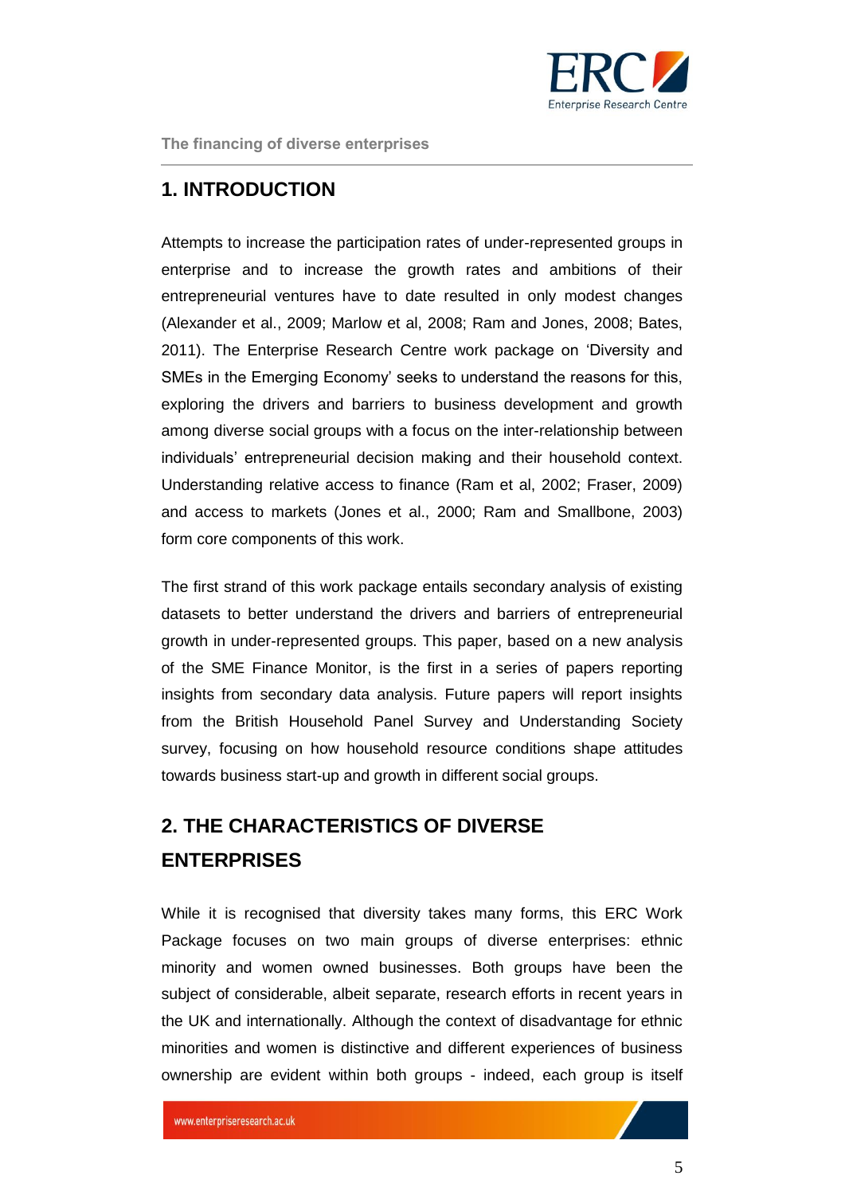## 1. INTRODUCTION

Attempts to increase the participation rates of under-represented groups in enterprise and to increase the growth rates and ambitions of their entrepreneurial ventures have to date resulted in only modest changes (Alexander et al., 2009; Marlow et al, 2008; Ram and Jones, 2008; Bates, 2011). The Enterprise Research Centre work package on 'Diversity and SMEs in the Emerging Economy' seeks to understand the reasons for this, exploring the drivers and barriers to business development and growth among diverse social groups with a focus on the inter-relationship between individuals' entrepreneurial decision making and their household context. Understanding relative access to finance (Ram et al, 2002; Fraser, 2009) and access to markets (Jones et al., 2000; Ram and Smallbone, 2003) form core components of this work.

The first strand of this work package entails secondary analysis of existing datasets to better understand the drivers and barriers of entrepreneurial growth in under-represented groups. This paper, based on a new analysis of the SME Finance Monitor, is the first in a series of papers reporting insights from secondary data analysis. Future papers will report insights from the British Household Panel Survey and Understanding Society survey, focusing on how household resource conditions shape attitudes towards business start-up and growth in different social groups.

## 2. THE CHARACTERISTICS OF DIVERSE ENTERPRISES

While it is recognised that diversity takes many forms, this ERC Work Package focuses on two main groups of diverse enterprises: ethnic minority and women owned businesses. Both groups have been the subject of considerable, albeit separate, research efforts in recent years in the UK and internationally. Although the context of disadvantage for ethnic minorities and women is distinctive and different experiences of business ownership are evident within both groups - indeed, each group is itself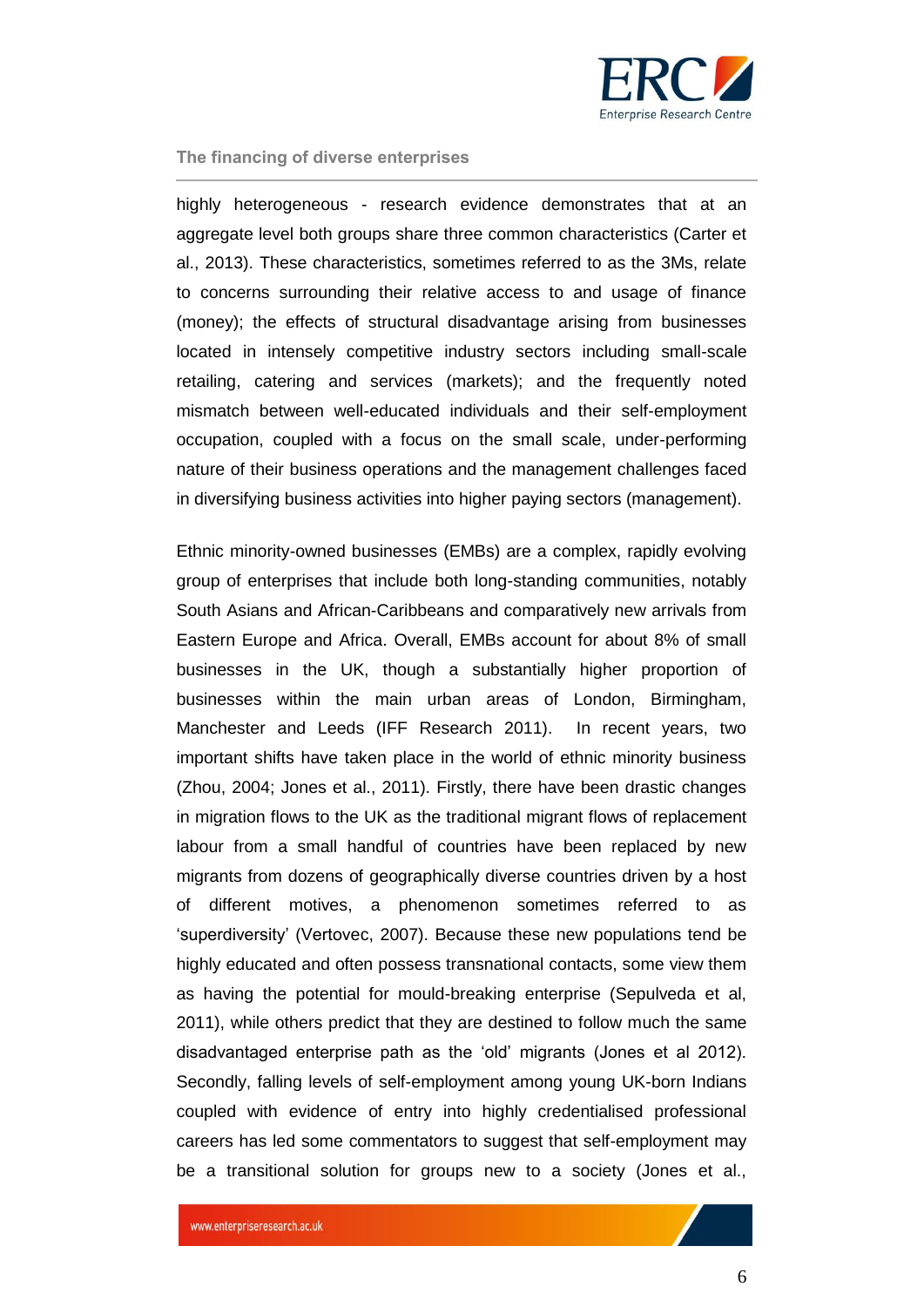highly heterogeneous - research evidence demonstrates that at an aggregate level both groups share three common characteristics (Carter et al., 2013). These characteristics, sometimes referred to as the 3Ms, relate to concerns surrounding their relative access to and usage of finance (money); the effects of structural disadvantage arising from businesses located in intensely competitive industry sectors including small-scale retailing, catering and services (markets); and the frequently noted mismatch between well-educated individuals and their self-employment occupation, coupled with a focus on the small scale, under-performing nature of their business operations and the management challenges faced in diversifying business activities into higher paying sectors (management).

Ethnic minority-owned businesses (EMBs) are a complex, rapidly evolving group of enterprises that include both long-standing communities, notably South Asians and African-Caribbeans and comparatively new arrivals from Eastern Europe and Africa. Overall, EMBs account for about 8% of small businesses in the UK, though a substantially higher proportion of businesses within the main urban areas of London, Birmingham, Manchester and Leeds (IFF Research 2011). In recent years, two important shifts have taken place in the world of ethnic minority business (Zhou, 2004; Jones et al., 2011). Firstly, there have been drastic changes in migration flows to the UK as the traditional migrant flows of replacement labour from a small handful of countries have been replaced by new migrants from dozens of geographically diverse countries driven by a host of different motives, a phenomenon sometimes referred to as 'superdiversity' (Vertovec, 2007). Because these new populations tend be highly educated and often possess transnational contacts, some view them as having the potential for mould-breaking enterprise (Sepulveda et al, 2011), while others predict that they are destined to follow much the same disadvantaged enterprise path as the 'old' migrants (Jones et al 2012). Secondly, falling levels of self-employment among young UK-born Indians coupled with evidence of entry into highly credentialised professional careers has led some commentators to suggest that self-employment may be a transitional solution for groups new to a society (Jones et al.,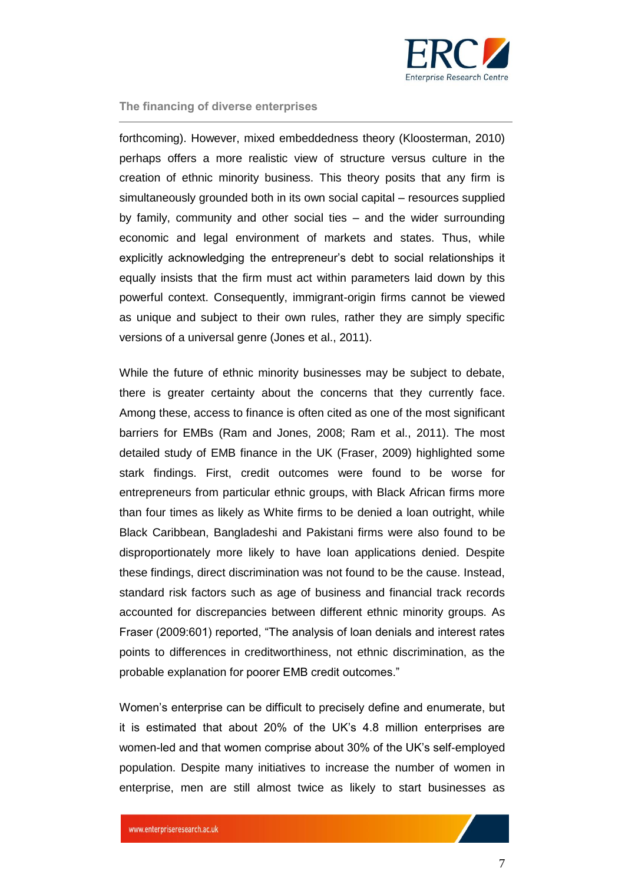forthcoming). However, mixed embeddedness theory (Kloosterman, 2010) perhaps offers a more realistic view of structure versus culture in the creation of ethnic minority business. This theory posits that any firm is simultaneously grounded both in its own social capital – resources supplied by family, community and other social ties – and the wider surrounding economic and legal environment of markets and states. Thus, while explicitly acknowledging the entrepreneur's debt to social relationships it equally insists that the firm must act within parameters laid down by this powerful context. Consequently, immigrant-origin firms cannot be viewed as unique and subject to their own rules, rather they are simply specific versions of a universal genre (Jones et al., 2011).

While the future of ethnic minority businesses may be subject to debate, there is greater certainty about the concerns that they currently face. Among these, access to finance is often cited as one of the most significant barriers for EMBs (Ram and Jones, 2008; Ram et al., 2011). The most detailed study of EMB finance in the UK (Fraser, 2009) highlighted some stark findings. First, credit outcomes were found to be worse for entrepreneurs from particular ethnic groups, with Black African firms more than four times as likely as White firms to be denied a loan outright, while Black Caribbean, Bangladeshi and Pakistani firms were also found to be disproportionately more likely to have loan applications denied. Despite these findings, direct discrimination was not found to be the cause. Instead, standard risk factors such as age of business and financial track records accounted for discrepancies between different ethnic minority groups. As Fraser (2009:601) reported, "The analysis of loan denials and interest rates points to differences in creditworthiness, not ethnic discrimination, as the probable explanation for poorer EMB credit outcomes."

Women's enterprise can be difficult to precisely define and enumerate, but it is estimated that about 20% of the UK's 4.8 million enterprises are women-led and that women comprise about 30% of the UK's self-employed population. Despite many initiatives to increase the number of women in enterprise, men are still almost twice as likely to start businesses as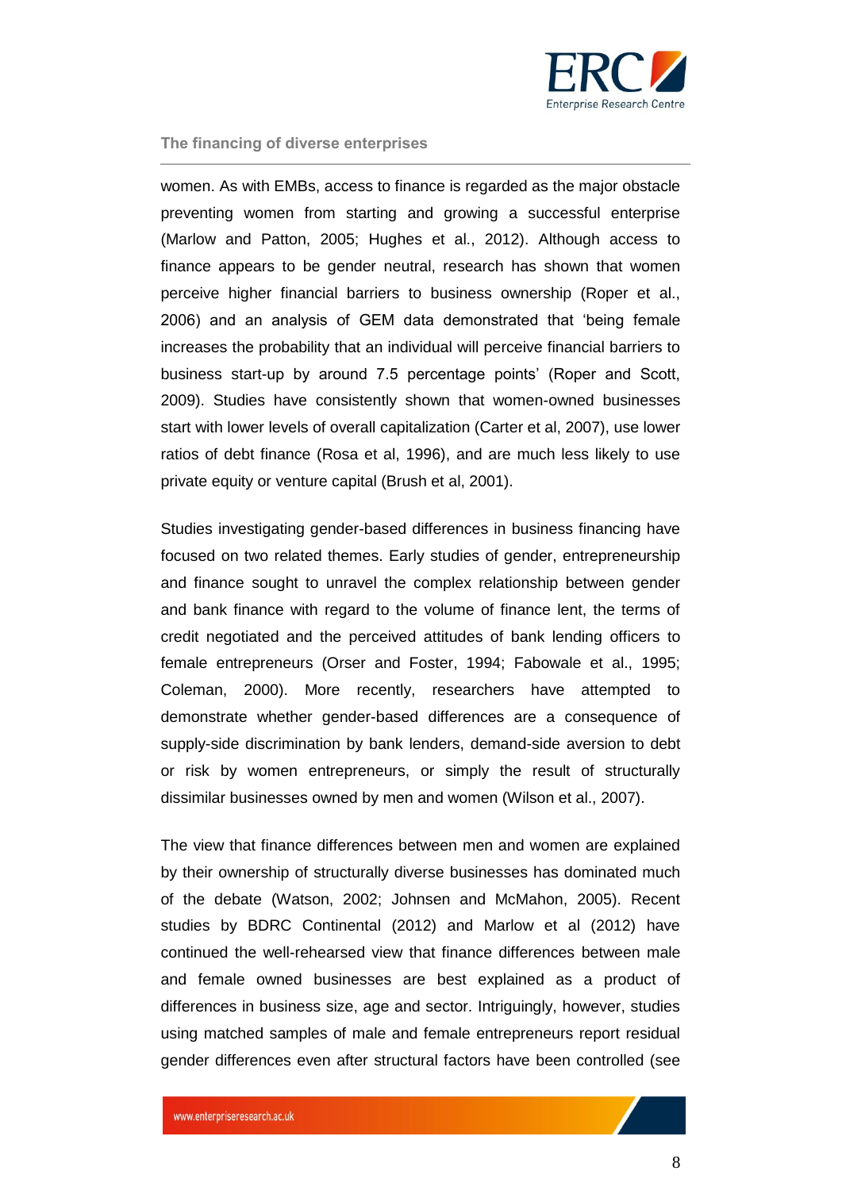women. As with EMBs, access to finance is regarded as the major obstacle preventing women from starting and growing a successful enterprise (Marlow and Patton, 2005; Hughes et al., 2012). Although access to finance appears to be gender neutral, research has shown that women perceive higher financial barriers to business ownership (Roper et al., 2006) and an analysis of GEM data demonstrated that 'being female increases the probability that an individual will perceive financial barriers to business start-up by around 7.5 percentage points' (Roper and Scott, 2009). Studies have consistently shown that women-owned businesses start with lower levels of overall capitalization (Carter et al, 2007), use lower ratios of debt finance (Rosa et al, 1996), and are much less likely to use private equity or venture capital (Brush et al, 2001).

Studies investigating gender-based differences in business financing have focused on two related themes. Early studies of gender, entrepreneurship and finance sought to unravel the complex relationship between gender and bank finance with regard to the volume of finance lent, the terms of credit negotiated and the perceived attitudes of bank lending officers to female entrepreneurs (Orser and Foster, 1994; Fabowale et al., 1995; Coleman, 2000). More recently, researchers have attempted to demonstrate whether gender-based differences are a consequence of supply-side discrimination by bank lenders, demand-side aversion to debt or risk by women entrepreneurs, or simply the result of structurally dissimilar businesses owned by men and women (Wilson et al., 2007).

The view that finance differences between men and women are explained by their ownership of structurally diverse businesses has dominated much of the debate (Watson, 2002; Johnsen and McMahon, 2005). Recent studies by BDRC Continental (2012) and Marlow et al (2012) have continued the well-rehearsed view that finance differences between male and female owned businesses are best explained as a product of differences in business size, age and sector. Intriguingly, however, studies using matched samples of male and female entrepreneurs report residual gender differences even after structural factors have been controlled (see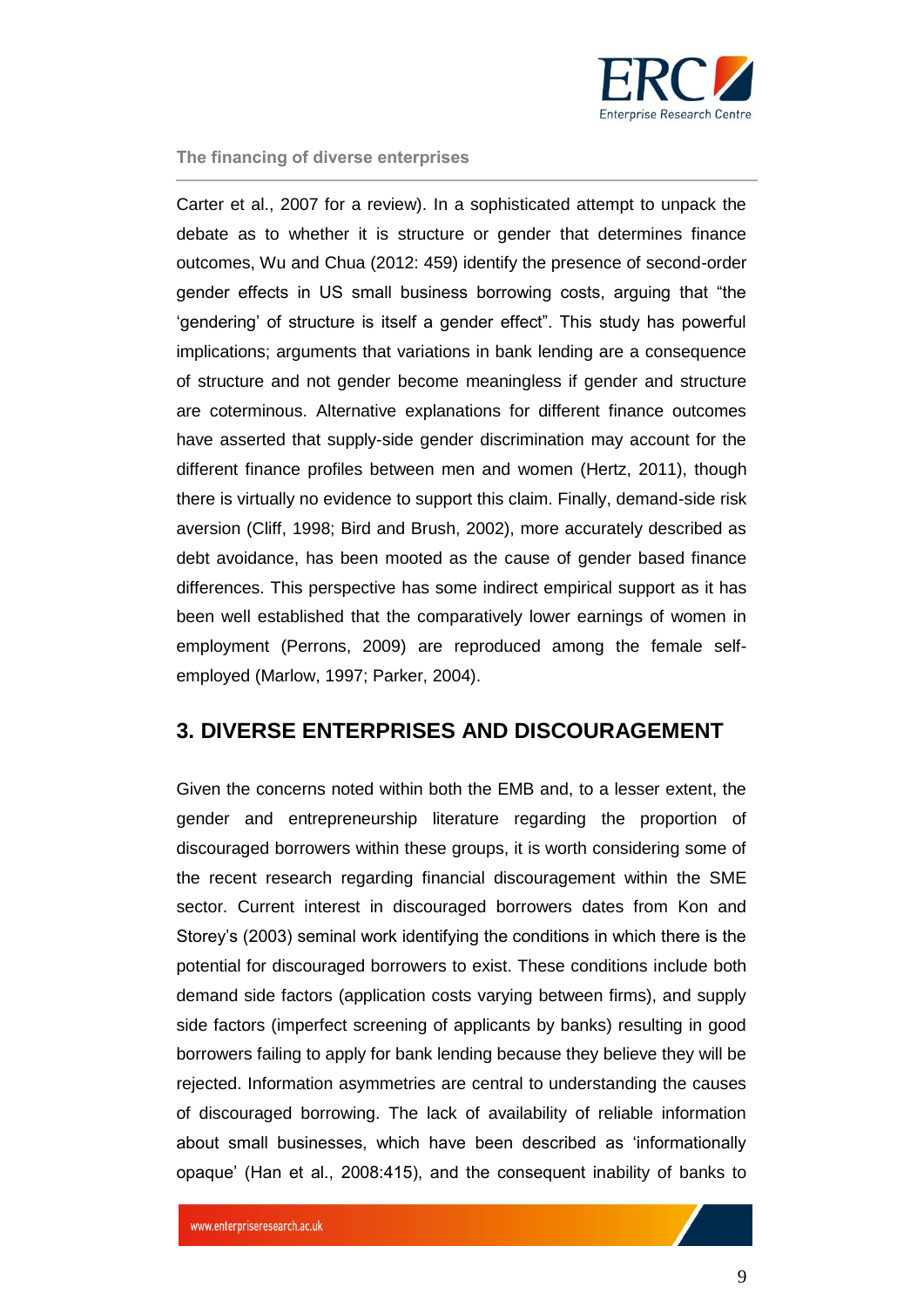Carter et al., 2007 for a review). In a sophisticated attempt to unpack the debate as to whether it is structure or gender that determines finance outcomes, Wu and Chua (2012: 459) identify the presence of second-order gender effects in US small business borrowing costs, arguing that "the 'gendering' of structure is itself a gender effect". This study has powerful implications; arguments that variations in bank lending are a consequence of structure and not gender become meaningless if gender and structure are coterminous. Alternative explanations for different finance outcomes have asserted that supply-side gender discrimination may account for the different finance profiles between men and women (Hertz, 2011), though there is virtually no evidence to support this claim. Finally, demand-side risk aversion (Cliff, 1998; Bird and Brush, 2002), more accurately described as debt avoidance, has been mooted as the cause of gender based finance differences. This perspective has some indirect empirical support as it has been well established that the comparatively lower earnings of women in employment (Perrons, 2009) are reproduced among the female self-employed (Marlow, 1997; Parker, 2004).

## 3. DIVERSE ENTERPRISES AND DISCOURAGEMENT

Given the concerns noted within both the EMB and, to a lesser extent, the gender and entrepreneurship literature regarding the proportion of discouraged borrowers within these groups, it is worth considering some of the recent research regarding financial discouragement within the SME sector. Current interest in discouraged borrowers dates from Kon and Storey's (2003) seminal work identifying the conditions in which there is the potential for discouraged borrowers to exist. These conditions include both demand side factors (application costs varying between firms), and supply side factors (imperfect screening of applicants by banks) resulting in good borrowers failing to apply for bank lending because they believe they will be rejected. Information asymmetries are central to understanding the causes of discouraged borrowing. The lack of availability of reliable information about small businesses, which have been described as 'informationally opaque' (Han et al., 2008:415), and the consequent inability of banks to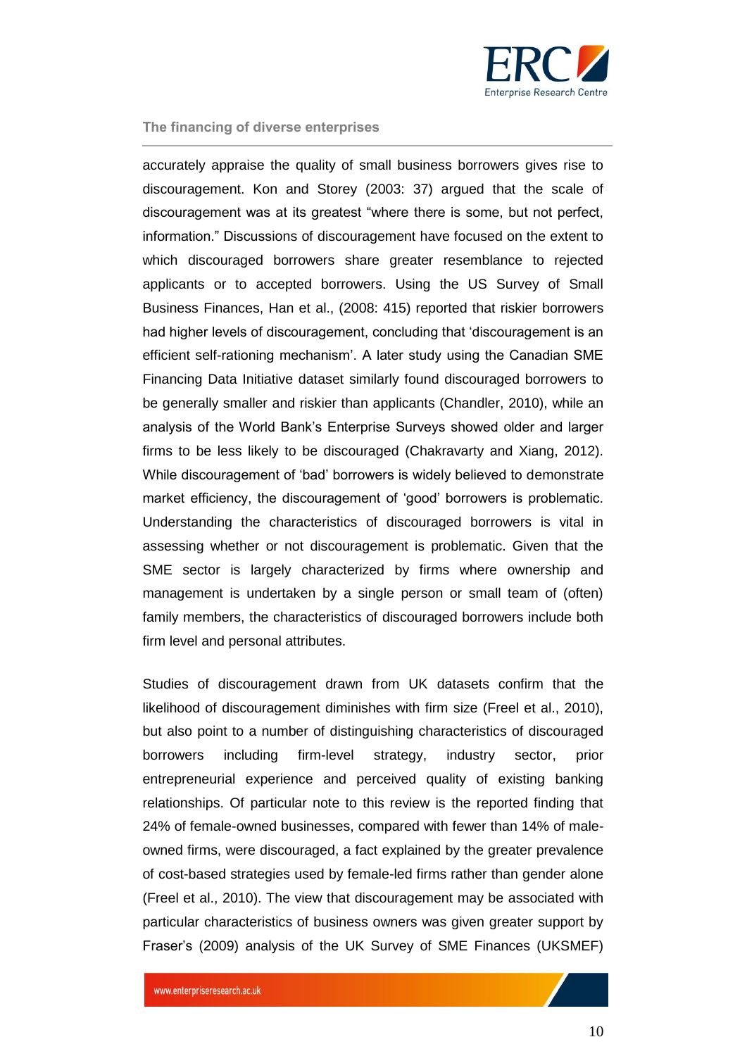accurately appraise the quality of small business borrowers gives rise to discouragement. Kon and Storey (2003: 37) argued that the scale of discouragement was at its greatest "where there is some, but not perfect, information." Discussions of discouragement have focused on the extent to which discouraged borrowers share greater resemblance to rejected applicants or to accepted borrowers. Using the US Survey of Small Business Finances, Han et al., (2008: 415) reported that riskier borrowers had higher levels of discouragement, concluding that 'discouragement is an efficient self-rationing mechanism'. A later study using the Canadian SME Financing Data Initiative dataset similarly found discouraged borrowers to be generally smaller and riskier than applicants (Chandler, 2010), while an analysis of the World Bank's Enterprise Surveys showed older and larger firms to be less likely to be discouraged (Chakravarty and Xiang, 2012). While discouragement of 'bad' borrowers is widely believed to demonstrate market efficiency, the discouragement of 'good' borrowers is problematic. Understanding the characteristics of discouraged borrowers is vital in assessing whether or not discouragement is problematic. Given that the SME sector is largely characterized by firms where ownership and management is undertaken by a single person or small team of (often) family members, the characteristics of discouraged borrowers include both firm level and personal attributes.

Studies of discouragement drawn from UK datasets confirm that the likelihood of discouragement diminishes with firm size (Freel et al., 2010), but also point to a number of distinguishing characteristics of discouraged borrowers including firm-level strategy, industry sector, prior entrepreneurial experience and perceived quality of existing banking relationships. Of particular note to this review is the reported finding that 24% of female-owned businesses, compared with fewer than 14% of male-owned firms, were discouraged, a fact explained by the greater prevalence of cost-based strategies used by female-led firms rather than gender alone (Freel et al., 2010). The view that discouragement may be associated with particular characteristics of business owners was given greater support by Fraser's (2009) analysis of the UK Survey of SME Finances (UKSMEF)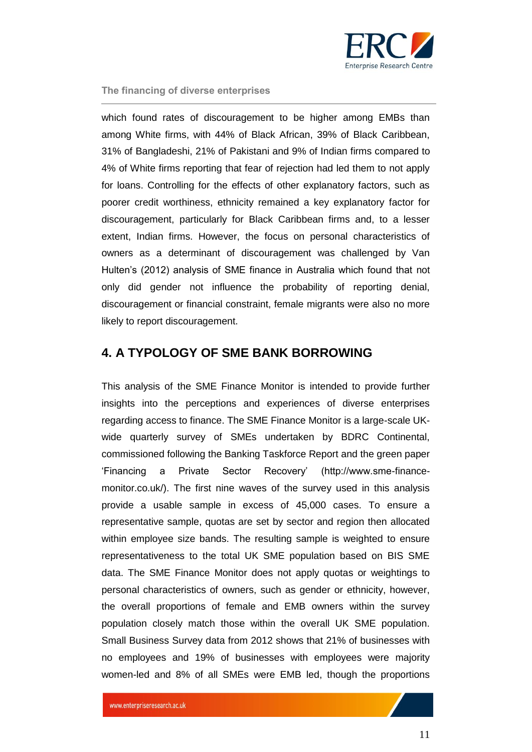which found rates of discouragement to be higher among EMBs than among White firms, with 44% of Black African, 39% of Black Caribbean, 31% of Bangladeshi, 21% of Pakistani and 9% of Indian firms compared to 4% of White firms reporting that fear of rejection had led them to not apply for loans. Controlling for the effects of other explanatory factors, such as poorer credit worthiness, ethnicity remained a key explanatory factor for discouragement, particularly for Black Caribbean firms and, to a lesser extent, Indian firms. However, the focus on personal characteristics of owners as a determinant of discouragement was challenged by Van Hulten's (2012) analysis of SME finance in Australia which found that not only did gender not influence the probability of reporting denial, discouragement or financial constraint, female migrants were also no more likely to report discouragement.

## 4. A TYPOLOGY OF SME BANK BORROWING

This analysis of the SME Finance Monitor is intended to provide further insights into the perceptions and experiences of diverse enterprises regarding access to finance. The SME Finance Monitor is a large-scale UK-wide quarterly survey of SMEs undertaken by BDRC Continental, commissioned following the Banking Taskforce Report and the green paper 'Financing a Private Sector Recovery' (http://www.sme-finance-monitor.co.uk/). The first nine waves of the survey used in this analysis provide a usable sample in excess of 45,000 cases. To ensure a representative sample, quotas are set by sector and region then allocated within employee size bands. The resulting sample is weighted to ensure representativeness to the total UK SME population based on BIS SME data. The SME Finance Monitor does not apply quotas or weightings to personal characteristics of owners, such as gender or ethnicity, however, the overall proportions of female and EMB owners within the survey population closely match those within the overall UK SME population. Small Business Survey data from 2012 shows that 21% of businesses with no employees and 19% of businesses with employees were majority women-led and 8% of all SMEs were EMB led, though the proportions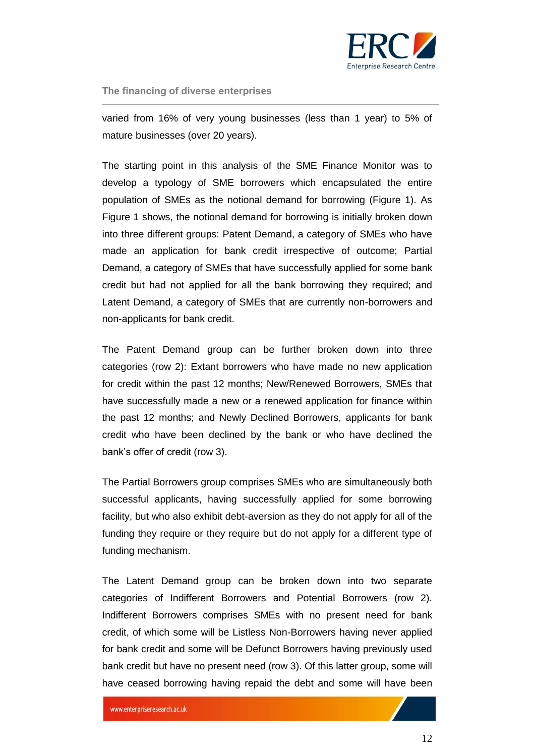varied from 16% of very young businesses (less than 1 year) to 5% of mature businesses (over 20 years).

The starting point in this analysis of the SME Finance Monitor was to develop a typology of SME borrowers which encapsulated the entire population of SMEs as the notional demand for borrowing (Figure 1). As Figure 1 shows, the notional demand for borrowing is initially broken down into three different groups: Patent Demand, a category of SMEs who have made an application for bank credit irrespective of outcome; Partial Demand, a category of SMEs that have successfully applied for some bank credit but had not applied for all the bank borrowing they required; and Latent Demand, a category of SMEs that are currently non-borrowers and non-applicants for bank credit.

The Patent Demand group can be further broken down into three categories (row 2): Extant borrowers who have made no new application for credit within the past 12 months; New/Renewed Borrowers, SMEs that have successfully made a new or a renewed application for finance within the past 12 months; and Newly Declined Borrowers, applicants for bank credit who have been declined by the bank or who have declined the bank's offer of credit (row 3).

The Partial Borrowers group comprises SMEs who are simultaneously both successful applicants, having successfully applied for some borrowing facility, but who also exhibit debt-aversion as they do not apply for all of the funding they require or they require but do not apply for a different type of funding mechanism.

The Latent Demand group can be broken down into two separate categories of Indifferent Borrowers and Potential Borrowers (row 2). Indifferent Borrowers comprises SMEs with no present need for bank credit, of which some will be Listless Non-Borrowers having never applied for bank credit and some will be Defunct Borrowers having previously used bank credit but have no present need (row 3). Of this latter group, some will have ceased borrowing having repaid the debt and some will have been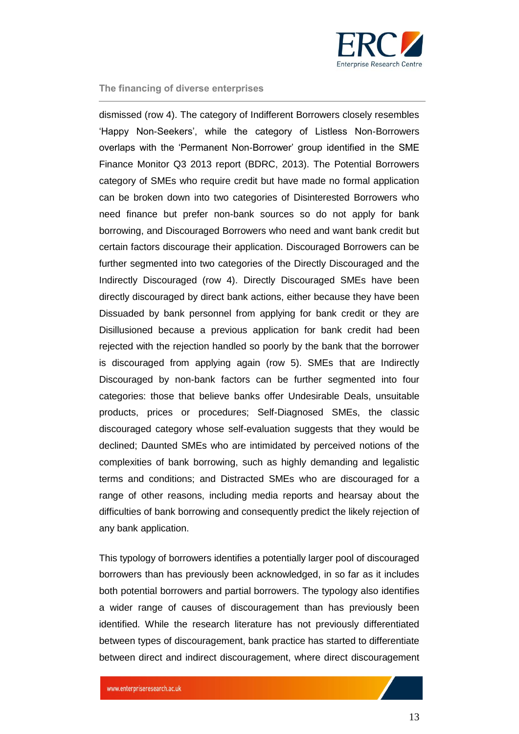dismissed (row 4). The category of Indifferent Borrowers closely resembles 'Happy Non-Seekers', while the category of Listless Non-Borrowers overlaps with the 'Permanent Non-Borrower' group identified in the SME Finance Monitor Q3 2013 report (BDRC, 2013). The Potential Borrowers category of SMEs who require credit but have made no formal application can be broken down into two categories of Disinterested Borrowers who need finance but prefer non-bank sources so do not apply for bank borrowing, and Discouraged Borrowers who need and want bank credit but certain factors discourage their application. Discouraged Borrowers can be further segmented into two categories of the Directly Discouraged and the Indirectly Discouraged (row 4). Directly Discouraged SMEs have been directly discouraged by direct bank actions, either because they have been Dissuaded by bank personnel from applying for bank credit or they are Disillusioned because a previous application for bank credit had been rejected with the rejection handled so poorly by the bank that the borrower is discouraged from applying again (row 5). SMEs that are Indirectly Discouraged by non-bank factors can be further segmented into four categories: those that believe banks offer Undesirable Deals, unsuitable products, prices or procedures; Self-Diagnosed SMEs, the classic discouraged category whose self-evaluation suggests that they would be declined; Daunted SMEs who are intimidated by perceived notions of the complexities of bank borrowing, such as highly demanding and legalistic terms and conditions; and Distracted SMEs who are discouraged for a range of other reasons, including media reports and hearsay about the difficulties of bank borrowing and consequently predict the likely rejection of any bank application.

This typology of borrowers identifies a potentially larger pool of discouraged borrowers than has previously been acknowledged, in so far as it includes both potential borrowers and partial borrowers. The typology also identifies a wider range of causes of discouragement than has previously been identified. While the research literature has not previously differentiated between types of discouragement, bank practice has started to differentiate between direct and indirect discouragement, where direct discouragement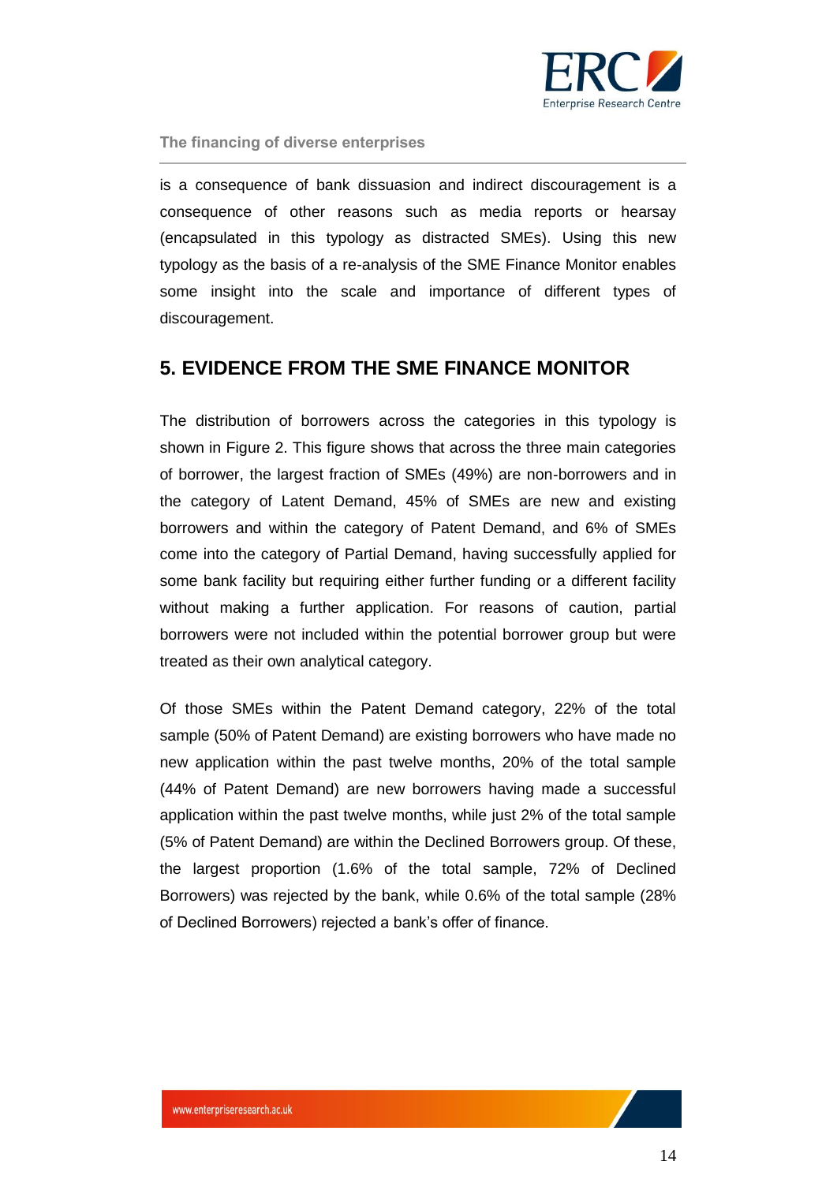is a consequence of bank dissuasion and indirect discouragement is a consequence of other reasons such as media reports or hearsay (encapsulated in this typology as distracted SMEs). Using this new typology as the basis of a re-analysis of the SME Finance Monitor enables some insight into the scale and importance of different types of discouragement.

## 5. EVIDENCE FROM THE SME FINANCE MONITOR

The distribution of borrowers across the categories in this typology is shown in Figure 2. This figure shows that across the three main categories of borrower, the largest fraction of SMEs (49%) are non-borrowers and in the category of Latent Demand, 45% of SMEs are new and existing borrowers and within the category of Patent Demand, and 6% of SMEs come into the category of Partial Demand, having successfully applied for some bank facility but requiring either further funding or a different facility without making a further application. For reasons of caution, partial borrowers were not included within the potential borrower group but were treated as their own analytical category.

Of those SMEs within the Patent Demand category, 22% of the total sample (50% of Patent Demand) are existing borrowers who have made no new application within the past twelve months, 20% of the total sample (44% of Patent Demand) are new borrowers having made a successful application within the past twelve months, while just 2% of the total sample (5% of Patent Demand) are within the Declined Borrowers group. Of these, the largest proportion (1.6% of the total sample, 72% of Declined Borrowers) was rejected by the bank, while 0.6% of the total sample (28% of Declined Borrowers) rejected a bank's offer of finance.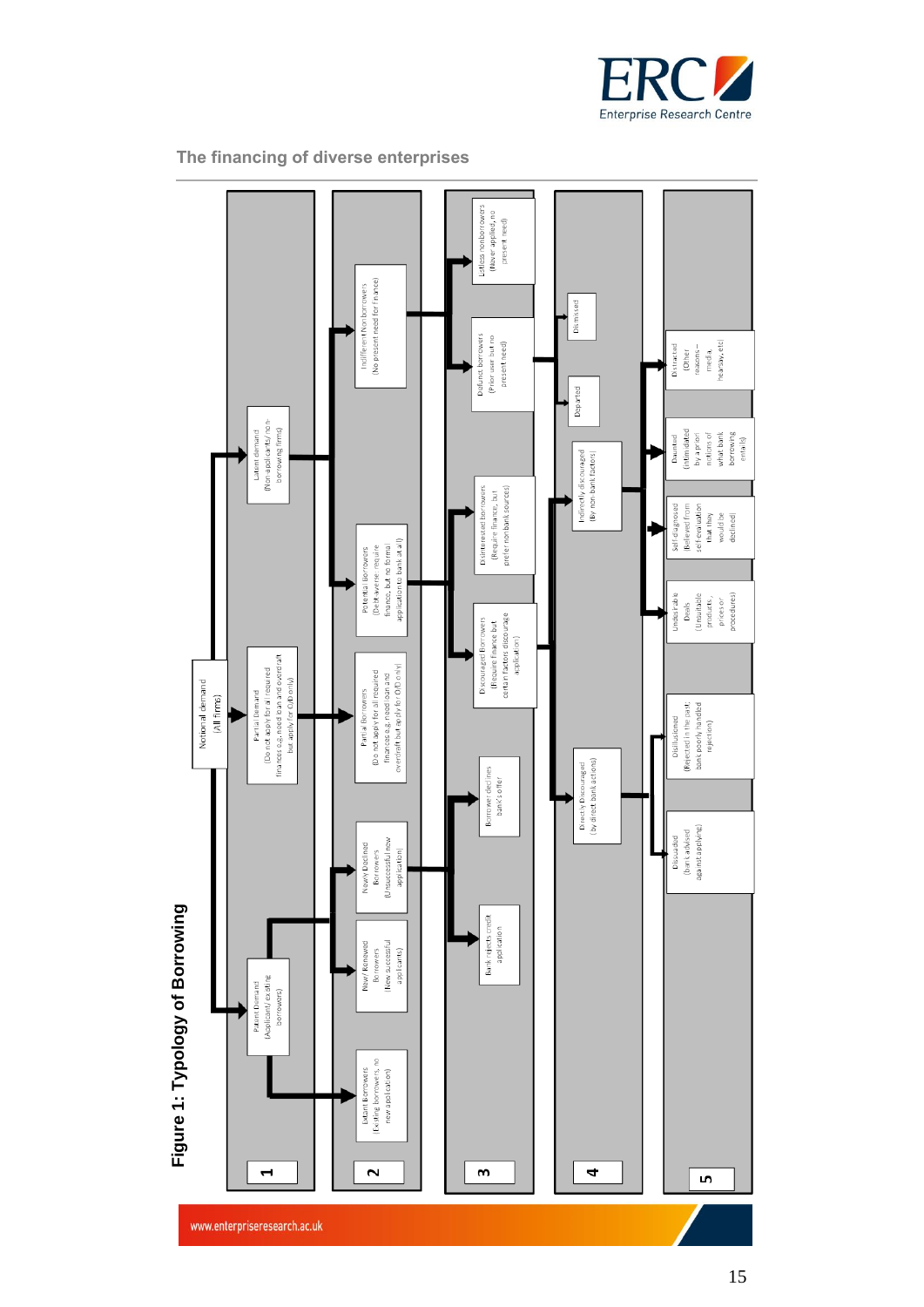## Figure 1: Typology of Borrowing

**1**

- Notional demand (All firms)
  - Patent Demand (Applicant/existing borrowers)
  - Partial Demand (Do not apply for all required finances e.g. need loan and overdraft but apply for O/D only)
  - Latent demand (Non-applicants/non-borrowing firms)

**2**

- Latent Borrowers (Existing borrowers, no new application)
- New/Renewed Borrowers (New successful applicants)
- Newly Declined Borrowers (Unsuccessful new application)
- Partial Borrowers (Do not apply for all required finances e.g. need loan and overdraft but apply for O/D only)
- Potential Borrowers (Debt-averse: require finance, but no formal application to bank at all)
- Indifferent Non-borrowers (No present need for finance)

**3**

- Bank rejects credit application
- Borrower declines bank's offer
- Discouraged Borrowers (Require finance but certain factors discourage application)
- Disinterested borrowers (Require finance, but prefer non-bank sources)
- Defunct borrowers (Prior user but no present need)
- Listless non-borrowers (Never applied, no present need)

**4**

- Directly Discouraged (by direct bank actions)
- Indirectly discouraged (By non-bank factors)
- Departed
- Dismissed

**5**

- Dissuaded (bank advised against applying)
- Disillusioned (Rejected in the past; bank poorly handled rejection)
- Undesirable Deals (Unsuitable products, prices or procedures)
- Self diagnosed (Believed from self-evaluation that they would be declined)
- Daunted (Intimidated by a priori notions of what bank borrowing entails)
- Distracted (Other reasons – media, hearsay, etc)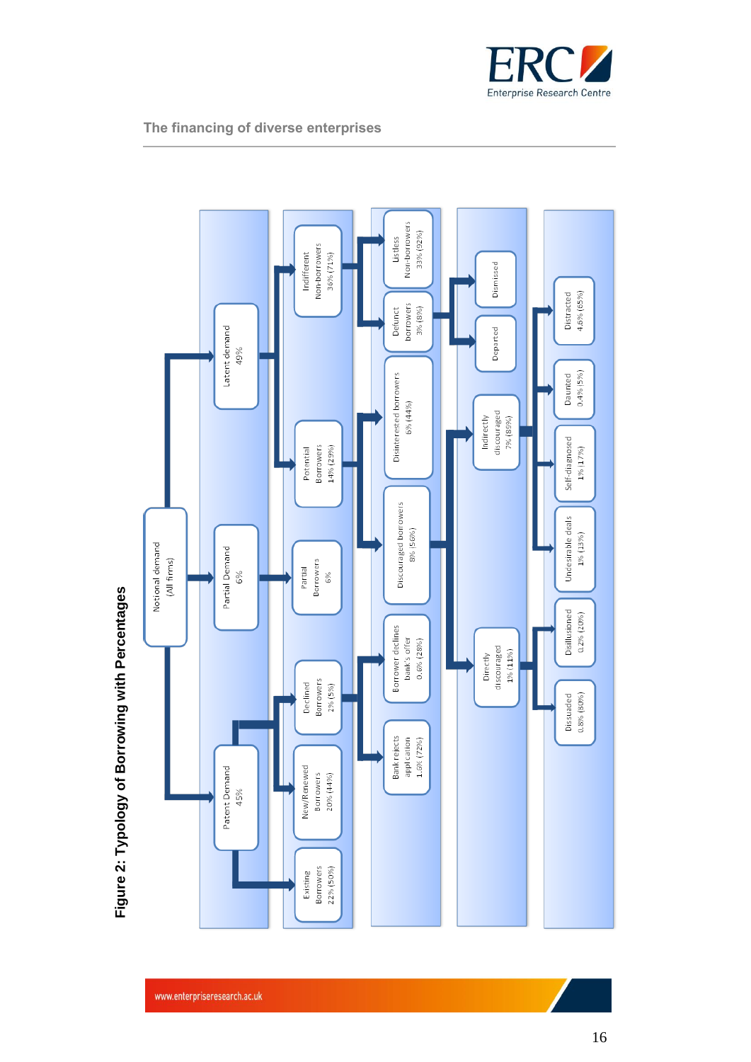**Figure 2: Typology of Borrowing with Percentages**

Notional demand (All firms)

- Patent Demand 45%
  - Existing Borrowers 22% (50%)
  - New/Renewed Borrowers 20% (44%)
  - Declined Borrowers 2% (5%)
    - Bank rejects application 1.6% (72%)
    - Borrower declines bank's offer 0.6% (28%)
- Partial Demand 6%
  - Partial Borrowers 6%
- Latent demand 49%
  - Potential Borrowers 14% (29%)
    - Discouraged borrowers 8% (56%)
      - Directly discouraged 1% (11%)
        - Dissuaded 0.8% (80%)
        - Disillusioned 0.2% (20%)
      - Indirectly discouraged 7% (89%)
        - Undesirable deals 1% (13%)
        - Self-diagnosed 1% (17%)
        - Daunted 0.4% (5%)
        - Distracted 4.6% (65%)
    - Disinterested borrowers 6% (44%)
  - Indifferent Non-borrowers 36% (71%)
    - Defunct borrowers 3% (8%)
      - Departed
      - Dismissed
    - Listless Non-borrowers 33% (92%)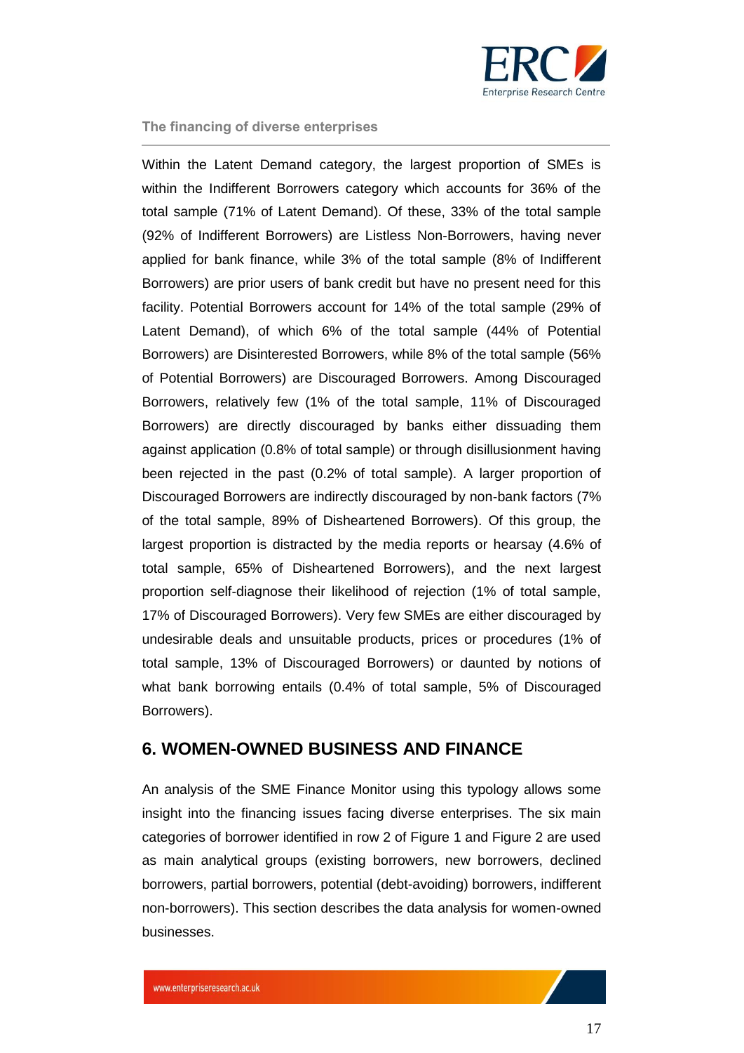Within the Latent Demand category, the largest proportion of SMEs is within the Indifferent Borrowers category which accounts for 36% of the total sample (71% of Latent Demand). Of these, 33% of the total sample (92% of Indifferent Borrowers) are Listless Non-Borrowers, having never applied for bank finance, while 3% of the total sample (8% of Indifferent Borrowers) are prior users of bank credit but have no present need for this facility. Potential Borrowers account for 14% of the total sample (29% of Latent Demand), of which 6% of the total sample (44% of Potential Borrowers) are Disinterested Borrowers, while 8% of the total sample (56% of Potential Borrowers) are Discouraged Borrowers. Among Discouraged Borrowers, relatively few (1% of the total sample, 11% of Discouraged Borrowers) are directly discouraged by banks either dissuading them against application (0.8% of total sample) or through disillusionment having been rejected in the past (0.2% of total sample). A larger proportion of Discouraged Borrowers are indirectly discouraged by non-bank factors (7% of the total sample, 89% of Disheartened Borrowers). Of this group, the largest proportion is distracted by the media reports or hearsay (4.6% of total sample, 65% of Disheartened Borrowers), and the next largest proportion self-diagnose their likelihood of rejection (1% of total sample, 17% of Discouraged Borrowers). Very few SMEs are either discouraged by undesirable deals and unsuitable products, prices or procedures (1% of total sample, 13% of Discouraged Borrowers) or daunted by notions of what bank borrowing entails (0.4% of total sample, 5% of Discouraged Borrowers).

## 6. WOMEN-OWNED BUSINESS AND FINANCE

An analysis of the SME Finance Monitor using this typology allows some insight into the financing issues facing diverse enterprises. The six main categories of borrower identified in row 2 of Figure 1 and Figure 2 are used as main analytical groups (existing borrowers, new borrowers, declined borrowers, partial borrowers, potential (debt-avoiding) borrowers, indifferent non-borrowers). This section describes the data analysis for women-owned businesses.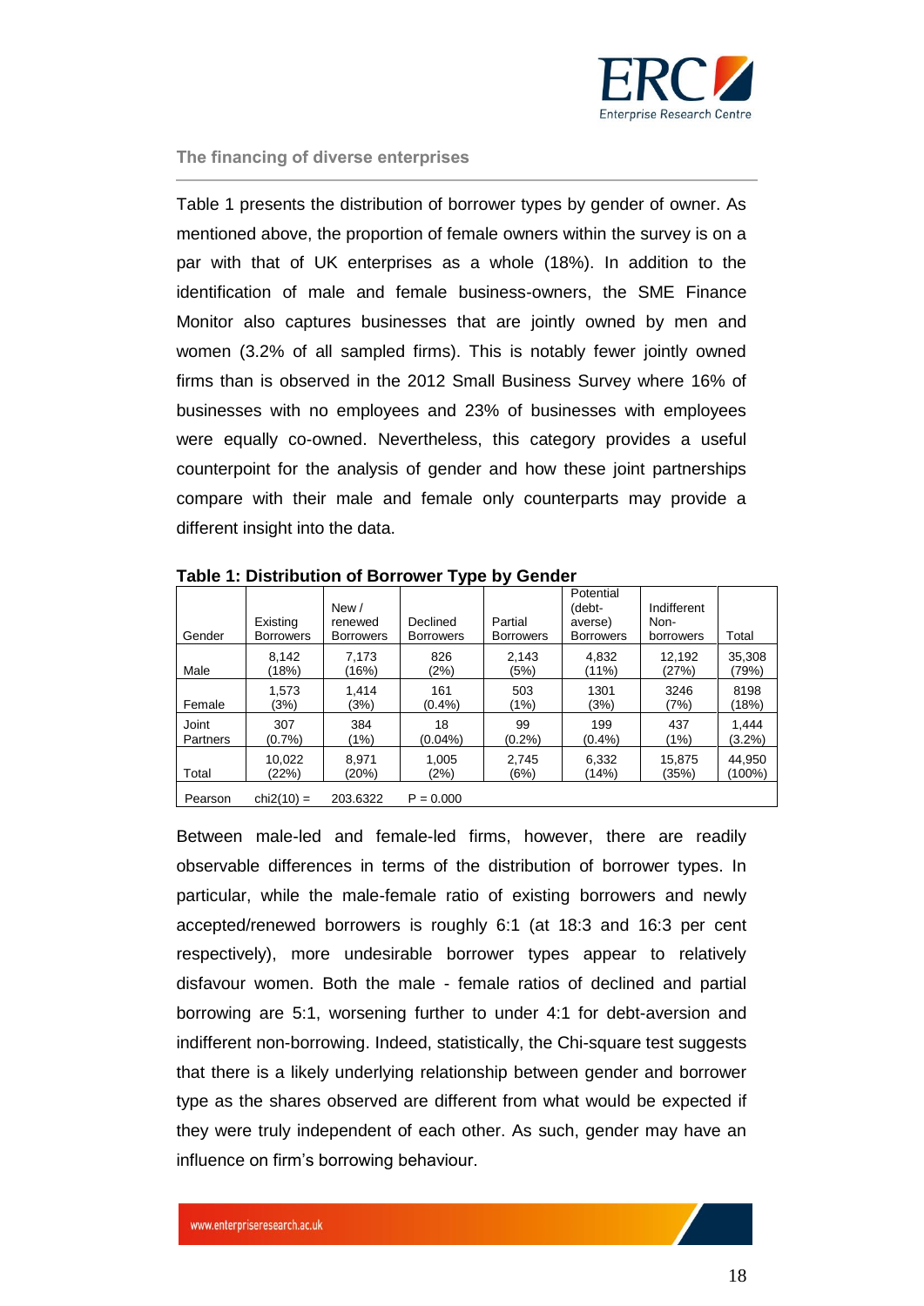Table 1 presents the distribution of borrower types by gender of owner. As mentioned above, the proportion of female owners within the survey is on a par with that of UK enterprises as a whole (18%). In addition to the identification of male and female business-owners, the SME Finance Monitor also captures businesses that are jointly owned by men and women (3.2% of all sampled firms). This is notably fewer jointly owned firms than is observed in the 2012 Small Business Survey where 16% of businesses with no employees and 23% of businesses with employees were equally co-owned. Nevertheless, this category provides a useful counterpoint for the analysis of gender and how these joint partnerships compare with their male and female only counterparts may provide a different insight into the data.

**Table 1: Distribution of Borrower Type by Gender**

| Gender | Existing Borrowers | New / renewed Borrowers | Declined Borrowers | Partial Borrowers | Potential (debt-averse) Borrowers | Indifferent Non-borrowers | Total |
|---|---|---|---|---|---|---|---|
| Male | 8,142 (18%) | 7,173 (16%) | 826 (2%) | 2,143 (5%) | 4,832 (11%) | 12,192 (27%) | 35,308 (79%) |
| Female | 1,573 (3%) | 1,414 (3%) | 161 (0.4%) | 503 (1%) | 1301 (3%) | 3246 (7%) | 8198 (18%) |
| Joint Partners | 307 (0.7%) | 384 (1%) | 18 (0.04%) | 99 (0.2%) | 199 (0.4%) | 437 (1%) | 1,444 (3.2%) |
| Total | 10,022 (22%) | 8,971 (20%) | 1,005 (2%) | 2,745 (6%) | 6,332 (14%) | 15,875 (35%) | 44,950 (100%) |
| Pearson | chi2(10) = | 203.6322 | P = 0.000 | | | | |

Between male-led and female-led firms, however, there are readily observable differences in terms of the distribution of borrower types. In particular, while the male-female ratio of existing borrowers and newly accepted/renewed borrowers is roughly 6:1 (at 18:3 and 16:3 per cent respectively), more undesirable borrower types appear to relatively disfavour women. Both the male - female ratios of declined and partial borrowing are 5:1, worsening further to under 4:1 for debt-aversion and indifferent non-borrowing. Indeed, statistically, the Chi-square test suggests that there is a likely underlying relationship between gender and borrower type as the shares observed are different from what would be expected if they were truly independent of each other. As such, gender may have an influence on firm's borrowing behaviour.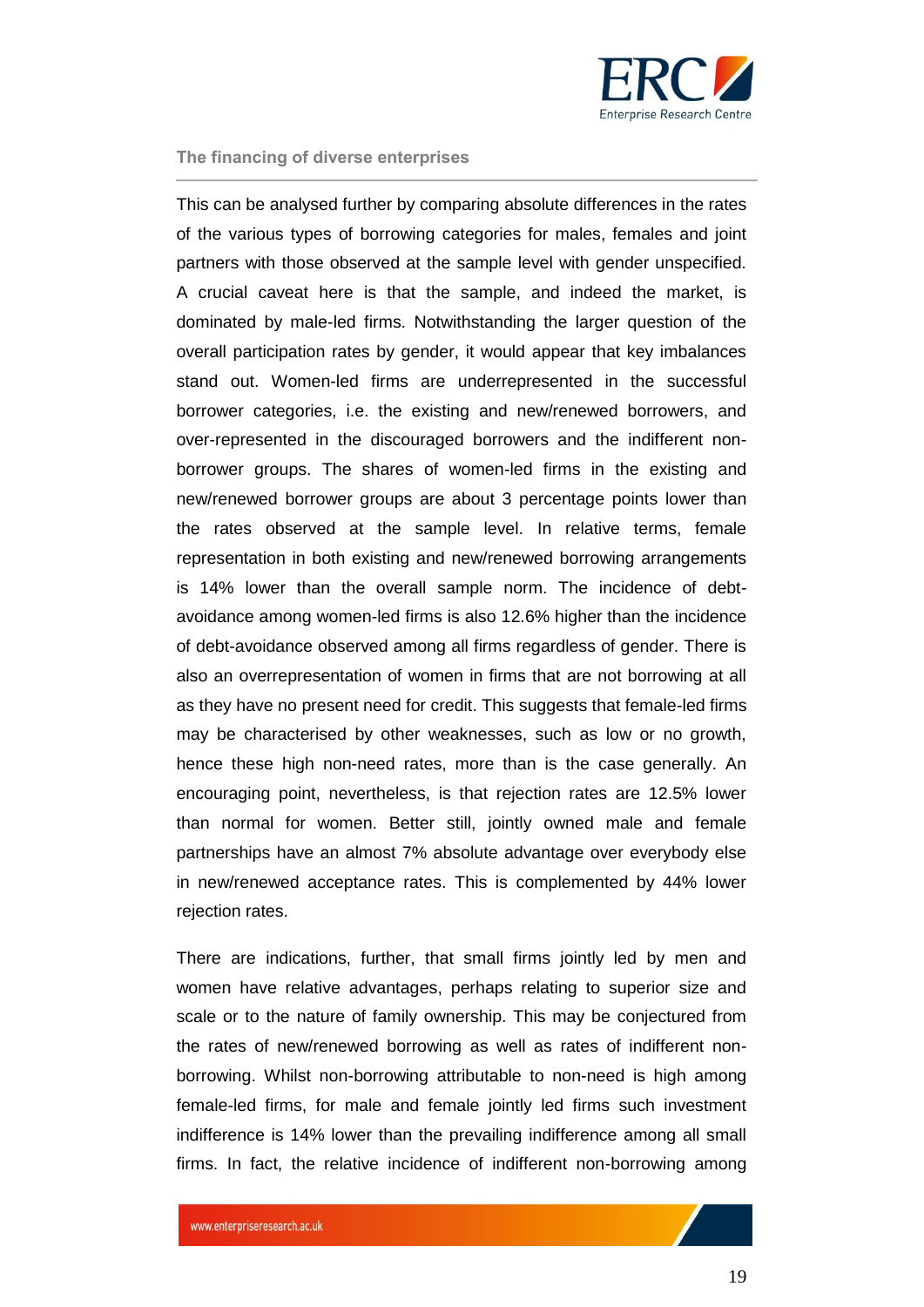This can be analysed further by comparing absolute differences in the rates of the various types of borrowing categories for males, females and joint partners with those observed at the sample level with gender unspecified. A crucial caveat here is that the sample, and indeed the market, is dominated by male-led firms. Notwithstanding the larger question of the overall participation rates by gender, it would appear that key imbalances stand out. Women-led firms are underrepresented in the successful borrower categories, i.e. the existing and new/renewed borrowers, and over-represented in the discouraged borrowers and the indifferent non-borrower groups. The shares of women-led firms in the existing and new/renewed borrower groups are about 3 percentage points lower than the rates observed at the sample level. In relative terms, female representation in both existing and new/renewed borrowing arrangements is 14% lower than the overall sample norm. The incidence of debt-avoidance among women-led firms is also 12.6% higher than the incidence of debt-avoidance observed among all firms regardless of gender. There is also an overrepresentation of women in firms that are not borrowing at all as they have no present need for credit. This suggests that female-led firms may be characterised by other weaknesses, such as low or no growth, hence these high non-need rates, more than is the case generally. An encouraging point, nevertheless, is that rejection rates are 12.5% lower than normal for women. Better still, jointly owned male and female partnerships have an almost 7% absolute advantage over everybody else in new/renewed acceptance rates. This is complemented by 44% lower rejection rates.

There are indications, further, that small firms jointly led by men and women have relative advantages, perhaps relating to superior size and scale or to the nature of family ownership. This may be conjectured from the rates of new/renewed borrowing as well as rates of indifferent non-borrowing. Whilst non-borrowing attributable to non-need is high among female-led firms, for male and female jointly led firms such investment indifference is 14% lower than the prevailing indifference among all small firms. In fact, the relative incidence of indifferent non-borrowing among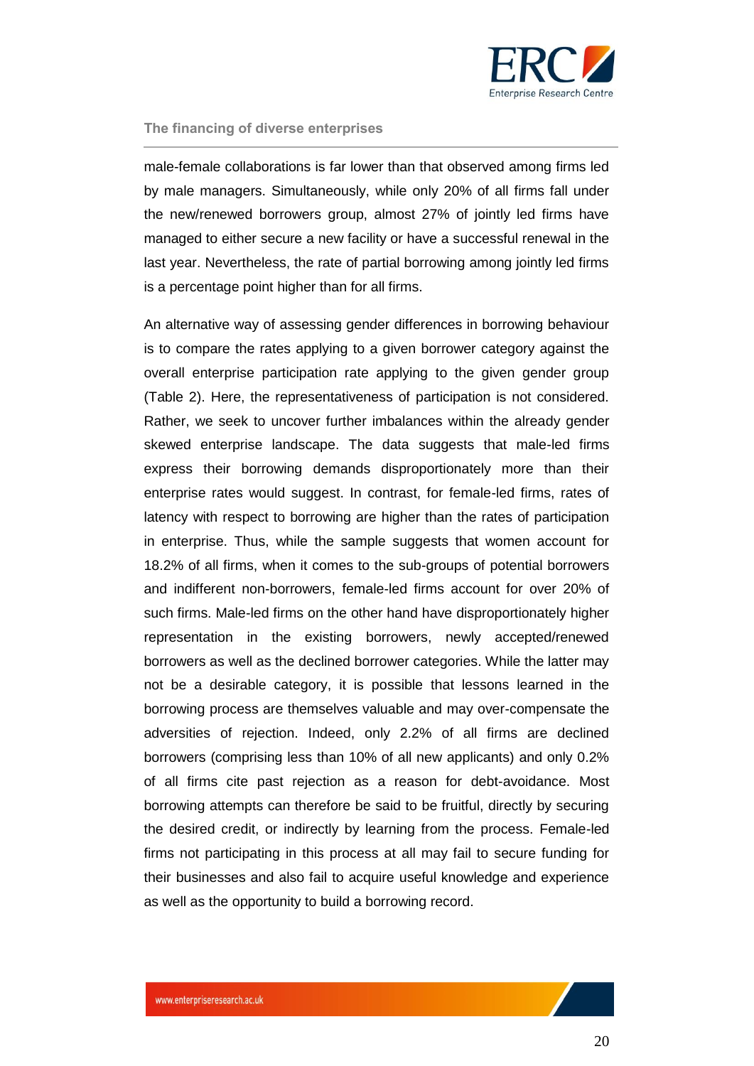male-female collaborations is far lower than that observed among firms led by male managers. Simultaneously, while only 20% of all firms fall under the new/renewed borrowers group, almost 27% of jointly led firms have managed to either secure a new facility or have a successful renewal in the last year. Nevertheless, the rate of partial borrowing among jointly led firms is a percentage point higher than for all firms.

An alternative way of assessing gender differences in borrowing behaviour is to compare the rates applying to a given borrower category against the overall enterprise participation rate applying to the given gender group (Table 2). Here, the representativeness of participation is not considered. Rather, we seek to uncover further imbalances within the already gender skewed enterprise landscape. The data suggests that male-led firms express their borrowing demands disproportionately more than their enterprise rates would suggest. In contrast, for female-led firms, rates of latency with respect to borrowing are higher than the rates of participation in enterprise. Thus, while the sample suggests that women account for 18.2% of all firms, when it comes to the sub-groups of potential borrowers and indifferent non-borrowers, female-led firms account for over 20% of such firms. Male-led firms on the other hand have disproportionately higher representation in the existing borrowers, newly accepted/renewed borrowers as well as the declined borrower categories. While the latter may not be a desirable category, it is possible that lessons learned in the borrowing process are themselves valuable and may over-compensate the adversities of rejection. Indeed, only 2.2% of all firms are declined borrowers (comprising less than 10% of all new applicants) and only 0.2% of all firms cite past rejection as a reason for debt-avoidance. Most borrowing attempts can therefore be said to be fruitful, directly by securing the desired credit, or indirectly by learning from the process. Female-led firms not participating in this process at all may fail to secure funding for their businesses and also fail to acquire useful knowledge and experience as well as the opportunity to build a borrowing record.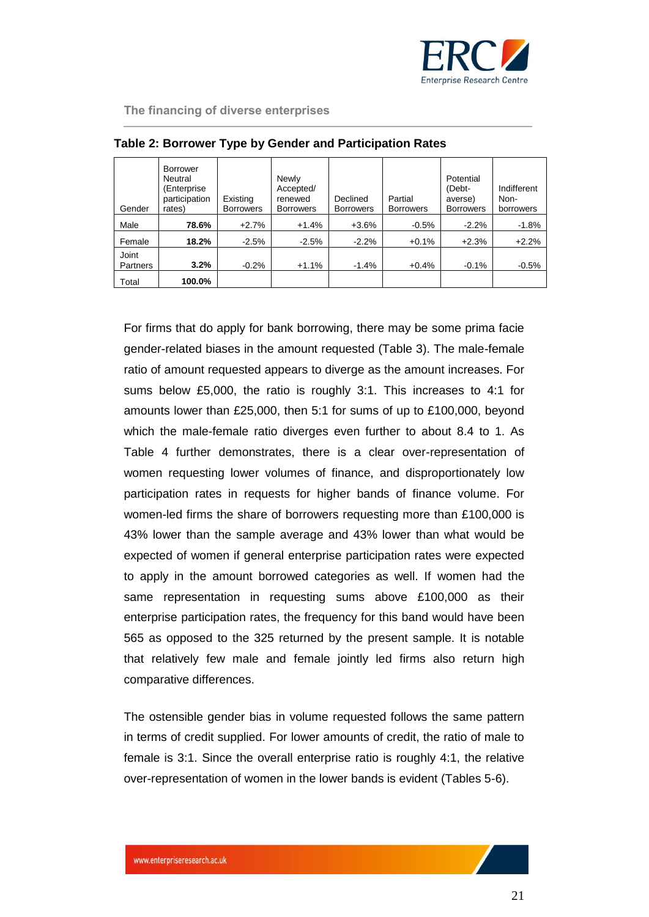**Table 2: Borrower Type by Gender and Participation Rates**

| Gender | Borrower Neutral (Enterprise participation rates) | Existing Borrowers | Newly Accepted/ renewed Borrowers | Declined Borrowers | Partial Borrowers | Potential (Debt-averse) Borrowers | Indifferent Non-borrowers |
|---|---|---|---|---|---|---|---|
| Male | **78.6%** | +2.7% | +1.4% | +3.6% | -0.5% | -2.2% | -1.8% |
| Female | **18.2%** | -2.5% | -2.5% | -2.2% | +0.1% | +2.3% | +2.2% |
| Joint Partners | **3.2%** | -0.2% | +1.1% | -1.4% | +0.4% | -0.1% | -0.5% |
| Total | **100.0%** | | | | | | |

For firms that do apply for bank borrowing, there may be some prima facie gender-related biases in the amount requested (Table 3). The male-female ratio of amount requested appears to diverge as the amount increases. For sums below £5,000, the ratio is roughly 3:1. This increases to 4:1 for amounts lower than £25,000, then 5:1 for sums of up to £100,000, beyond which the male-female ratio diverges even further to about 8.4 to 1. As Table 4 further demonstrates, there is a clear over-representation of women requesting lower volumes of finance, and disproportionately low participation rates in requests for higher bands of finance volume. For women-led firms the share of borrowers requesting more than £100,000 is 43% lower than the sample average and 43% lower than what would be expected of women if general enterprise participation rates were expected to apply in the amount borrowed categories as well. If women had the same representation in requesting sums above £100,000 as their enterprise participation rates, the frequency for this band would have been 565 as opposed to the 325 returned by the present sample. It is notable that relatively few male and female jointly led firms also return high comparative differences.

The ostensible gender bias in volume requested follows the same pattern in terms of credit supplied. For lower amounts of credit, the ratio of male to female is 3:1. Since the overall enterprise ratio is roughly 4:1, the relative over-representation of women in the lower bands is evident (Tables 5-6).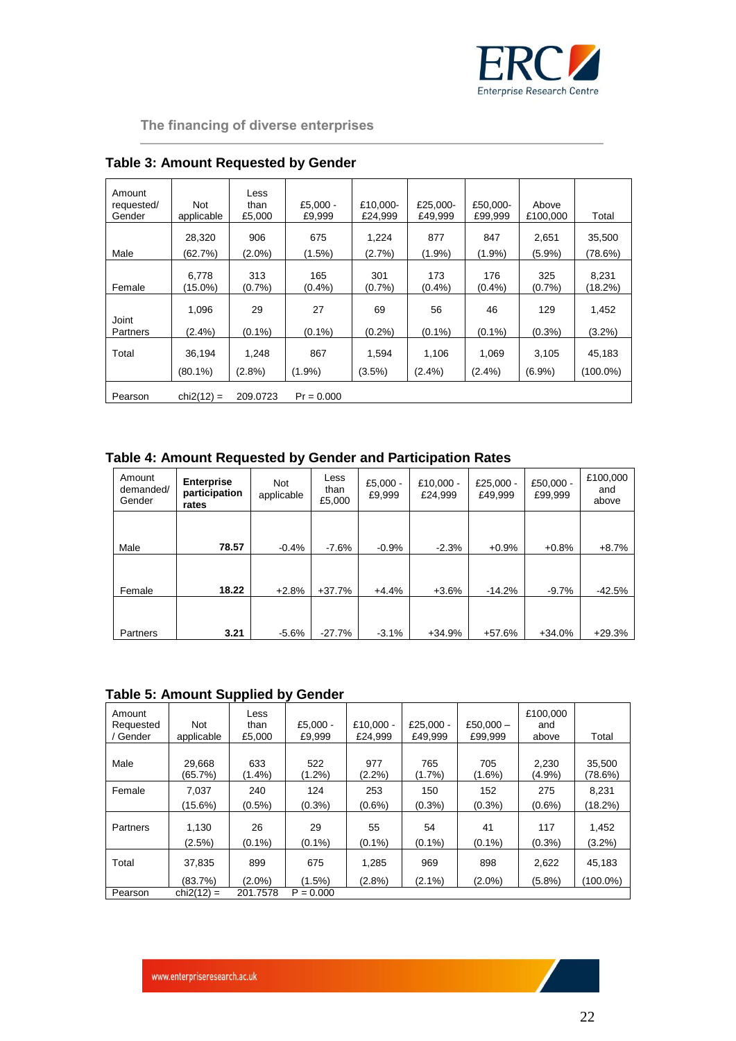### Table 3: Amount Requested by Gender

| Amount requested/ Gender | Not applicable | Less than £5,000 | £5,000 - £9,999 | £10,000- £24,999 | £25,000- £49,999 | £50,000- £99,999 | Above £100,000 | Total |
|---|---|---|---|---|---|---|---|---|
| Male | 28,320 (62.7%) | 906 (2.0%) | 675 (1.5%) | 1,224 (2.7%) | 877 (1.9%) | 847 (1.9%) | 2,651 (5.9%) | 35,500 (78.6%) |
| Female | 6,778 (15.0%) | 313 (0.7%) | 165 (0.4%) | 301 (0.7%) | 173 (0.4%) | 176 (0.4%) | 325 (0.7%) | 8,231 (18.2%) |
| Joint Partners | 1,096 (2.4%) | 29 (0.1%) | 27 (0.1%) | 69 (0.2%) | 56 (0.1%) | 46 (0.1%) | 129 (0.3%) | 1,452 (3.2%) |
| Total | 36,194 (80.1%) | 1,248 (2.8%) | 867 (1.9%) | 1,594 (3.5%) | 1,106 (2.4%) | 1,069 (2.4%) | 3,105 (6.9%) | 45,183 (100.0%) |
| Pearson | chi2(12) = | 209.0723 | Pr = 0.000 | | | | | |

### Table 4: Amount Requested by Gender and Participation Rates

| Amount demanded/ Gender | **Enterprise participation rates** | Not applicable | Less than £5,000 | £5,000 - £9,999 | £10,000 - £24,999 | £25,000 - £49,999 | £50,000 - £99,999 | £100,000 and above |
|---|---|---|---|---|---|---|---|---|
| Male | **78.57** | -0.4% | -7.6% | -0.9% | -2.3% | +0.9% | +0.8% | +8.7% |
| Female | **18.22** | +2.8% | +37.7% | +4.4% | +3.6% | -14.2% | -9.7% | -42.5% |
| Partners | **3.21** | -5.6% | -27.7% | -3.1% | +34.9% | +57.6% | +34.0% | +29.3% |

### Table 5: Amount Supplied by Gender

| Amount Requested / Gender | Not applicable | Less than £5,000 | £5,000 - £9,999 | £10,000 - £24,999 | £25,000 - £49,999 | £50,000 – £99,999 | £100,000 and above | Total |
|---|---|---|---|---|---|---|---|---|
| Male | 29,668 (65.7%) | 633 (1.4%) | 522 (1.2%) | 977 (2.2%) | 765 (1.7%) | 705 (1.6%) | 2,230 (4.9%) | 35,500 (78.6%) |
| Female | 7,037 (15.6%) | 240 (0.5%) | 124 (0.3%) | 253 (0.6%) | 150 (0.3%) | 152 (0.3%) | 275 (0.6%) | 8,231 (18.2%) |
| Partners | 1,130 (2.5%) | 26 (0.1%) | 29 (0.1%) | 55 (0.1%) | 54 (0.1%) | 41 (0.1%) | 117 (0.3%) | 1,452 (3.2%) |
| Total | 37,835 (83.7%) | 899 (2.0%) | 675 (1.5%) | 1,285 (2.8%) | 969 (2.1%) | 898 (2.0%) | 2,622 (5.8%) | 45,183 (100.0%) |
| Pearson | chi2(12) = | 201.7578 | P = 0.000 | | | | | |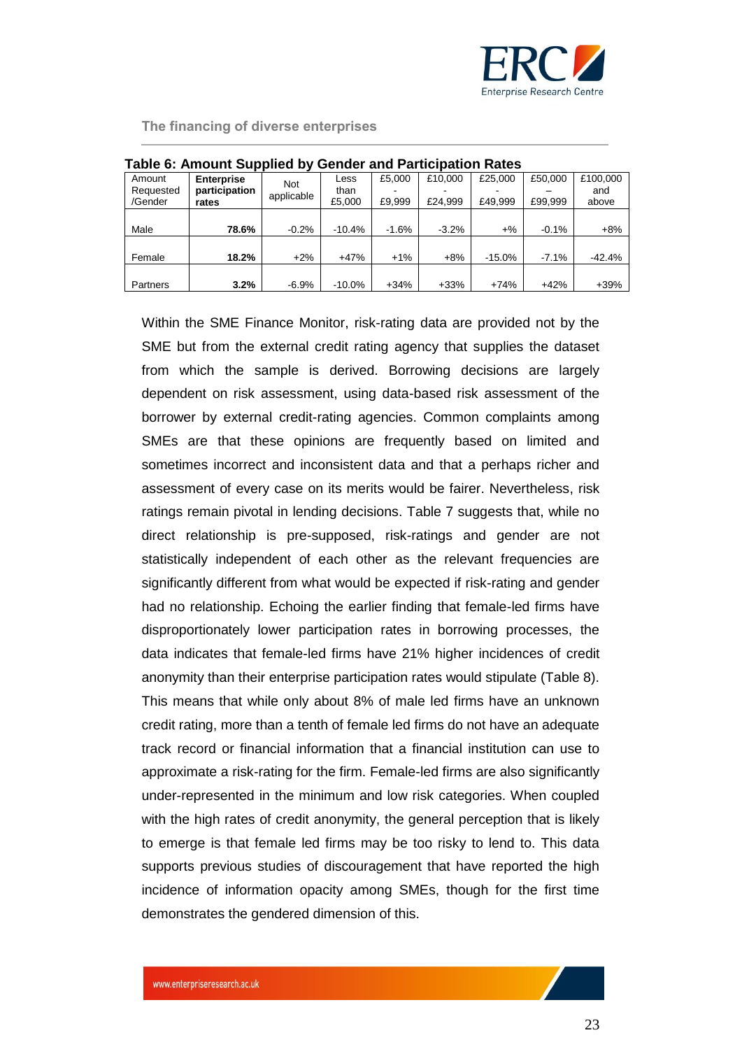**Table 6: Amount Supplied by Gender and Participation Rates**

| Amount Requested /Gender | Enterprise participation rates | Not applicable | Less than £5,000 | £5,000 - £9,999 | £10,000 - £24,999 | £25,000 - £49,999 | £50,000 – £99,999 | £100,000 and above |
|---|---|---|---|---|---|---|---|---|
| Male | **78.6%** | -0.2% | -10.4% | -1.6% | -3.2% | +% | -0.1% | +8% |
| Female | **18.2%** | +2% | +47% | +1% | +8% | -15.0% | -7.1% | -42.4% |
| Partners | **3.2%** | -6.9% | -10.0% | +34% | +33% | +74% | +42% | +39% |

Within the SME Finance Monitor, risk-rating data are provided not by the SME but from the external credit rating agency that supplies the dataset from which the sample is derived. Borrowing decisions are largely dependent on risk assessment, using data-based risk assessment of the borrower by external credit-rating agencies. Common complaints among SMEs are that these opinions are frequently based on limited and sometimes incorrect and inconsistent data and that a perhaps richer and assessment of every case on its merits would be fairer. Nevertheless, risk ratings remain pivotal in lending decisions. Table 7 suggests that, while no direct relationship is pre-supposed, risk-ratings and gender are not statistically independent of each other as the relevant frequencies are significantly different from what would be expected if risk-rating and gender had no relationship. Echoing the earlier finding that female-led firms have disproportionately lower participation rates in borrowing processes, the data indicates that female-led firms have 21% higher incidences of credit anonymity than their enterprise participation rates would stipulate (Table 8). This means that while only about 8% of male led firms have an unknown credit rating, more than a tenth of female led firms do not have an adequate track record or financial information that a financial institution can use to approximate a risk-rating for the firm. Female-led firms are also significantly under-represented in the minimum and low risk categories. When coupled with the high rates of credit anonymity, the general perception that is likely to emerge is that female led firms may be too risky to lend to. This data supports previous studies of discouragement that have reported the high incidence of information opacity among SMEs, though for the first time demonstrates the gendered dimension of this.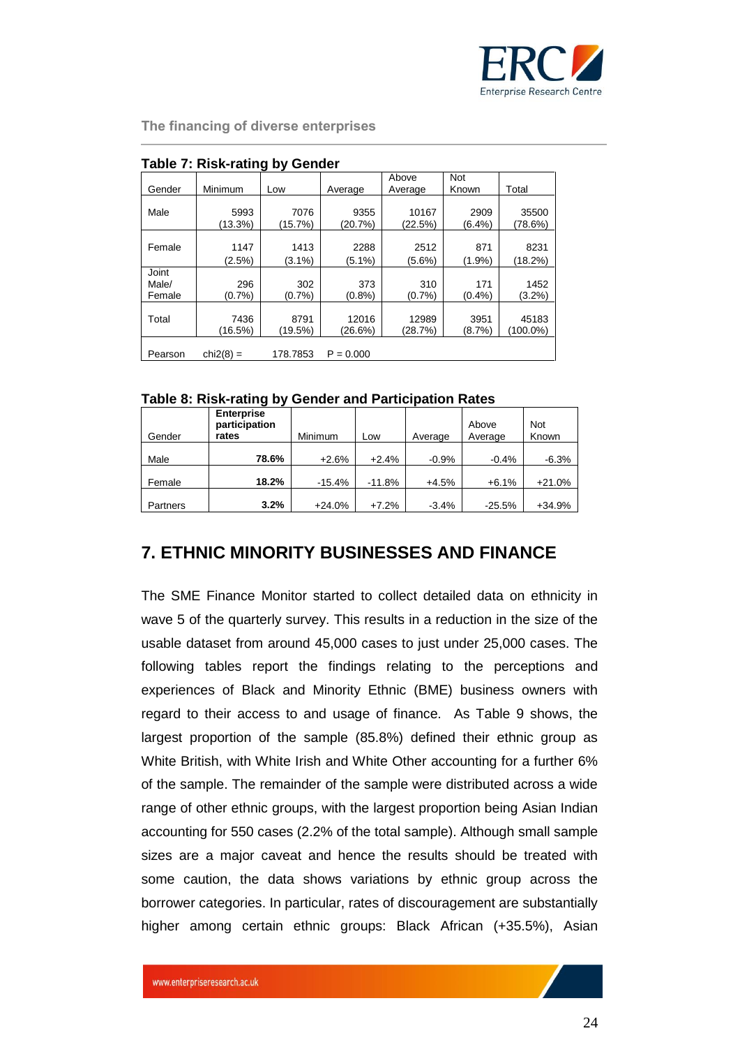**Table 7: Risk-rating by Gender**

| Gender | Minimum | Low | Average | Above Average | Not Known | Total |
|---|---|---|---|---|---|---|
| Male | 5993 (13.3%) | 7076 (15.7%) | 9355 (20.7%) | 10167 (22.5%) | 2909 (6.4%) | 35500 (78.6%) |
| Female | 1147 (2.5%) | 1413 (3.1%) | 2288 (5.1%) | 2512 (5.6%) | 871 (1.9%) | 8231 (18.2%) |
| Joint Male/ Female | 296 (0.7%) | 302 (0.7%) | 373 (0.8%) | 310 (0.7%) | 171 (0.4%) | 1452 (3.2%) |
| Total | 7436 (16.5%) | 8791 (19.5%) | 12016 (26.6%) | 12989 (28.7%) | 3951 (8.7%) | 45183 (100.0%) |
| Pearson | chi2(8) = | 178.7853 | P = 0.000 | | | |

**Table 8: Risk-rating by Gender and Participation Rates**

| Gender | Enterprise participation rates | Minimum | Low | Average | Above Average | Not Known |
|---|---|---|---|---|---|---|
| Male | **78.6%** | +2.6% | +2.4% | -0.9% | -0.4% | -6.3% |
| Female | **18.2%** | -15.4% | -11.8% | +4.5% | +6.1% | +21.0% |
| Partners | **3.2%** | +24.0% | +7.2% | -3.4% | -25.5% | +34.9% |

## 7. ETHNIC MINORITY BUSINESSES AND FINANCE

The SME Finance Monitor started to collect detailed data on ethnicity in wave 5 of the quarterly survey. This results in a reduction in the size of the usable dataset from around 45,000 cases to just under 25,000 cases. The following tables report the findings relating to the perceptions and experiences of Black and Minority Ethnic (BME) business owners with regard to their access to and usage of finance. As Table 9 shows, the largest proportion of the sample (85.8%) defined their ethnic group as White British, with White Irish and White Other accounting for a further 6% of the sample. The remainder of the sample were distributed across a wide range of other ethnic groups, with the largest proportion being Asian Indian accounting for 550 cases (2.2% of the total sample). Although small sample sizes are a major caveat and hence the results should be treated with some caution, the data shows variations by ethnic group across the borrower categories. In particular, rates of discouragement are substantially higher among certain ethnic groups: Black African (+35.5%), Asian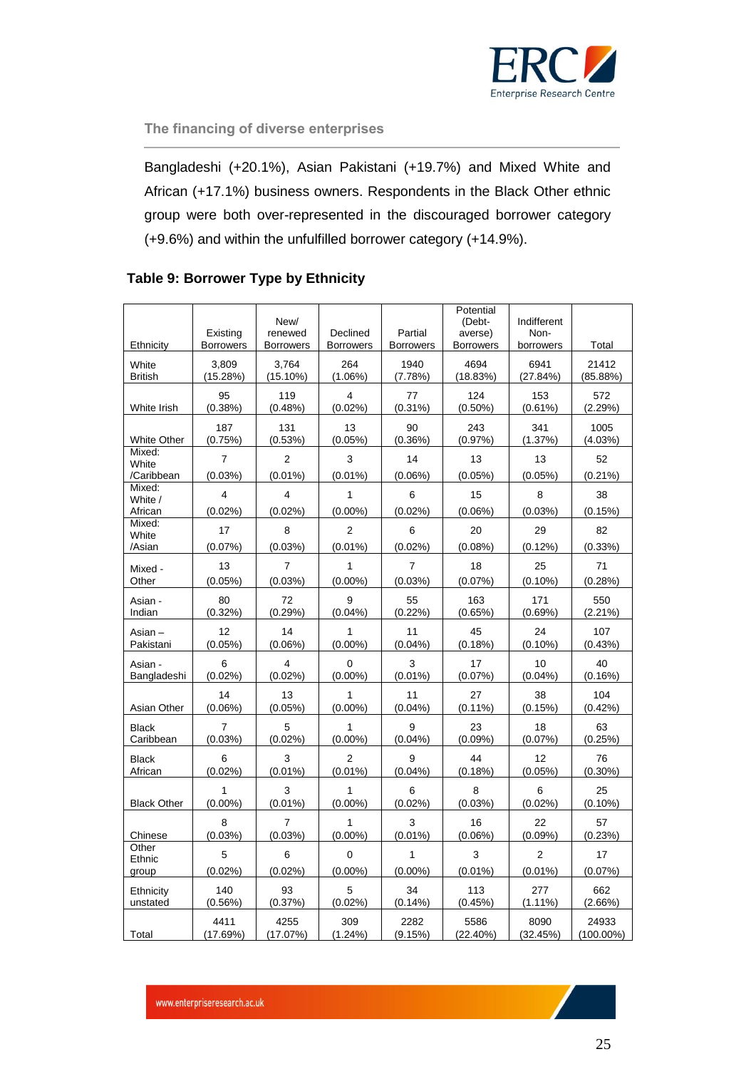Bangladeshi (+20.1%), Asian Pakistani (+19.7%) and Mixed White and African (+17.1%) business owners. Respondents in the Black Other ethnic group were both over-represented in the discouraged borrower category (+9.6%) and within the unfulfilled borrower category (+14.9%).

### Table 9: Borrower Type by Ethnicity

| Ethnicity | Existing Borrowers | New/ renewed Borrowers | Declined Borrowers | Partial Borrowers | Potential (Debt-averse) Borrowers | Indifferent Non-borrowers | Total |
|---|---|---|---|---|---|---|---|
| White British | 3,809 (15.28%) | 3,764 (15.10%) | 264 (1.06%) | 1940 (7.78%) | 4694 (18.83%) | 6941 (27.84%) | 21412 (85.88%) |
| White Irish | 95 (0.38%) | 119 (0.48%) | 4 (0.02%) | 77 (0.31%) | 124 (0.50%) | 153 (0.61%) | 572 (2.29%) |
| White Other | 187 (0.75%) | 131 (0.53%) | 13 (0.05%) | 90 (0.36%) | 243 (0.97%) | 341 (1.37%) | 1005 (4.03%) |
| Mixed: White /Caribbean | 7 (0.03%) | 2 (0.01%) | 3 (0.01%) | 14 (0.06%) | 13 (0.05%) | 13 (0.05%) | 52 (0.21%) |
| Mixed: White / African | 4 (0.02%) | 4 (0.02%) | 1 (0.00%) | 6 (0.02%) | 15 (0.06%) | 8 (0.03%) | 38 (0.15%) |
| Mixed: White /Asian | 17 (0.07%) | 8 (0.03%) | 2 (0.01%) | 6 (0.02%) | 20 (0.08%) | 29 (0.12%) | 82 (0.33%) |
| Mixed - Other | 13 (0.05%) | 7 (0.03%) | 1 (0.00%) | 7 (0.03%) | 18 (0.07%) | 25 (0.10%) | 71 (0.28%) |
| Asian - Indian | 80 (0.32%) | 72 (0.29%) | 9 (0.04%) | 55 (0.22%) | 163 (0.65%) | 171 (0.69%) | 550 (2.21%) |
| Asian – Pakistani | 12 (0.05%) | 14 (0.06%) | 1 (0.00%) | 11 (0.04%) | 45 (0.18%) | 24 (0.10%) | 107 (0.43%) |
| Asian - Bangladeshi | 6 (0.02%) | 4 (0.02%) | 0 (0.00%) | 3 (0.01%) | 17 (0.07%) | 10 (0.04%) | 40 (0.16%) |
| Asian Other | 14 (0.06%) | 13 (0.05%) | 1 (0.00%) | 11 (0.04%) | 27 (0.11%) | 38 (0.15%) | 104 (0.42%) |
| Black Caribbean | 7 (0.03%) | 5 (0.02%) | 1 (0.00%) | 9 (0.04%) | 23 (0.09%) | 18 (0.07%) | 63 (0.25%) |
| Black African | 6 (0.02%) | 3 (0.01%) | 2 (0.01%) | 9 (0.04%) | 44 (0.18%) | 12 (0.05%) | 76 (0.30%) |
| Black Other | 1 (0.00%) | 3 (0.01%) | 1 (0.00%) | 6 (0.02%) | 8 (0.03%) | 6 (0.02%) | 25 (0.10%) |
| Chinese | 8 (0.03%) | 7 (0.03%) | 1 (0.00%) | 3 (0.01%) | 16 (0.06%) | 22 (0.09%) | 57 (0.23%) |
| Other Ethnic group | 5 (0.02%) | 6 (0.02%) | 0 (0.00%) | 1 (0.00%) | 3 (0.01%) | 2 (0.01%) | 17 (0.07%) |
| Ethnicity unstated | 140 (0.56%) | 93 (0.37%) | 5 (0.02%) | 34 (0.14%) | 113 (0.45%) | 277 (1.11%) | 662 (2.66%) |
| Total | 4411 (17.69%) | 4255 (17.07%) | 309 (1.24%) | 2282 (9.15%) | 5586 (22.40%) | 8090 (32.45%) | 24933 (100.00%) |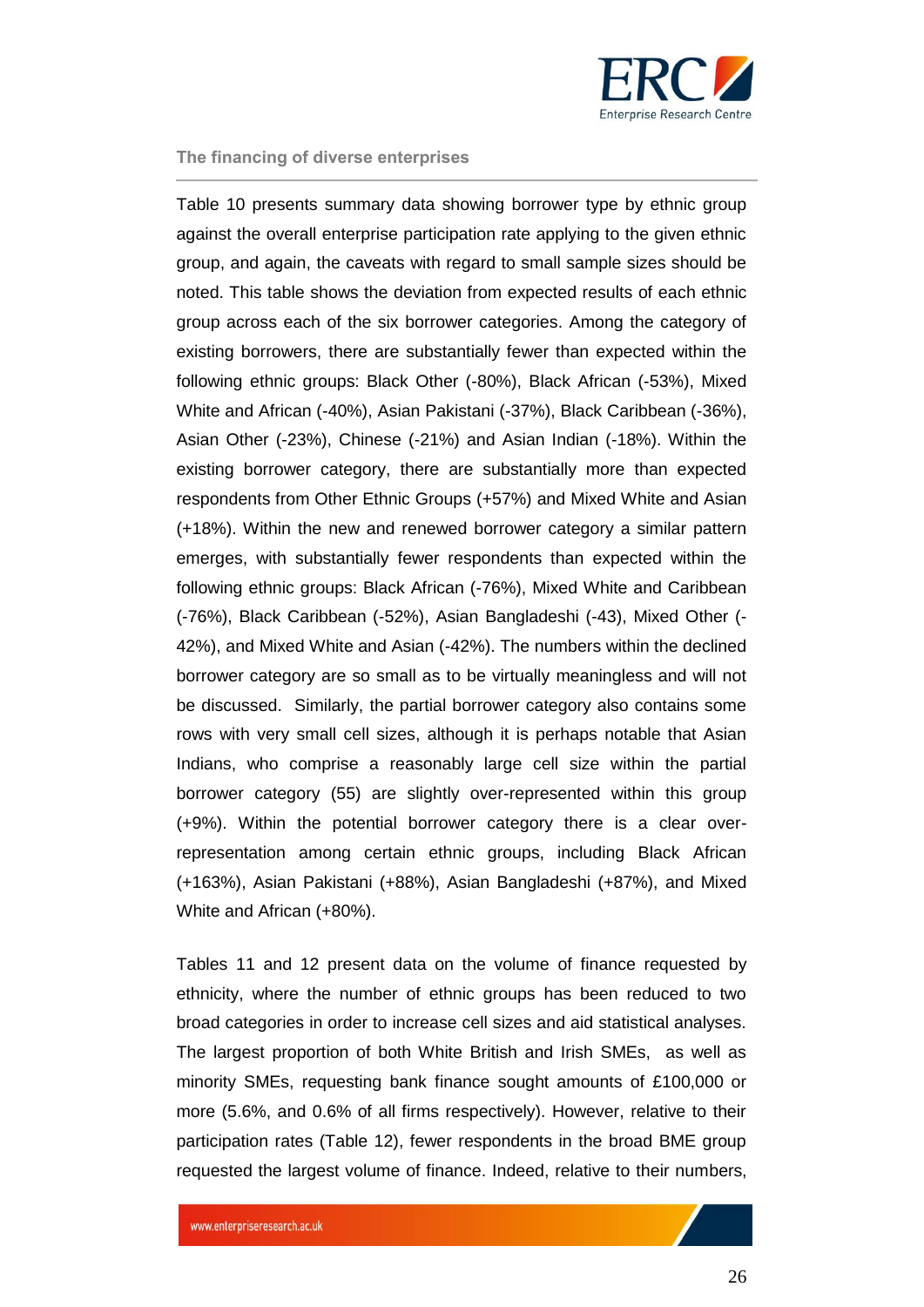Table 10 presents summary data showing borrower type by ethnic group against the overall enterprise participation rate applying to the given ethnic group, and again, the caveats with regard to small sample sizes should be noted. This table shows the deviation from expected results of each ethnic group across each of the six borrower categories. Among the category of existing borrowers, there are substantially fewer than expected within the following ethnic groups: Black Other (-80%), Black African (-53%), Mixed White and African (-40%), Asian Pakistani (-37%), Black Caribbean (-36%), Asian Other (-23%), Chinese (-21%) and Asian Indian (-18%). Within the existing borrower category, there are substantially more than expected respondents from Other Ethnic Groups (+57%) and Mixed White and Asian (+18%). Within the new and renewed borrower category a similar pattern emerges, with substantially fewer respondents than expected within the following ethnic groups: Black African (-76%), Mixed White and Caribbean (-76%), Black Caribbean (-52%), Asian Bangladeshi (-43), Mixed Other (-42%), and Mixed White and Asian (-42%). The numbers within the declined borrower category are so small as to be virtually meaningless and will not be discussed. Similarly, the partial borrower category also contains some rows with very small cell sizes, although it is perhaps notable that Asian Indians, who comprise a reasonably large cell size within the partial borrower category (55) are slightly over-represented within this group (+9%). Within the potential borrower category there is a clear over-representation among certain ethnic groups, including Black African (+163%), Asian Pakistani (+88%), Asian Bangladeshi (+87%), and Mixed White and African (+80%).

Tables 11 and 12 present data on the volume of finance requested by ethnicity, where the number of ethnic groups has been reduced to two broad categories in order to increase cell sizes and aid statistical analyses. The largest proportion of both White British and Irish SMEs, as well as minority SMEs, requesting bank finance sought amounts of £100,000 or more (5.6%, and 0.6% of all firms respectively). However, relative to their participation rates (Table 12), fewer respondents in the broad BME group requested the largest volume of finance. Indeed, relative to their numbers,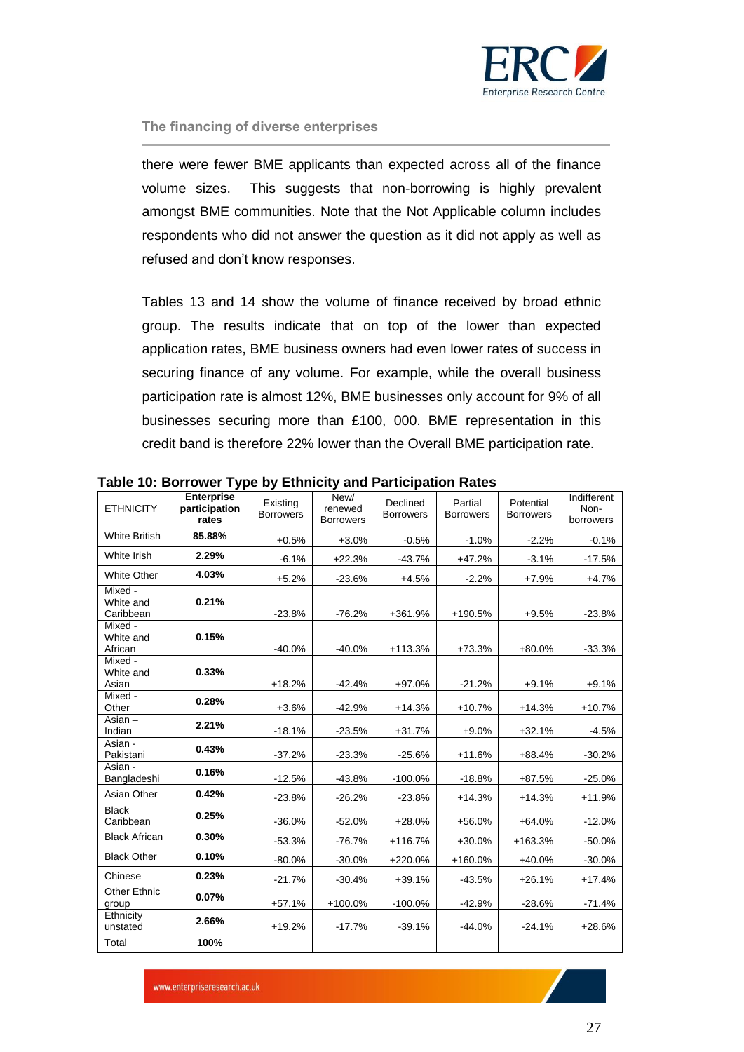there were fewer BME applicants than expected across all of the finance volume sizes. This suggests that non-borrowing is highly prevalent amongst BME communities. Note that the Not Applicable column includes respondents who did not answer the question as it did not apply as well as refused and don't know responses.

Tables 13 and 14 show the volume of finance received by broad ethnic group. The results indicate that on top of the lower than expected application rates, BME business owners had even lower rates of success in securing finance of any volume. For example, while the overall business participation rate is almost 12%, BME businesses only account for 9% of all businesses securing more than £100, 000. BME representation in this credit band is therefore 22% lower than the Overall BME participation rate.

**Table 10: Borrower Type by Ethnicity and Participation Rates**

| ETHNICITY | Enterprise participation rates | Existing Borrowers | New/ renewed Borrowers | Declined Borrowers | Partial Borrowers | Potential Borrowers | Indifferent Non-borrowers |
|---|---|---|---|---|---|---|---|
| White British | **85.88%** | +0.5% | +3.0% | -0.5% | -1.0% | -2.2% | -0.1% |
| White Irish | **2.29%** | -6.1% | +22.3% | -43.7% | +47.2% | -3.1% | -17.5% |
| White Other | **4.03%** | +5.2% | -23.6% | +4.5% | -2.2% | +7.9% | +4.7% |
| Mixed - White and Caribbean | **0.21%** | -23.8% | -76.2% | +361.9% | +190.5% | +9.5% | -23.8% |
| Mixed - White and African | **0.15%** | -40.0% | -40.0% | +113.3% | +73.3% | +80.0% | -33.3% |
| Mixed - White and Asian | **0.33%** | +18.2% | -42.4% | +97.0% | -21.2% | +9.1% | +9.1% |
| Mixed - Other | **0.28%** | +3.6% | -42.9% | +14.3% | +10.7% | +14.3% | +10.7% |
| Asian – Indian | **2.21%** | -18.1% | -23.5% | +31.7% | +9.0% | +32.1% | -4.5% |
| Asian - Pakistani | **0.43%** | -37.2% | -23.3% | -25.6% | +11.6% | +88.4% | -30.2% |
| Asian - Bangladeshi | **0.16%** | -12.5% | -43.8% | -100.0% | -18.8% | +87.5% | -25.0% |
| Asian Other | **0.42%** | -23.8% | -26.2% | -23.8% | +14.3% | +14.3% | +11.9% |
| Black Caribbean | **0.25%** | -36.0% | -52.0% | +28.0% | +56.0% | +64.0% | -12.0% |
| Black African | **0.30%** | -53.3% | -76.7% | +116.7% | +30.0% | +163.3% | -50.0% |
| Black Other | **0.10%** | -80.0% | -30.0% | +220.0% | +160.0% | +40.0% | -30.0% |
| Chinese | **0.23%** | -21.7% | -30.4% | +39.1% | -43.5% | +26.1% | +17.4% |
| Other Ethnic group | **0.07%** | +57.1% | +100.0% | -100.0% | -42.9% | -28.6% | -71.4% |
| Ethnicity unstated | **2.66%** | +19.2% | -17.7% | -39.1% | -44.0% | -24.1% | +28.6% |
| Total | **100%** | | | | | | |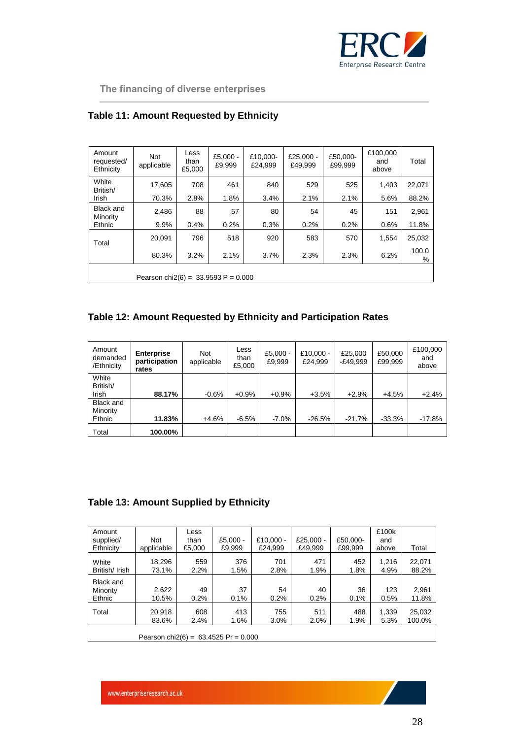## Table 11: Amount Requested by Ethnicity

| Amount requested/ Ethnicity | Not applicable | Less than £5,000 | £5,000 - £9,999 | £10,000- £24,999 | £25,000 - £49,999 | £50,000- £99,999 | £100,000 and above | Total |
|---|---|---|---|---|---|---|---|---|
| White British/ Irish | 17,605 | 708 | 461 | 840 | 529 | 525 | 1,403 | 22,071 |
| | 70.3% | 2.8% | 1.8% | 3.4% | 2.1% | 2.1% | 5.6% | 88.2% |
| Black and Minority Ethnic | 2,486 | 88 | 57 | 80 | 54 | 45 | 151 | 2,961 |
| | 9.9% | 0.4% | 0.2% | 0.3% | 0.2% | 0.2% | 0.6% | 11.8% |
| Total | 20,091 | 796 | 518 | 920 | 583 | 570 | 1,554 | 25,032 |
| | 80.3% | 3.2% | 2.1% | 3.7% | 2.3% | 2.3% | 6.2% | 100.0 % |

Pearson chi2(6) = 33.9593 P = 0.000

## Table 12: Amount Requested by Ethnicity and Participation Rates

| Amount demanded /Ethnicity | **Enterprise participation rates** | Not applicable | Less than £5,000 | £5,000 - £9,999 | £10,000 - £24,999 | £25,000 -£49,999 | £50,000 £99,999 | £100,000 and above |
|---|---|---|---|---|---|---|---|---|
| White British/ Irish | **88.17%** | -0.6% | +0.9% | +0.9% | +3.5% | +2.9% | +4.5% | +2.4% |
| Black and Minority Ethnic | **11.83%** | +4.6% | -6.5% | -7.0% | -26.5% | -21.7% | -33.3% | -17.8% |
| Total | **100.00%** | | | | | | | |

## Table 13: Amount Supplied by Ethnicity

| Amount supplied/ Ethnicity | Not applicable | Less than £5,000 | £5,000 - £9,999 | £10,000 - £24,999 | £25,000 - £49,999 | £50,000- £99,999 | £100k and above | Total |
|---|---|---|---|---|---|---|---|---|
| White British/ Irish | 18,296 | 559 | 376 | 701 | 471 | 452 | 1,216 | 22,071 |
| | 73.1% | 2.2% | 1.5% | 2.8% | 1.9% | 1.8% | 4.9% | 88.2% |
| Black and Minority Ethnic | 2,622 | 49 | 37 | 54 | 40 | 36 | 123 | 2,961 |
| | 10.5% | 0.2% | 0.1% | 0.2% | 0.2% | 0.1% | 0.5% | 11.8% |
| Total | 20,918 | 608 | 413 | 755 | 511 | 488 | 1,339 | 25,032 |
| | 83.6% | 2.4% | 1.6% | 3.0% | 2.0% | 1.9% | 5.3% | 100.0% |

Pearson chi2(6) = 63.4525 Pr = 0.000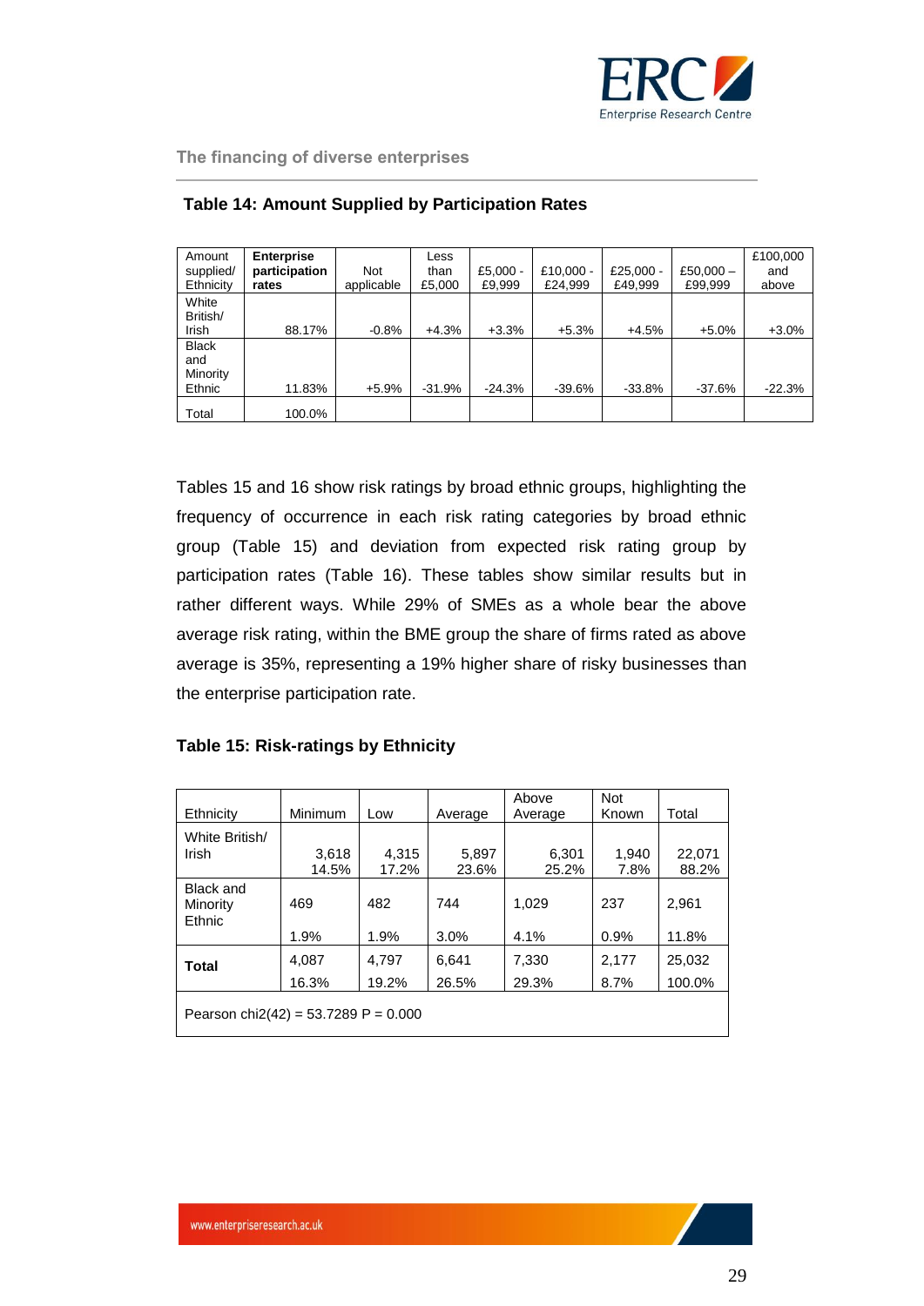**Table 14: Amount Supplied by Participation Rates**

| Amount supplied/ Ethnicity | **Enterprise participation rates** | Not applicable | Less than £5,000 | £5,000 - £9,999 | £10,000 - £24,999 | £25,000 - £49,999 | £50,000 – £99,999 | £100,000 and above |
|---|---|---|---|---|---|---|---|---|
| White British/ Irish | 88.17% | -0.8% | +4.3% | +3.3% | +5.3% | +4.5% | +5.0% | +3.0% |
| Black and Minority Ethnic | 11.83% | +5.9% | -31.9% | -24.3% | -39.6% | -33.8% | -37.6% | -22.3% |
| Total | 100.0% | | | | | | | |

Tables 15 and 16 show risk ratings by broad ethnic groups, highlighting the frequency of occurrence in each risk rating categories by broad ethnic group (Table 15) and deviation from expected risk rating group by participation rates (Table 16). These tables show similar results but in rather different ways. While 29% of SMEs as a whole bear the above average risk rating, within the BME group the share of firms rated as above average is 35%, representing a 19% higher share of risky businesses than the enterprise participation rate.

**Table 15: Risk-ratings by Ethnicity**

| Ethnicity | Minimum | Low | Average | Above Average | Not Known | Total |
|---|---|---|---|---|---|---|
| White British/ Irish | 3,618<br>14.5% | 4,315<br>17.2% | 5,897<br>23.6% | 6,301<br>25.2% | 1,940<br>7.8% | 22,071<br>88.2% |
| Black and Minority Ethnic | 469<br>1.9% | 482<br>1.9% | 744<br>3.0% | 1,029<br>4.1% | 237<br>0.9% | 2,961<br>11.8% |
| **Total** | 4,087<br>16.3% | 4,797<br>19.2% | 6,641<br>26.5% | 7,330<br>29.3% | 2,177<br>8.7% | 25,032<br>100.0% |
| Pearson chi2(42) = 53.7289 P = 0.000 | | | | | | |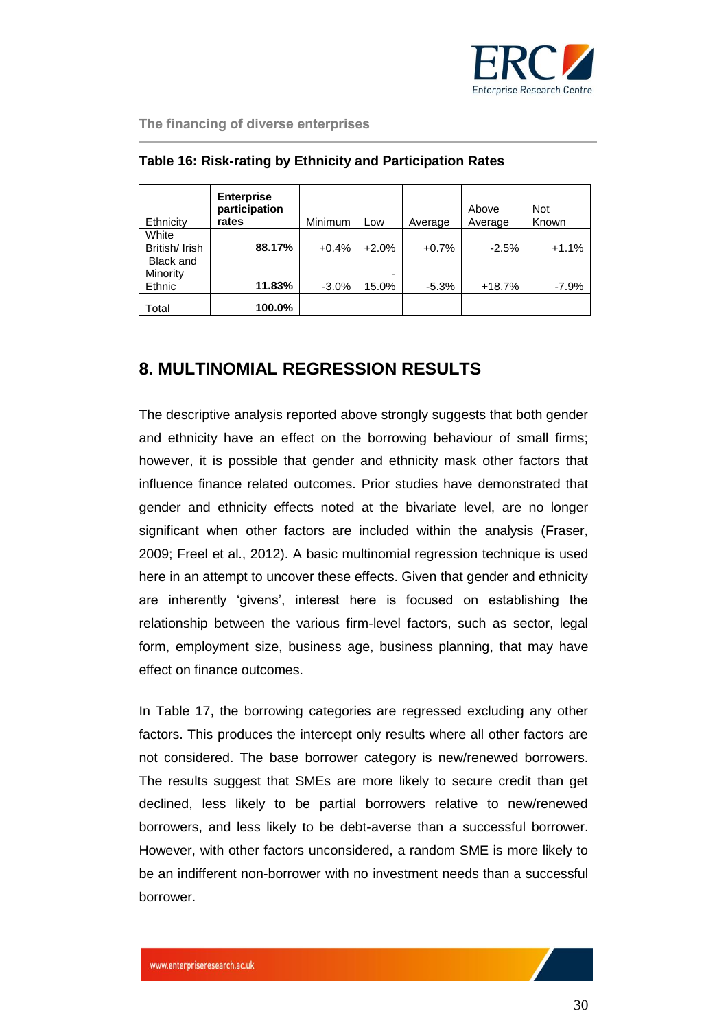**Table 16: Risk-rating by Ethnicity and Participation Rates**

| Ethnicity | Enterprise participation rates | Minimum | Low | Average | Above Average | Not Known |
|---|---|---|---|---|---|---|
| White British/ Irish | **88.17%** | +0.4% | +2.0% | +0.7% | -2.5% | +1.1% |
| Black and Minority Ethnic | **11.83%** | -3.0% | -15.0% | -5.3% | +18.7% | -7.9% |
| Total | **100.0%** | | | | | |

## 8. MULTINOMIAL REGRESSION RESULTS

The descriptive analysis reported above strongly suggests that both gender and ethnicity have an effect on the borrowing behaviour of small firms; however, it is possible that gender and ethnicity mask other factors that influence finance related outcomes. Prior studies have demonstrated that gender and ethnicity effects noted at the bivariate level, are no longer significant when other factors are included within the analysis (Fraser, 2009; Freel et al., 2012). A basic multinomial regression technique is used here in an attempt to uncover these effects. Given that gender and ethnicity are inherently 'givens', interest here is focused on establishing the relationship between the various firm-level factors, such as sector, legal form, employment size, business age, business planning, that may have effect on finance outcomes.

In Table 17, the borrowing categories are regressed excluding any other factors. This produces the intercept only results where all other factors are not considered. The base borrower category is new/renewed borrowers. The results suggest that SMEs are more likely to secure credit than get declined, less likely to be partial borrowers relative to new/renewed borrowers, and less likely to be debt-averse than a successful borrower. However, with other factors unconsidered, a random SME is more likely to be an indifferent non-borrower with no investment needs than a successful borrower.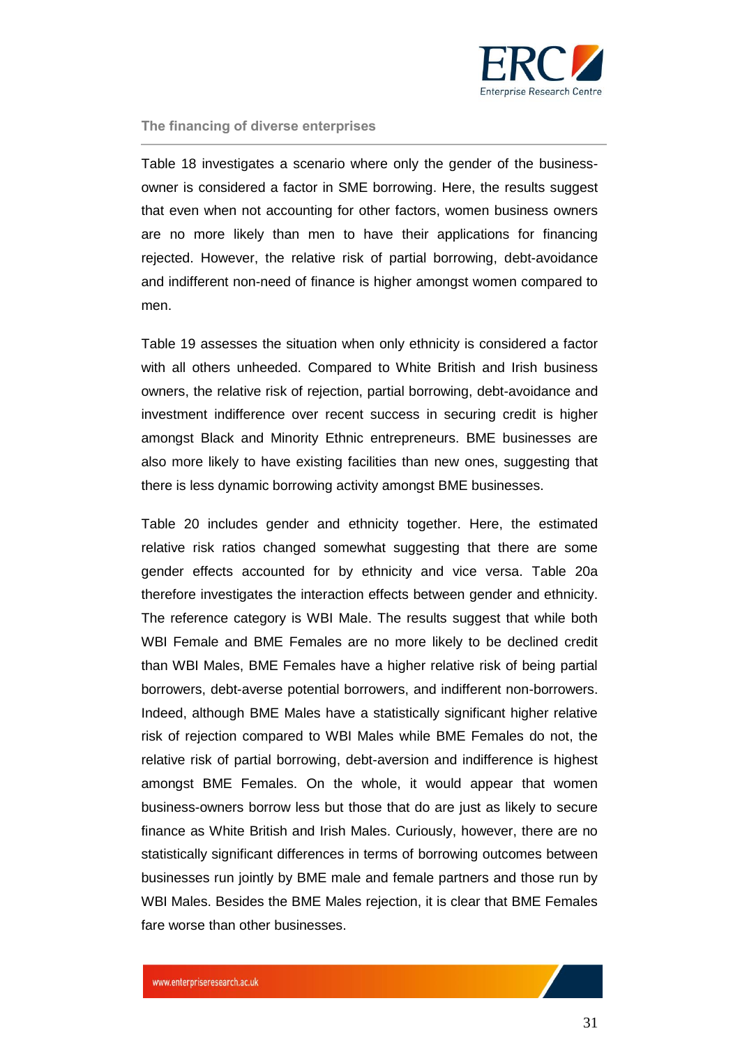Table 18 investigates a scenario where only the gender of the business-owner is considered a factor in SME borrowing. Here, the results suggest that even when not accounting for other factors, women business owners are no more likely than men to have their applications for financing rejected. However, the relative risk of partial borrowing, debt-avoidance and indifferent non-need of finance is higher amongst women compared to men.

Table 19 assesses the situation when only ethnicity is considered a factor with all others unheeded. Compared to White British and Irish business owners, the relative risk of rejection, partial borrowing, debt-avoidance and investment indifference over recent success in securing credit is higher amongst Black and Minority Ethnic entrepreneurs. BME businesses are also more likely to have existing facilities than new ones, suggesting that there is less dynamic borrowing activity amongst BME businesses.

Table 20 includes gender and ethnicity together. Here, the estimated relative risk ratios changed somewhat suggesting that there are some gender effects accounted for by ethnicity and vice versa. Table 20a therefore investigates the interaction effects between gender and ethnicity. The reference category is WBI Male. The results suggest that while both WBI Female and BME Females are no more likely to be declined credit than WBI Males, BME Females have a higher relative risk of being partial borrowers, debt-averse potential borrowers, and indifferent non-borrowers. Indeed, although BME Males have a statistically significant higher relative risk of rejection compared to WBI Males while BME Females do not, the relative risk of partial borrowing, debt-aversion and indifference is highest amongst BME Females. On the whole, it would appear that women business-owners borrow less but those that do are just as likely to secure finance as White British and Irish Males. Curiously, however, there are no statistically significant differences in terms of borrowing outcomes between businesses run jointly by BME male and female partners and those run by WBI Males. Besides the BME Males rejection, it is clear that BME Females fare worse than other businesses.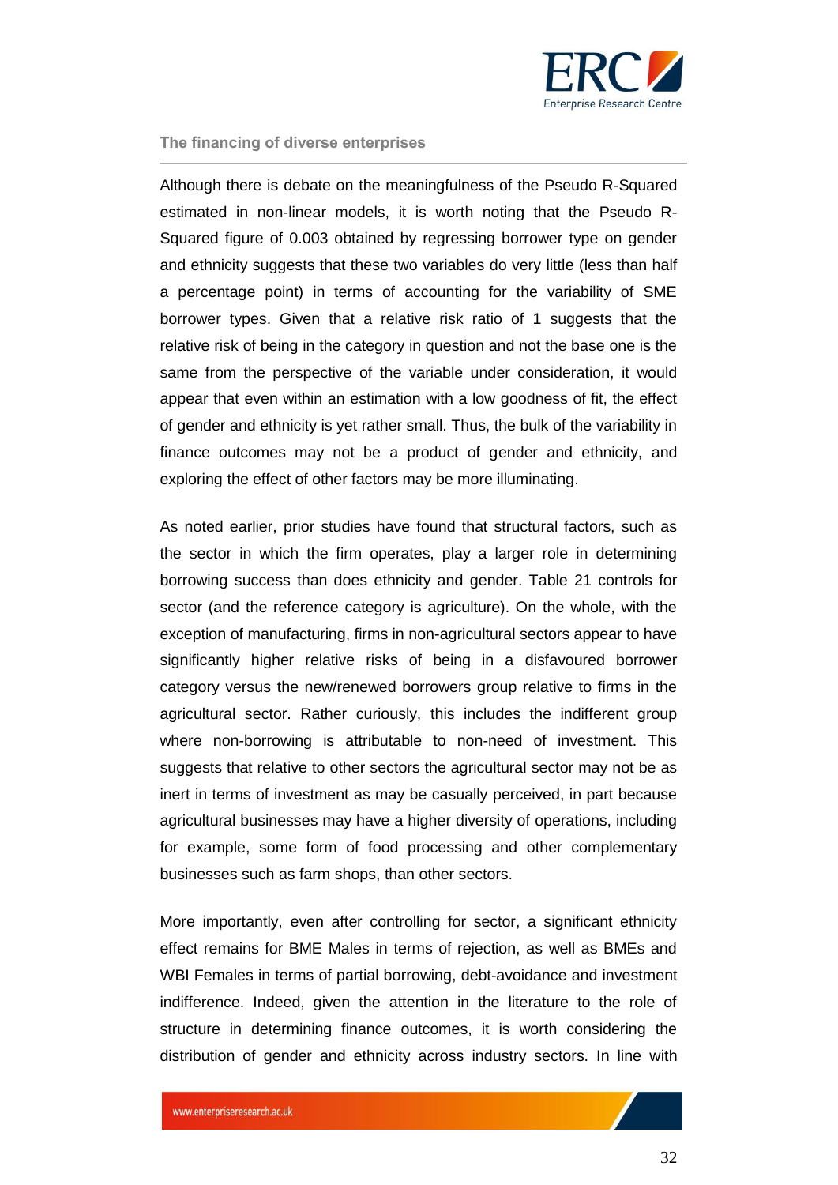Although there is debate on the meaningfulness of the Pseudo R-Squared estimated in non-linear models, it is worth noting that the Pseudo R-Squared figure of 0.003 obtained by regressing borrower type on gender and ethnicity suggests that these two variables do very little (less than half a percentage point) in terms of accounting for the variability of SME borrower types. Given that a relative risk ratio of 1 suggests that the relative risk of being in the category in question and not the base one is the same from the perspective of the variable under consideration, it would appear that even within an estimation with a low goodness of fit, the effect of gender and ethnicity is yet rather small. Thus, the bulk of the variability in finance outcomes may not be a product of gender and ethnicity, and exploring the effect of other factors may be more illuminating.

As noted earlier, prior studies have found that structural factors, such as the sector in which the firm operates, play a larger role in determining borrowing success than does ethnicity and gender. Table 21 controls for sector (and the reference category is agriculture). On the whole, with the exception of manufacturing, firms in non-agricultural sectors appear to have significantly higher relative risks of being in a disfavoured borrower category versus the new/renewed borrowers group relative to firms in the agricultural sector. Rather curiously, this includes the indifferent group where non-borrowing is attributable to non-need of investment. This suggests that relative to other sectors the agricultural sector may not be as inert in terms of investment as may be casually perceived, in part because agricultural businesses may have a higher diversity of operations, including for example, some form of food processing and other complementary businesses such as farm shops, than other sectors.

More importantly, even after controlling for sector, a significant ethnicity effect remains for BME Males in terms of rejection, as well as BMEs and WBI Females in terms of partial borrowing, debt-avoidance and investment indifference. Indeed, given the attention in the literature to the role of structure in determining finance outcomes, it is worth considering the distribution of gender and ethnicity across industry sectors. In line with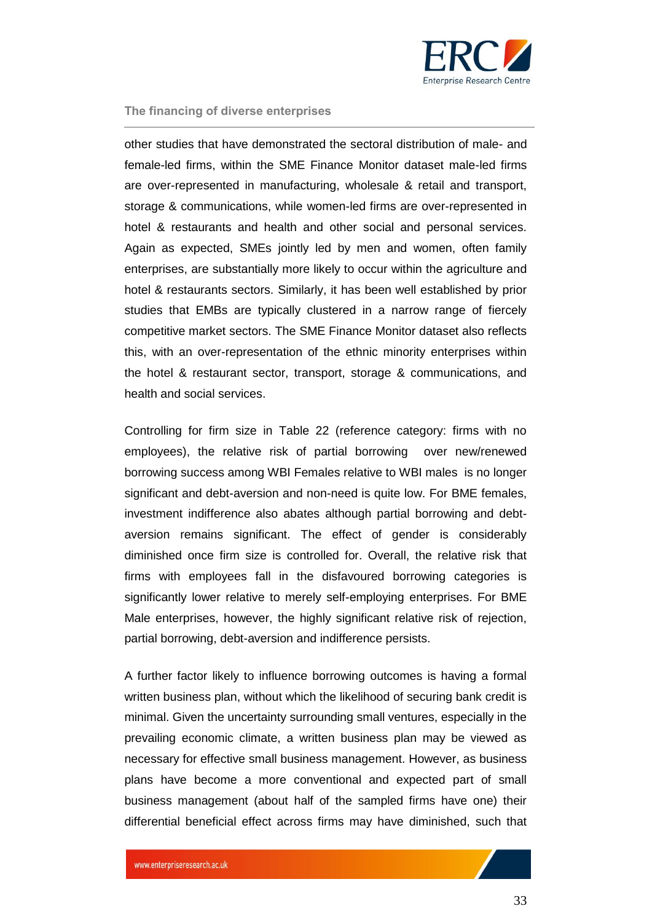other studies that have demonstrated the sectoral distribution of male- and female-led firms, within the SME Finance Monitor dataset male-led firms are over-represented in manufacturing, wholesale & retail and transport, storage & communications, while women-led firms are over-represented in hotel & restaurants and health and other social and personal services. Again as expected, SMEs jointly led by men and women, often family enterprises, are substantially more likely to occur within the agriculture and hotel & restaurants sectors. Similarly, it has been well established by prior studies that EMBs are typically clustered in a narrow range of fiercely competitive market sectors. The SME Finance Monitor dataset also reflects this, with an over-representation of the ethnic minority enterprises within the hotel & restaurant sector, transport, storage & communications, and health and social services.

Controlling for firm size in Table 22 (reference category: firms with no employees), the relative risk of partial borrowing over new/renewed borrowing success among WBI Females relative to WBI males is no longer significant and debt-aversion and non-need is quite low. For BME females, investment indifference also abates although partial borrowing and debt-aversion remains significant. The effect of gender is considerably diminished once firm size is controlled for. Overall, the relative risk that firms with employees fall in the disfavoured borrowing categories is significantly lower relative to merely self-employing enterprises. For BME Male enterprises, however, the highly significant relative risk of rejection, partial borrowing, debt-aversion and indifference persists.

A further factor likely to influence borrowing outcomes is having a formal written business plan, without which the likelihood of securing bank credit is minimal. Given the uncertainty surrounding small ventures, especially in the prevailing economic climate, a written business plan may be viewed as necessary for effective small business management. However, as business plans have become a more conventional and expected part of small business management (about half of the sampled firms have one) their differential beneficial effect across firms may have diminished, such that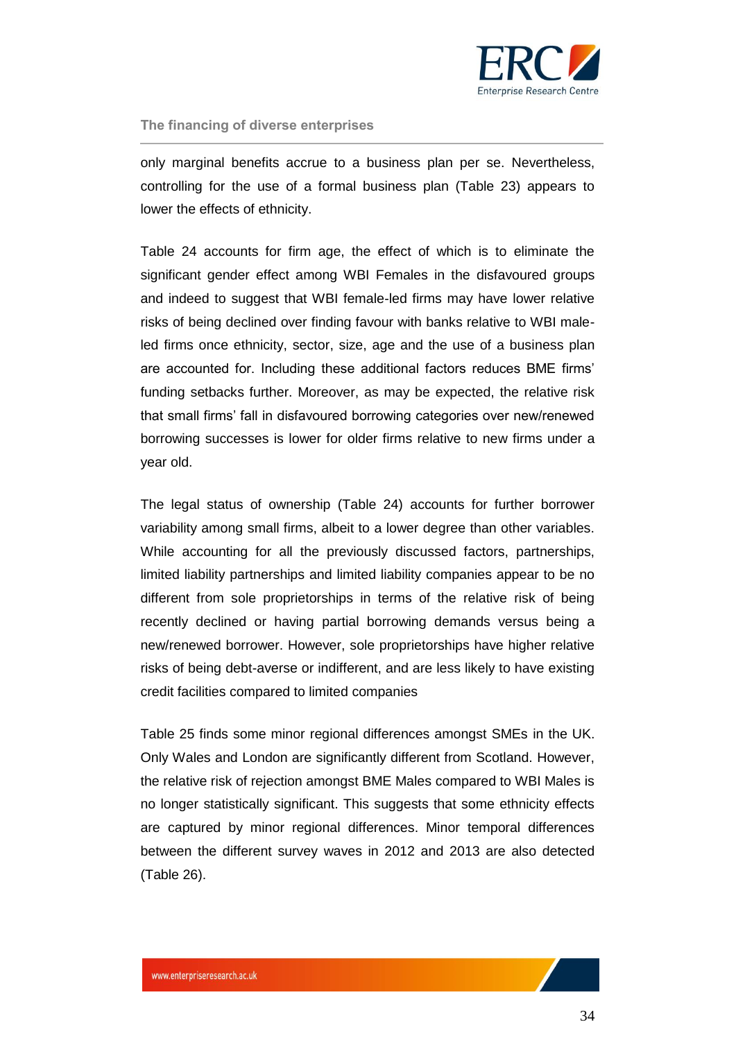only marginal benefits accrue to a business plan per se. Nevertheless, controlling for the use of a formal business plan (Table 23) appears to lower the effects of ethnicity.

Table 24 accounts for firm age, the effect of which is to eliminate the significant gender effect among WBI Females in the disfavoured groups and indeed to suggest that WBI female-led firms may have lower relative risks of being declined over finding favour with banks relative to WBI male-led firms once ethnicity, sector, size, age and the use of a business plan are accounted for. Including these additional factors reduces BME firms' funding setbacks further. Moreover, as may be expected, the relative risk that small firms' fall in disfavoured borrowing categories over new/renewed borrowing successes is lower for older firms relative to new firms under a year old.

The legal status of ownership (Table 24) accounts for further borrower variability among small firms, albeit to a lower degree than other variables. While accounting for all the previously discussed factors, partnerships, limited liability partnerships and limited liability companies appear to be no different from sole proprietorships in terms of the relative risk of being recently declined or having partial borrowing demands versus being a new/renewed borrower. However, sole proprietorships have higher relative risks of being debt-averse or indifferent, and are less likely to have existing credit facilities compared to limited companies

Table 25 finds some minor regional differences amongst SMEs in the UK. Only Wales and London are significantly different from Scotland. However, the relative risk of rejection amongst BME Males compared to WBI Males is no longer statistically significant. This suggests that some ethnicity effects are captured by minor regional differences. Minor temporal differences between the different survey waves in 2012 and 2013 are also detected (Table 26).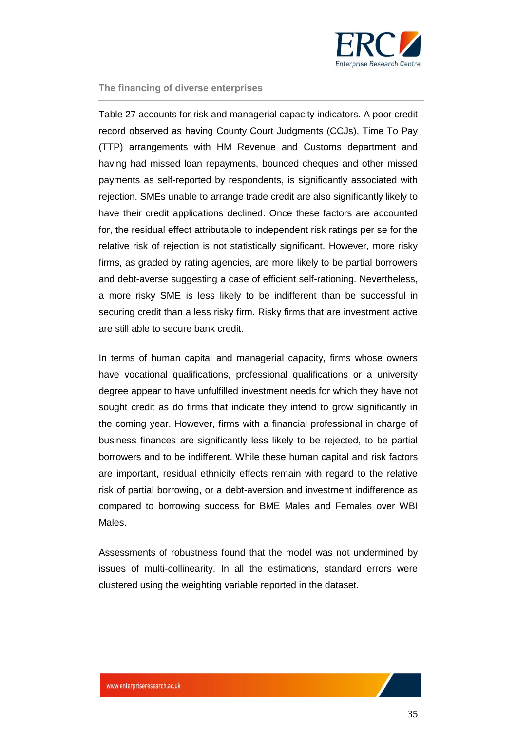Table 27 accounts for risk and managerial capacity indicators. A poor credit record observed as having County Court Judgments (CCJs), Time To Pay (TTP) arrangements with HM Revenue and Customs department and having had missed loan repayments, bounced cheques and other missed payments as self-reported by respondents, is significantly associated with rejection. SMEs unable to arrange trade credit are also significantly likely to have their credit applications declined. Once these factors are accounted for, the residual effect attributable to independent risk ratings per se for the relative risk of rejection is not statistically significant. However, more risky firms, as graded by rating agencies, are more likely to be partial borrowers and debt-averse suggesting a case of efficient self-rationing. Nevertheless, a more risky SME is less likely to be indifferent than be successful in securing credit than a less risky firm. Risky firms that are investment active are still able to secure bank credit.

In terms of human capital and managerial capacity, firms whose owners have vocational qualifications, professional qualifications or a university degree appear to have unfulfilled investment needs for which they have not sought credit as do firms that indicate they intend to grow significantly in the coming year. However, firms with a financial professional in charge of business finances are significantly less likely to be rejected, to be partial borrowers and to be indifferent. While these human capital and risk factors are important, residual ethnicity effects remain with regard to the relative risk of partial borrowing, or a debt-aversion and investment indifference as compared to borrowing success for BME Males and Females over WBI Males.

Assessments of robustness found that the model was not undermined by issues of multi-collinearity. In all the estimations, standard errors were clustered using the weighting variable reported in the dataset.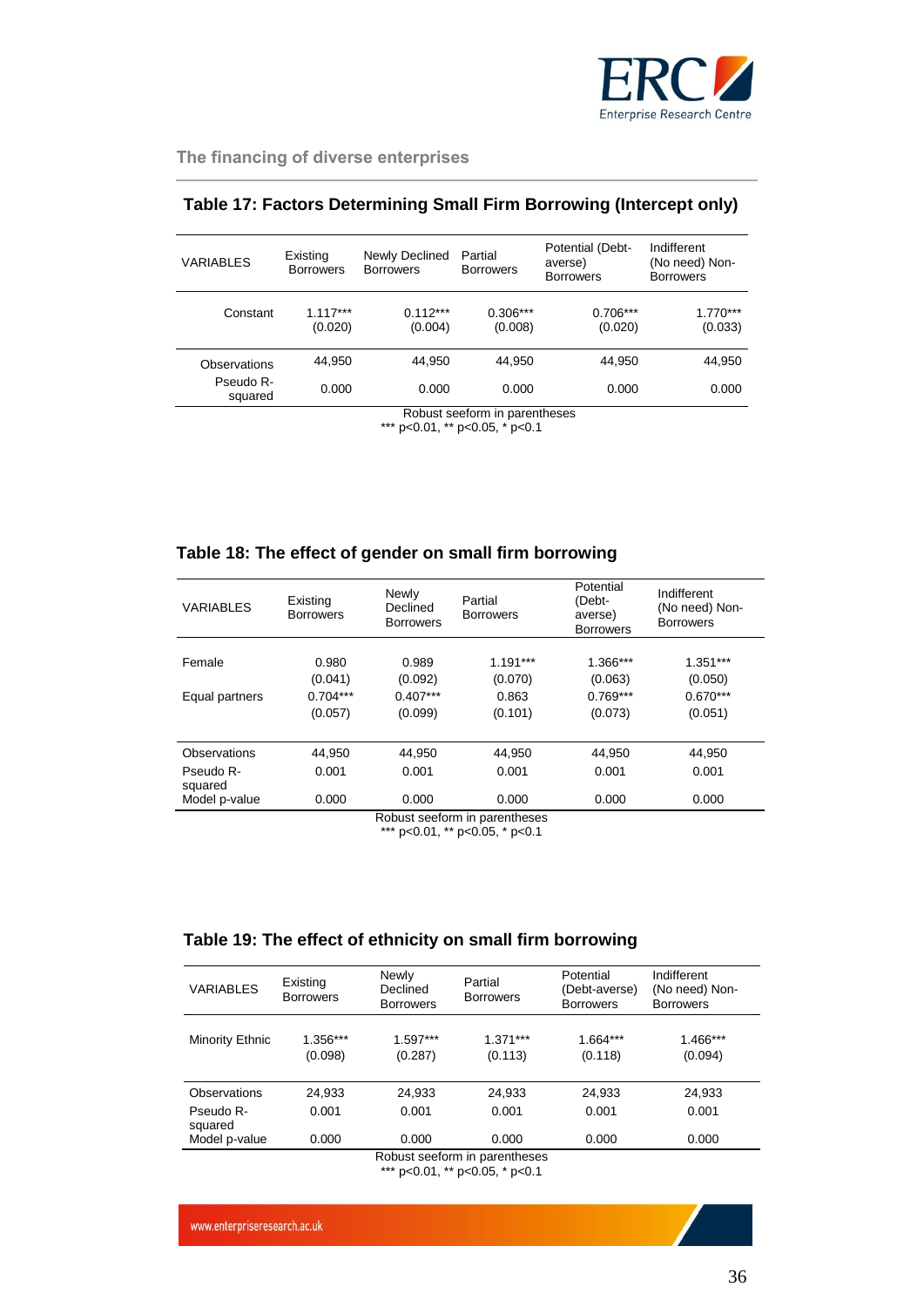### Table 17: Factors Determining Small Firm Borrowing (Intercept only)

| VARIABLES | Existing Borrowers | Newly Declined Borrowers | Partial Borrowers | Potential (Debt-averse) Borrowers | Indifferent (No need) Non-Borrowers |
|---|---|---|---|---|---|
| Constant | 1.117*** | 0.112*** | 0.306*** | 0.706*** | 1.770*** |
| | (0.020) | (0.004) | (0.008) | (0.020) | (0.033) |
| Observations | 44,950 | 44,950 | 44,950 | 44,950 | 44,950 |
| Pseudo R-squared | 0.000 | 0.000 | 0.000 | 0.000 | 0.000 |

Robust seeform in parentheses
*** p<0.01, ** p<0.05, * p<0.1

### Table 18: The effect of gender on small firm borrowing

| VARIABLES | Existing Borrowers | Newly Declined Borrowers | Partial Borrowers | Potential (Debt-averse) Borrowers | Indifferent (No need) Non-Borrowers |
|---|---|---|---|---|---|
| Female | 0.980 | 0.989 | 1.191*** | 1.366*** | 1.351*** |
| | (0.041) | (0.092) | (0.070) | (0.063) | (0.050) |
| Equal partners | 0.704*** | 0.407*** | 0.863 | 0.769*** | 0.670*** |
| | (0.057) | (0.099) | (0.101) | (0.073) | (0.051) |
| Observations | 44,950 | 44,950 | 44,950 | 44,950 | 44,950 |
| Pseudo R-squared | 0.001 | 0.001 | 0.001 | 0.001 | 0.001 |
| Model p-value | 0.000 | 0.000 | 0.000 | 0.000 | 0.000 |

Robust seeform in parentheses
*** p<0.01, ** p<0.05, * p<0.1

### Table 19: The effect of ethnicity on small firm borrowing

| VARIABLES | Existing Borrowers | Newly Declined Borrowers | Partial Borrowers | Potential (Debt-averse) Borrowers | Indifferent (No need) Non-Borrowers |
|---|---|---|---|---|---|
| Minority Ethnic | 1.356*** | 1.597*** | 1.371*** | 1.664*** | 1.466*** |
| | (0.098) | (0.287) | (0.113) | (0.118) | (0.094) |
| Observations | 24,933 | 24,933 | 24,933 | 24,933 | 24,933 |
| Pseudo R-squared | 0.001 | 0.001 | 0.001 | 0.001 | 0.001 |
| Model p-value | 0.000 | 0.000 | 0.000 | 0.000 | 0.000 |

Robust seeform in parentheses
*** p<0.01, ** p<0.05, * p<0.1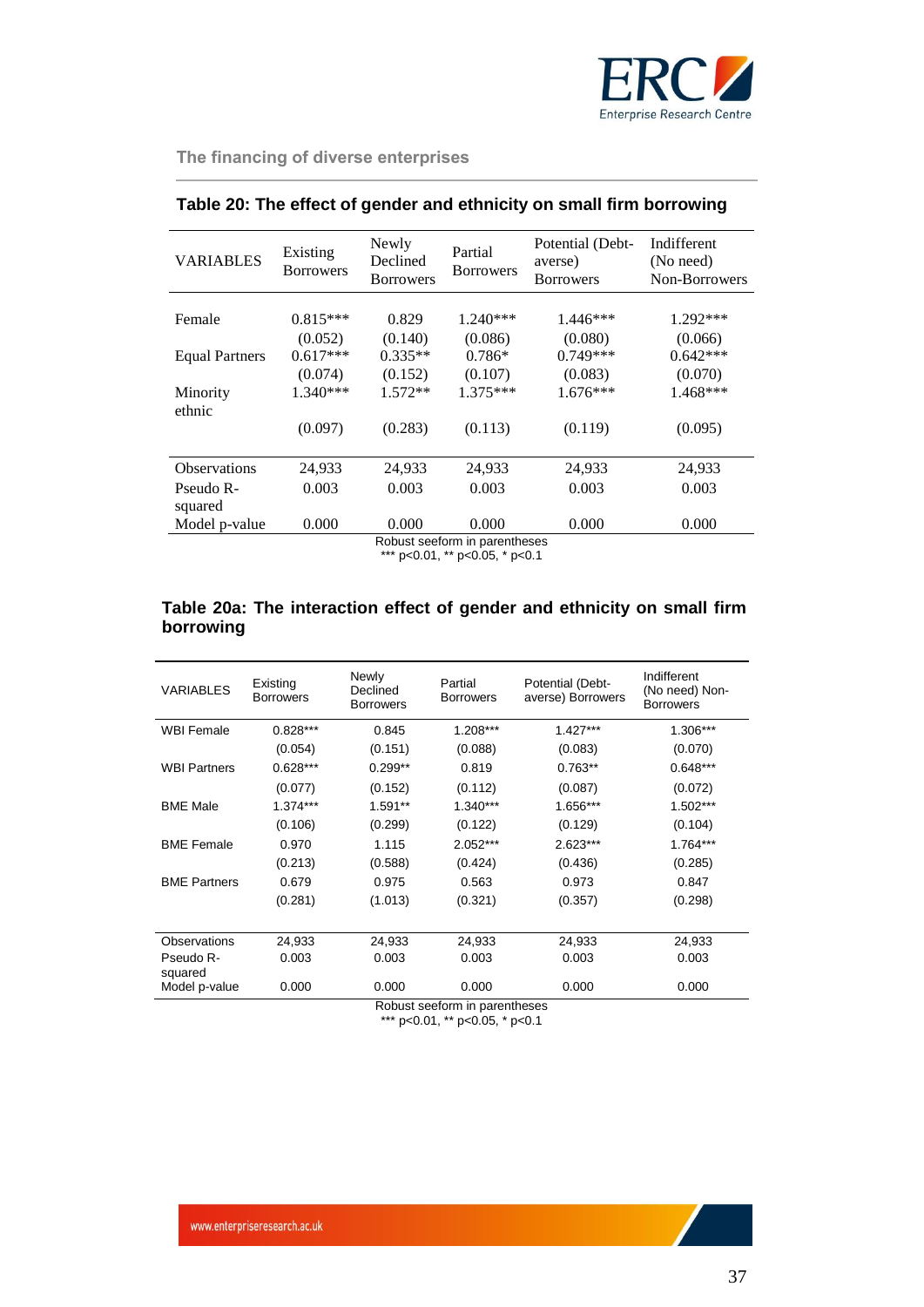### Table 20: The effect of gender and ethnicity on small firm borrowing

| VARIABLES | Existing Borrowers | Newly Declined Borrowers | Partial Borrowers | Potential (Debt-averse) Borrowers | Indifferent (No need) Non-Borrowers |
|---|---|---|---|---|---|
| Female | 0.815*** | 0.829 | 1.240*** | 1.446*** | 1.292*** |
| | (0.052) | (0.140) | (0.086) | (0.080) | (0.066) |
| Equal Partners | 0.617*** | 0.335** | 0.786* | 0.749*** | 0.642*** |
| | (0.074) | (0.152) | (0.107) | (0.083) | (0.070) |
| Minority ethnic | 1.340*** | 1.572** | 1.375*** | 1.676*** | 1.468*** |
| | (0.097) | (0.283) | (0.113) | (0.119) | (0.095) |
| Observations | 24,933 | 24,933 | 24,933 | 24,933 | 24,933 |
| Pseudo R-squared | 0.003 | 0.003 | 0.003 | 0.003 | 0.003 |
| Model p-value | 0.000 | 0.000 | 0.000 | 0.000 | 0.000 |

Robust seeform in parentheses
*** p<0.01, ** p<0.05, * p<0.1

### Table 20a: The interaction effect of gender and ethnicity on small firm borrowing

| VARIABLES | Existing Borrowers | Newly Declined Borrowers | Partial Borrowers | Potential (Debt-averse) Borrowers | Indifferent (No need) Non-Borrowers |
|---|---|---|---|---|---|
| WBI Female | 0.828*** | 0.845 | 1.208*** | 1.427*** | 1.306*** |
| | (0.054) | (0.151) | (0.088) | (0.083) | (0.070) |
| WBI Partners | 0.628*** | 0.299** | 0.819 | 0.763** | 0.648*** |
| | (0.077) | (0.152) | (0.112) | (0.087) | (0.072) |
| BME Male | 1.374*** | 1.591** | 1.340*** | 1.656*** | 1.502*** |
| | (0.106) | (0.299) | (0.122) | (0.129) | (0.104) |
| BME Female | 0.970 | 1.115 | 2.052*** | 2.623*** | 1.764*** |
| | (0.213) | (0.588) | (0.424) | (0.436) | (0.285) |
| BME Partners | 0.679 | 0.975 | 0.563 | 0.973 | 0.847 |
| | (0.281) | (1.013) | (0.321) | (0.357) | (0.298) |
| Observations | 24,933 | 24,933 | 24,933 | 24,933 | 24,933 |
| Pseudo R-squared | 0.003 | 0.003 | 0.003 | 0.003 | 0.003 |
| Model p-value | 0.000 | 0.000 | 0.000 | 0.000 | 0.000 |

Robust seeform in parentheses
*** p<0.01, ** p<0.05, * p<0.1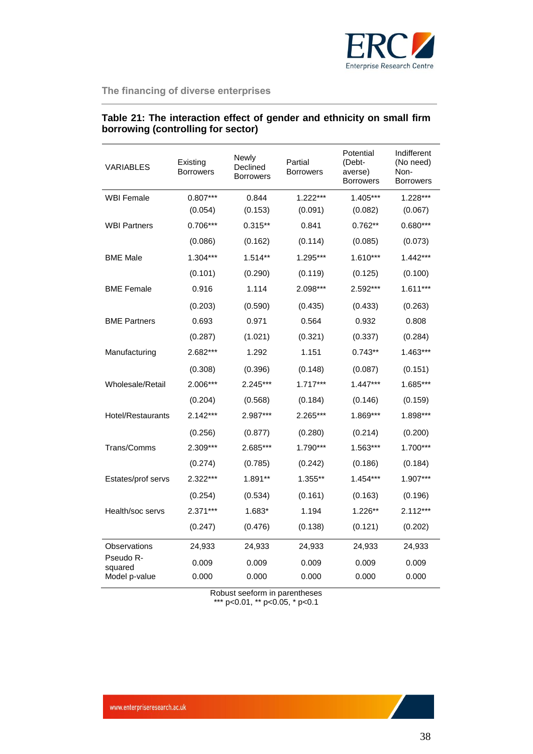**Table 21: The interaction effect of gender and ethnicity on small firm borrowing (controlling for sector)**

| VARIABLES | Existing Borrowers | Newly Declined Borrowers | Partial Borrowers | Potential (Debt-averse) Borrowers | Indifferent (No need) Non-Borrowers |
|---|---|---|---|---|---|
| WBI Female | 0.807*** | 0.844 | 1.222*** | 1.405*** | 1.228*** |
| | (0.054) | (0.153) | (0.091) | (0.082) | (0.067) |
| WBI Partners | 0.706*** | 0.315** | 0.841 | 0.762** | 0.680*** |
| | (0.086) | (0.162) | (0.114) | (0.085) | (0.073) |
| BME Male | 1.304*** | 1.514** | 1.295*** | 1.610*** | 1.442*** |
| | (0.101) | (0.290) | (0.119) | (0.125) | (0.100) |
| BME Female | 0.916 | 1.114 | 2.098*** | 2.592*** | 1.611*** |
| | (0.203) | (0.590) | (0.435) | (0.433) | (0.263) |
| BME Partners | 0.693 | 0.971 | 0.564 | 0.932 | 0.808 |
| | (0.287) | (1.021) | (0.321) | (0.337) | (0.284) |
| Manufacturing | 2.682*** | 1.292 | 1.151 | 0.743** | 1.463*** |
| | (0.308) | (0.396) | (0.148) | (0.087) | (0.151) |
| Wholesale/Retail | 2.006*** | 2.245*** | 1.717*** | 1.447*** | 1.685*** |
| | (0.204) | (0.568) | (0.184) | (0.146) | (0.159) |
| Hotel/Restaurants | 2.142*** | 2.987*** | 2.265*** | 1.869*** | 1.898*** |
| | (0.256) | (0.877) | (0.280) | (0.214) | (0.200) |
| Trans/Comms | 2.309*** | 2.685*** | 1.790*** | 1.563*** | 1.700*** |
| | (0.274) | (0.785) | (0.242) | (0.186) | (0.184) |
| Estates/prof servs | 2.322*** | 1.891** | 1.355** | 1.454*** | 1.907*** |
| | (0.254) | (0.534) | (0.161) | (0.163) | (0.196) |
| Health/soc servs | 2.371*** | 1.683* | 1.194 | 1.226** | 2.112*** |
| | (0.247) | (0.476) | (0.138) | (0.121) | (0.202) |
| Observations | 24,933 | 24,933 | 24,933 | 24,933 | 24,933 |
| Pseudo R-squared | 0.009 | 0.009 | 0.009 | 0.009 | 0.009 |
| Model p-value | 0.000 | 0.000 | 0.000 | 0.000 | 0.000 |

Robust seeform in parentheses
*** p<0.01, ** p<0.05, * p<0.1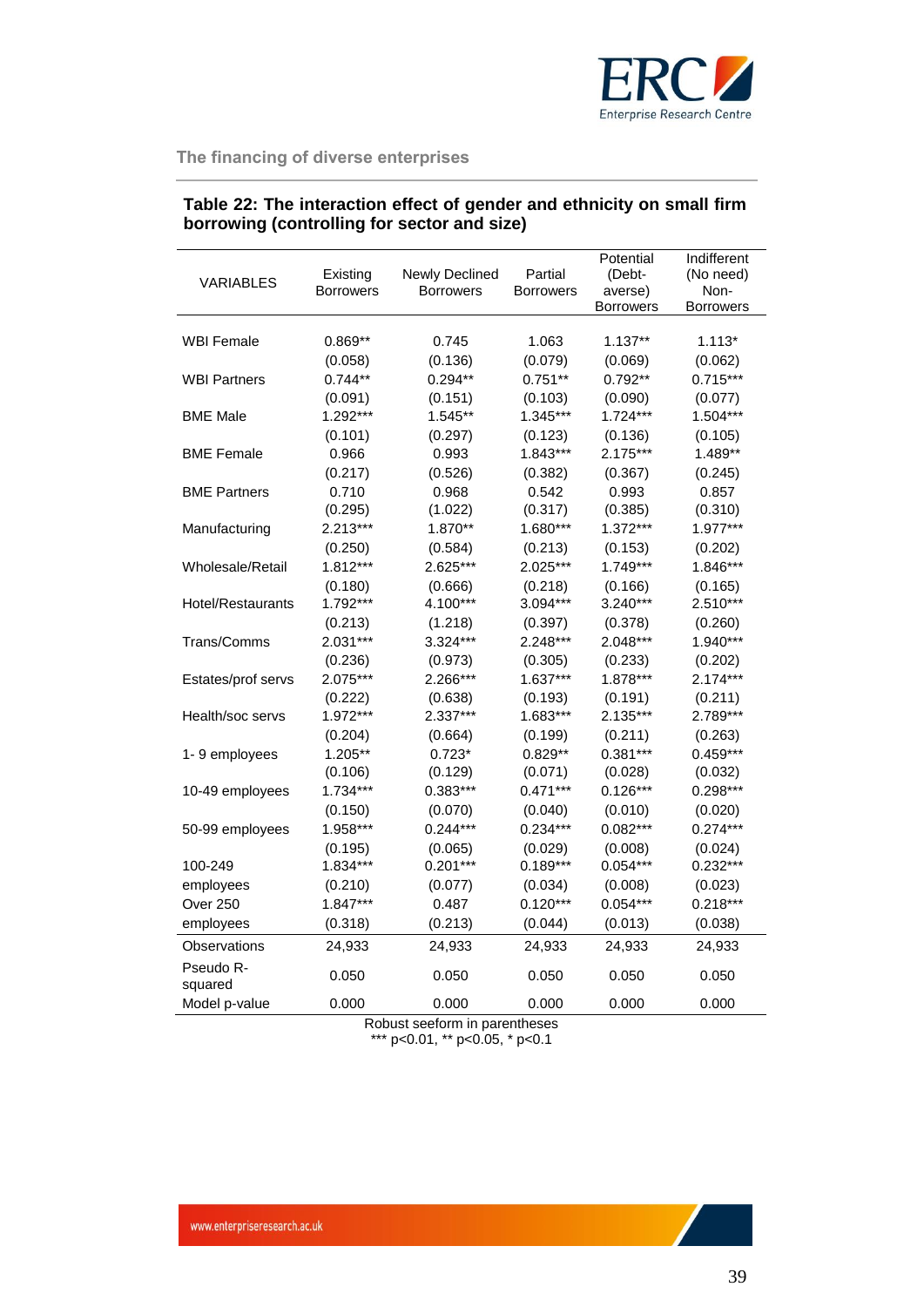### Table 22: The interaction effect of gender and ethnicity on small firm borrowing (controlling for sector and size)

| VARIABLES | Existing Borrowers | Newly Declined Borrowers | Partial Borrowers | Potential (Debt-averse) Borrowers | Indifferent (No need) Non-Borrowers |
|---|---|---|---|---|---|
| WBI Female | 0.869** | 0.745 | 1.063 | 1.137** | 1.113* |
| | (0.058) | (0.136) | (0.079) | (0.069) | (0.062) |
| WBI Partners | 0.744** | 0.294** | 0.751** | 0.792** | 0.715*** |
| | (0.091) | (0.151) | (0.103) | (0.090) | (0.077) |
| BME Male | 1.292*** | 1.545** | 1.345*** | 1.724*** | 1.504*** |
| | (0.101) | (0.297) | (0.123) | (0.136) | (0.105) |
| BME Female | 0.966 | 0.993 | 1.843*** | 2.175*** | 1.489** |
| | (0.217) | (0.526) | (0.382) | (0.367) | (0.245) |
| BME Partners | 0.710 | 0.968 | 0.542 | 0.993 | 0.857 |
| | (0.295) | (1.022) | (0.317) | (0.385) | (0.310) |
| Manufacturing | 2.213*** | 1.870** | 1.680*** | 1.372*** | 1.977*** |
| | (0.250) | (0.584) | (0.213) | (0.153) | (0.202) |
| Wholesale/Retail | 1.812*** | 2.625*** | 2.025*** | 1.749*** | 1.846*** |
| | (0.180) | (0.666) | (0.218) | (0.166) | (0.165) |
| Hotel/Restaurants | 1.792*** | 4.100*** | 3.094*** | 3.240*** | 2.510*** |
| | (0.213) | (1.218) | (0.397) | (0.378) | (0.260) |
| Trans/Comms | 2.031*** | 3.324*** | 2.248*** | 2.048*** | 1.940*** |
| | (0.236) | (0.973) | (0.305) | (0.233) | (0.202) |
| Estates/prof servs | 2.075*** | 2.266*** | 1.637*** | 1.878*** | 2.174*** |
| | (0.222) | (0.638) | (0.193) | (0.191) | (0.211) |
| Health/soc servs | 1.972*** | 2.337*** | 1.683*** | 2.135*** | 2.789*** |
| | (0.204) | (0.664) | (0.199) | (0.211) | (0.263) |
| 1- 9 employees | 1.205** | 0.723* | 0.829** | 0.381*** | 0.459*** |
| | (0.106) | (0.129) | (0.071) | (0.028) | (0.032) |
| 10-49 employees | 1.734*** | 0.383*** | 0.471*** | 0.126*** | 0.298*** |
| | (0.150) | (0.070) | (0.040) | (0.010) | (0.020) |
| 50-99 employees | 1.958*** | 0.244*** | 0.234*** | 0.082*** | 0.274*** |
| | (0.195) | (0.065) | (0.029) | (0.008) | (0.024) |
| 100-249 employees | 1.834*** | 0.201*** | 0.189*** | 0.054*** | 0.232*** |
| | (0.210) | (0.077) | (0.034) | (0.008) | (0.023) |
| Over 250 employees | 1.847*** | 0.487 | 0.120*** | 0.054*** | 0.218*** |
| | (0.318) | (0.213) | (0.044) | (0.013) | (0.038) |
| Observations | 24,933 | 24,933 | 24,933 | 24,933 | 24,933 |
| Pseudo R-squared | 0.050 | 0.050 | 0.050 | 0.050 | 0.050 |
| Model p-value | 0.000 | 0.000 | 0.000 | 0.000 | 0.000 |

Robust seeform in parentheses
*** p<0.01, ** p<0.05, * p<0.1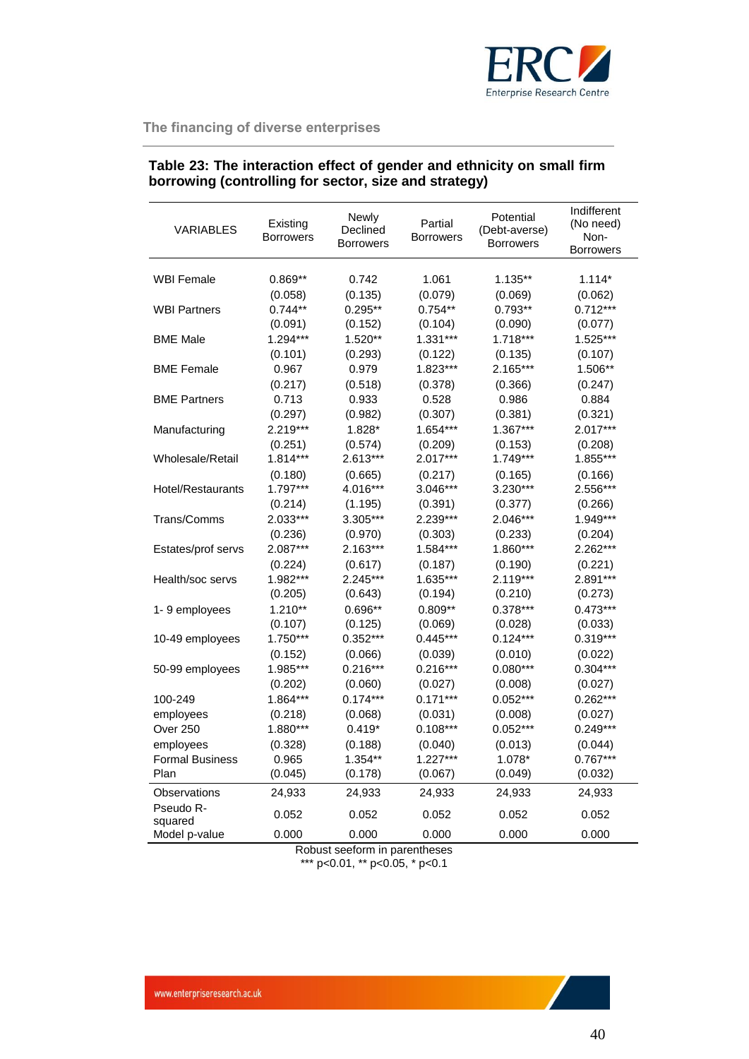**Table 23: The interaction effect of gender and ethnicity on small firm borrowing (controlling for sector, size and strategy)**

| VARIABLES | Existing Borrowers | Newly Declined Borrowers | Partial Borrowers | Potential (Debt-averse) Borrowers | Indifferent (No need) Non-Borrowers |
|---|---|---|---|---|---|
| WBI Female | 0.869** | 0.742 | 1.061 | 1.135** | 1.114* |
| | (0.058) | (0.135) | (0.079) | (0.069) | (0.062) |
| WBI Partners | 0.744** | 0.295** | 0.754** | 0.793** | 0.712*** |
| | (0.091) | (0.152) | (0.104) | (0.090) | (0.077) |
| BME Male | 1.294*** | 1.520** | 1.331*** | 1.718*** | 1.525*** |
| | (0.101) | (0.293) | (0.122) | (0.135) | (0.107) |
| BME Female | 0.967 | 0.979 | 1.823*** | 2.165*** | 1.506** |
| | (0.217) | (0.518) | (0.378) | (0.366) | (0.247) |
| BME Partners | 0.713 | 0.933 | 0.528 | 0.986 | 0.884 |
| | (0.297) | (0.982) | (0.307) | (0.381) | (0.321) |
| Manufacturing | 2.219*** | 1.828* | 1.654*** | 1.367*** | 2.017*** |
| | (0.251) | (0.574) | (0.209) | (0.153) | (0.208) |
| Wholesale/Retail | 1.814*** | 2.613*** | 2.017*** | 1.749*** | 1.855*** |
| | (0.180) | (0.665) | (0.217) | (0.165) | (0.166) |
| Hotel/Restaurants | 1.797*** | 4.016*** | 3.046*** | 3.230*** | 2.556*** |
| | (0.214) | (1.195) | (0.391) | (0.377) | (0.266) |
| Trans/Comms | 2.033*** | 3.305*** | 2.239*** | 2.046*** | 1.949*** |
| | (0.236) | (0.970) | (0.303) | (0.233) | (0.204) |
| Estates/prof servs | 2.087*** | 2.163*** | 1.584*** | 1.860*** | 2.262*** |
| | (0.224) | (0.617) | (0.187) | (0.190) | (0.221) |
| Health/soc servs | 1.982*** | 2.245*** | 1.635*** | 2.119*** | 2.891*** |
| | (0.205) | (0.643) | (0.194) | (0.210) | (0.273) |
| 1- 9 employees | 1.210** | 0.696** | 0.809** | 0.378*** | 0.473*** |
| | (0.107) | (0.125) | (0.069) | (0.028) | (0.033) |
| 10-49 employees | 1.750*** | 0.352*** | 0.445*** | 0.124*** | 0.319*** |
| | (0.152) | (0.066) | (0.039) | (0.010) | (0.022) |
| 50-99 employees | 1.985*** | 0.216*** | 0.216*** | 0.080*** | 0.304*** |
| | (0.202) | (0.060) | (0.027) | (0.008) | (0.027) |
| 100-249 employees | 1.864*** | 0.174*** | 0.171*** | 0.052*** | 0.262*** |
| | (0.218) | (0.068) | (0.031) | (0.008) | (0.027) |
| Over 250 employees | 1.880*** | 0.419* | 0.108*** | 0.052*** | 0.249*** |
| | (0.328) | (0.188) | (0.040) | (0.013) | (0.044) |
| Formal Business Plan | 0.965 | 1.354** | 1.227*** | 1.078* | 0.767*** |
| | (0.045) | (0.178) | (0.067) | (0.049) | (0.032) |
| Observations | 24,933 | 24,933 | 24,933 | 24,933 | 24,933 |
| Pseudo R-squared | 0.052 | 0.052 | 0.052 | 0.052 | 0.052 |
| Model p-value | 0.000 | 0.000 | 0.000 | 0.000 | 0.000 |

Robust seeform in parentheses
*** p<0.01, ** p<0.05, * p<0.1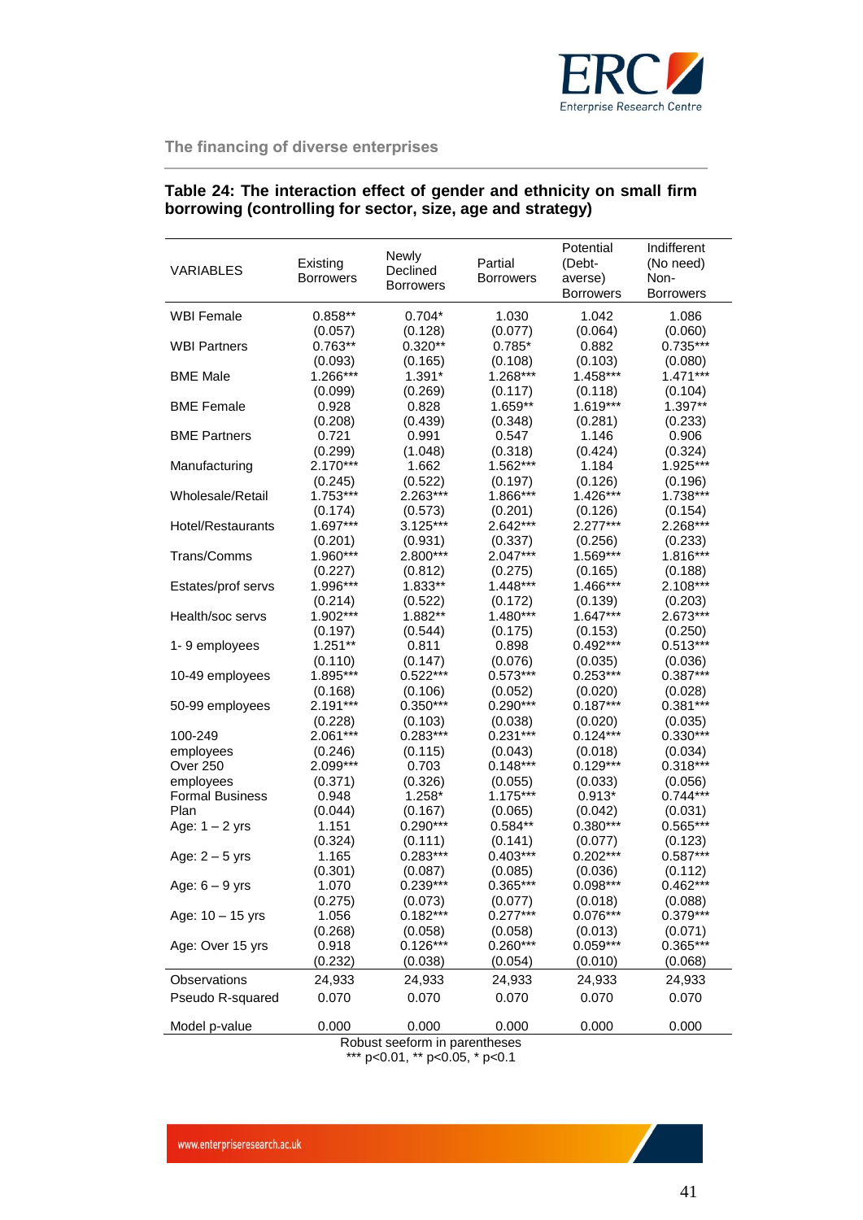**Table 24: The interaction effect of gender and ethnicity on small firm borrowing (controlling for sector, size, age and strategy)**

| VARIABLES | Existing Borrowers | Newly Declined Borrowers | Partial Borrowers | Potential (Debt-averse) Borrowers | Indifferent (No need) Non-Borrowers |
|---|---|---|---|---|---|
| WBI Female | 0.858** | 0.704* | 1.030 | 1.042 | 1.086 |
| | (0.057) | (0.128) | (0.077) | (0.064) | (0.060) |
| WBI Partners | 0.763** | 0.320** | 0.785* | 0.882 | 0.735*** |
| | (0.093) | (0.165) | (0.108) | (0.103) | (0.080) |
| BME Male | 1.266*** | 1.391* | 1.268*** | 1.458*** | 1.471*** |
| | (0.099) | (0.269) | (0.117) | (0.118) | (0.104) |
| BME Female | 0.928 | 0.828 | 1.659** | 1.619*** | 1.397** |
| | (0.208) | (0.439) | (0.348) | (0.281) | (0.233) |
| BME Partners | 0.721 | 0.991 | 0.547 | 1.146 | 0.906 |
| | (0.299) | (1.048) | (0.318) | (0.424) | (0.324) |
| Manufacturing | 2.170*** | 1.662 | 1.562*** | 1.184 | 1.925*** |
| | (0.245) | (0.522) | (0.197) | (0.126) | (0.196) |
| Wholesale/Retail | 1.753*** | 2.263*** | 1.866*** | 1.426*** | 1.738*** |
| | (0.174) | (0.573) | (0.201) | (0.126) | (0.154) |
| Hotel/Restaurants | 1.697*** | 3.125*** | 2.642*** | 2.277*** | 2.268*** |
| | (0.201) | (0.931) | (0.337) | (0.256) | (0.233) |
| Trans/Comms | 1.960*** | 2.800*** | 2.047*** | 1.569*** | 1.816*** |
| | (0.227) | (0.812) | (0.275) | (0.165) | (0.188) |
| Estates/prof servs | 1.996*** | 1.833** | 1.448*** | 1.466*** | 2.108*** |
| | (0.214) | (0.522) | (0.172) | (0.139) | (0.203) |
| Health/soc servs | 1.902*** | 1.882** | 1.480*** | 1.647*** | 2.673*** |
| | (0.197) | (0.544) | (0.175) | (0.153) | (0.250) |
| 1- 9 employees | 1.251** | 0.811 | 0.898 | 0.492*** | 0.513*** |
| | (0.110) | (0.147) | (0.076) | (0.035) | (0.036) |
| 10-49 employees | 1.895*** | 0.522*** | 0.573*** | 0.253*** | 0.387*** |
| | (0.168) | (0.106) | (0.052) | (0.020) | (0.028) |
| 50-99 employees | 2.191*** | 0.350*** | 0.290*** | 0.187*** | 0.381*** |
| | (0.228) | (0.103) | (0.038) | (0.020) | (0.035) |
| 100-249 employees | 2.061*** | 0.283*** | 0.231*** | 0.124*** | 0.330*** |
| | (0.246) | (0.115) | (0.043) | (0.018) | (0.034) |
| Over 250 employees | 2.099*** | 0.703 | 0.148*** | 0.129*** | 0.318*** |
| | (0.371) | (0.326) | (0.055) | (0.033) | (0.056) |
| Formal Business Plan | 0.948 | 1.258* | 1.175*** | 0.913* | 0.744*** |
| | (0.044) | (0.167) | (0.065) | (0.042) | (0.031) |
| Age: 1 – 2 yrs | 1.151 | 0.290*** | 0.584** | 0.380*** | 0.565*** |
| | (0.324) | (0.111) | (0.141) | (0.077) | (0.123) |
| Age: 2 – 5 yrs | 1.165 | 0.283*** | 0.403*** | 0.202*** | 0.587*** |
| | (0.301) | (0.087) | (0.085) | (0.036) | (0.112) |
| Age: 6 – 9 yrs | 1.070 | 0.239*** | 0.365*** | 0.098*** | 0.462*** |
| | (0.275) | (0.073) | (0.077) | (0.018) | (0.088) |
| Age: 10 – 15 yrs | 1.056 | 0.182*** | 0.277*** | 0.076*** | 0.379*** |
| | (0.268) | (0.058) | (0.058) | (0.013) | (0.071) |
| Age: Over 15 yrs | 0.918 | 0.126*** | 0.260*** | 0.059*** | 0.365*** |
| | (0.232) | (0.038) | (0.054) | (0.010) | (0.068) |
| Observations | 24,933 | 24,933 | 24,933 | 24,933 | 24,933 |
| Pseudo R-squared | 0.070 | 0.070 | 0.070 | 0.070 | 0.070 |
| Model p-value | 0.000 | 0.000 | 0.000 | 0.000 | 0.000 |

Robust seeform in parentheses
*** p<0.01, ** p<0.05, * p<0.1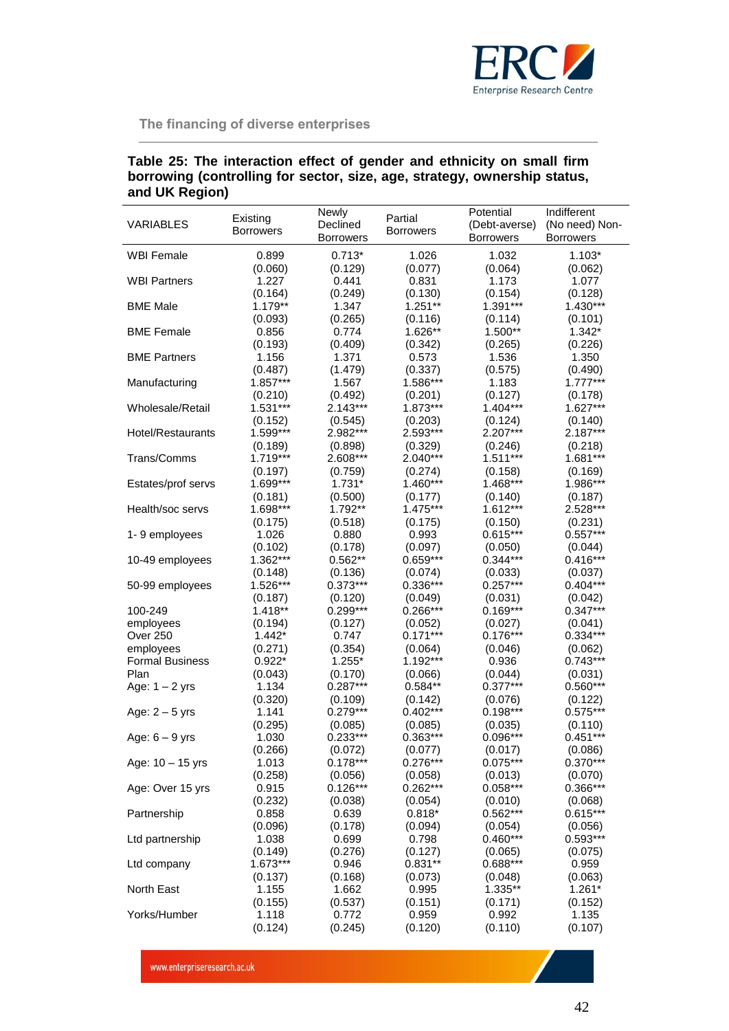**Table 25: The interaction effect of gender and ethnicity on small firm borrowing (controlling for sector, size, age, strategy, ownership status, and UK Region)**

| VARIABLES | Existing Borrowers | Newly Declined Borrowers | Partial Borrowers | Potential (Debt-averse) Borrowers | Indifferent (No need) Non-Borrowers |
|---|---|---|---|---|---|
| WBI Female | 0.899 | 0.713* | 1.026 | 1.032 | 1.103* |
| | (0.060) | (0.129) | (0.077) | (0.064) | (0.062) |
| WBI Partners | 1.227 | 0.441 | 0.831 | 1.173 | 1.077 |
| | (0.164) | (0.249) | (0.130) | (0.154) | (0.128) |
| BME Male | 1.179** | 1.347 | 1.251** | 1.391*** | 1.430*** |
| | (0.093) | (0.265) | (0.116) | (0.114) | (0.101) |
| BME Female | 0.856 | 0.774 | 1.626** | 1.500** | 1.342* |
| | (0.193) | (0.409) | (0.342) | (0.265) | (0.226) |
| BME Partners | 1.156 | 1.371 | 0.573 | 1.536 | 1.350 |
| | (0.487) | (1.479) | (0.337) | (0.575) | (0.490) |
| Manufacturing | 1.857*** | 1.567 | 1.586*** | 1.183 | 1.777*** |
| | (0.210) | (0.492) | (0.201) | (0.127) | (0.178) |
| Wholesale/Retail | 1.531*** | 2.143*** | 1.873*** | 1.404*** | 1.627*** |
| | (0.152) | (0.545) | (0.203) | (0.124) | (0.140) |
| Hotel/Restaurants | 1.599*** | 2.982*** | 2.593*** | 2.207*** | 2.187*** |
| | (0.189) | (0.898) | (0.329) | (0.246) | (0.218) |
| Trans/Comms | 1.719*** | 2.608*** | 2.040*** | 1.511*** | 1.681*** |
| | (0.197) | (0.759) | (0.274) | (0.158) | (0.169) |
| Estates/prof servs | 1.699*** | 1.731* | 1.460*** | 1.468*** | 1.986*** |
| | (0.181) | (0.500) | (0.177) | (0.140) | (0.187) |
| Health/soc servs | 1.698*** | 1.792** | 1.475*** | 1.612*** | 2.528*** |
| | (0.175) | (0.518) | (0.175) | (0.150) | (0.231) |
| 1- 9 employees | 1.026 | 0.880 | 0.993 | 0.615*** | 0.557*** |
| | (0.102) | (0.178) | (0.097) | (0.050) | (0.044) |
| 10-49 employees | 1.362*** | 0.562** | 0.659*** | 0.344*** | 0.416*** |
| | (0.148) | (0.136) | (0.074) | (0.033) | (0.037) |
| 50-99 employees | 1.526*** | 0.373*** | 0.336*** | 0.257*** | 0.404*** |
| | (0.187) | (0.120) | (0.049) | (0.031) | (0.042) |
| 100-249 employees | 1.418** | 0.299*** | 0.266*** | 0.169*** | 0.347*** |
| | (0.194) | (0.127) | (0.052) | (0.027) | (0.041) |
| Over 250 employees | 1.442* | 0.747 | 0.171*** | 0.176*** | 0.334*** |
| | (0.271) | (0.354) | (0.064) | (0.046) | (0.062) |
| Formal Business Plan | 0.922* | 1.255* | 1.192*** | 0.936 | 0.743*** |
| | (0.043) | (0.170) | (0.066) | (0.044) | (0.031) |
| Age: 1 – 2 yrs | 1.134 | 0.287*** | 0.584** | 0.377*** | 0.560*** |
| | (0.320) | (0.109) | (0.142) | (0.076) | (0.122) |
| Age: 2 – 5 yrs | 1.141 | 0.279*** | 0.402*** | 0.198*** | 0.575*** |
| | (0.295) | (0.085) | (0.085) | (0.035) | (0.110) |
| Age: 6 – 9 yrs | 1.030 | 0.233*** | 0.363*** | 0.096*** | 0.451*** |
| | (0.266) | (0.072) | (0.077) | (0.017) | (0.086) |
| Age: 10 – 15 yrs | 1.013 | 0.178*** | 0.276*** | 0.075*** | 0.370*** |
| | (0.258) | (0.056) | (0.058) | (0.013) | (0.070) |
| Age: Over 15 yrs | 0.915 | 0.126*** | 0.262*** | 0.058*** | 0.366*** |
| | (0.232) | (0.038) | (0.054) | (0.010) | (0.068) |
| Partnership | 0.858 | 0.639 | 0.818* | 0.562*** | 0.615*** |
| | (0.096) | (0.178) | (0.094) | (0.054) | (0.056) |
| Ltd partnership | 1.038 | 0.699 | 0.798 | 0.460*** | 0.593*** |
| | (0.149) | (0.276) | (0.127) | (0.065) | (0.075) |
| Ltd company | 1.673*** | 0.946 | 0.831** | 0.688*** | 0.959 |
| | (0.137) | (0.168) | (0.073) | (0.048) | (0.063) |
| North East | 1.155 | 1.662 | 0.995 | 1.335** | 1.261* |
| | (0.155) | (0.537) | (0.151) | (0.171) | (0.152) |
| Yorks/Humber | 1.118 | 0.772 | 0.959 | 0.992 | 1.135 |
| | (0.124) | (0.245) | (0.120) | (0.110) | (0.107) |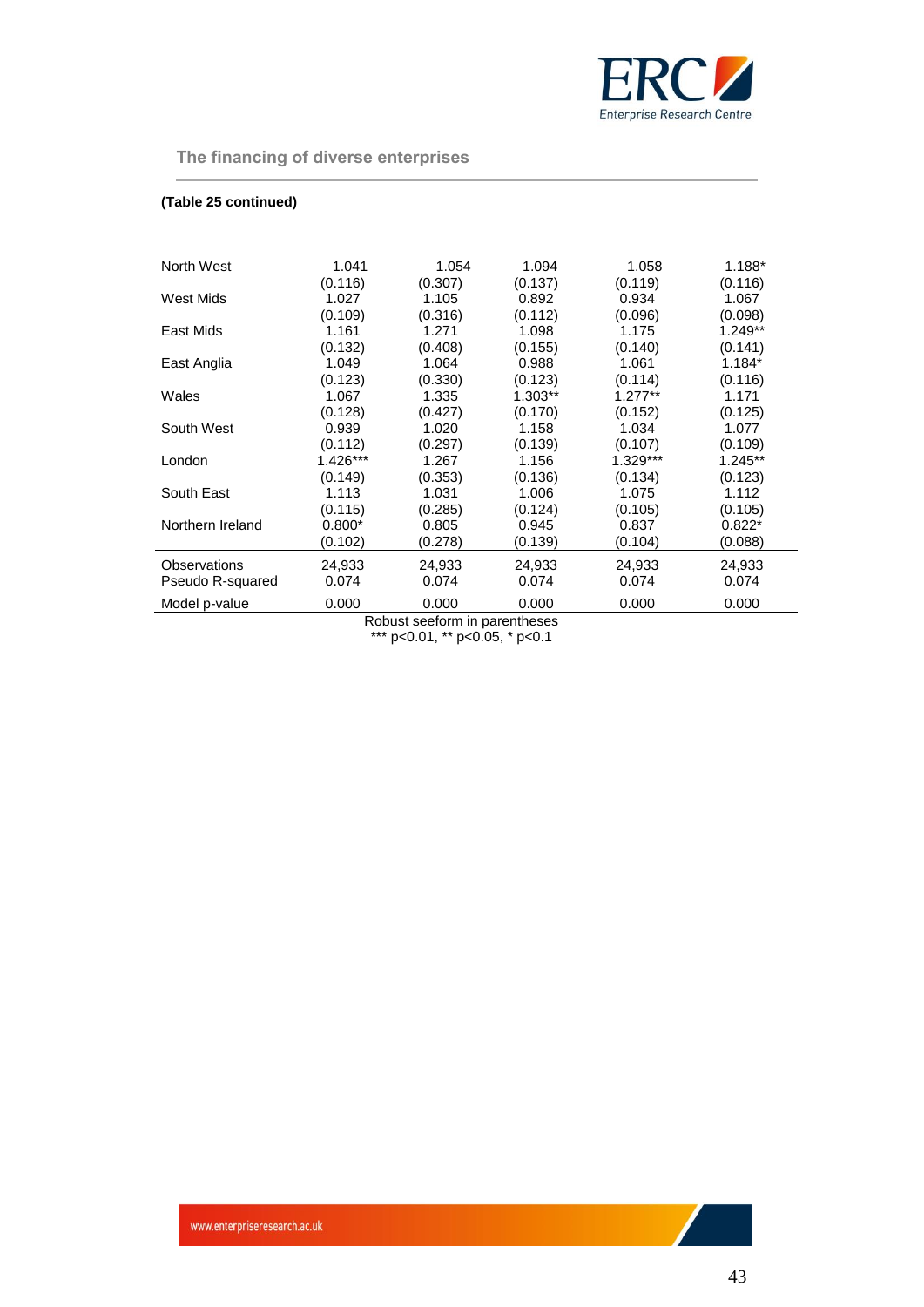**(Table 25 continued)**

| | | | | | |
|---|---|---|---|---|---|
| North West | 1.041 | 1.054 | 1.094 | 1.058 | 1.188* |
| | (0.116) | (0.307) | (0.137) | (0.119) | (0.116) |
| West Mids | 1.027 | 1.105 | 0.892 | 0.934 | 1.067 |
| | (0.109) | (0.316) | (0.112) | (0.096) | (0.098) |
| East Mids | 1.161 | 1.271 | 1.098 | 1.175 | 1.249** |
| | (0.132) | (0.408) | (0.155) | (0.140) | (0.141) |
| East Anglia | 1.049 | 1.064 | 0.988 | 1.061 | 1.184* |
| | (0.123) | (0.330) | (0.123) | (0.114) | (0.116) |
| Wales | 1.067 | 1.335 | 1.303** | 1.277** | 1.171 |
| | (0.128) | (0.427) | (0.170) | (0.152) | (0.125) |
| South West | 0.939 | 1.020 | 1.158 | 1.034 | 1.077 |
| | (0.112) | (0.297) | (0.139) | (0.107) | (0.109) |
| London | 1.426*** | 1.267 | 1.156 | 1.329*** | 1.245** |
| | (0.149) | (0.353) | (0.136) | (0.134) | (0.123) |
| South East | 1.113 | 1.031 | 1.006 | 1.075 | 1.112 |
| | (0.115) | (0.285) | (0.124) | (0.105) | (0.105) |
| Northern Ireland | 0.800* | 0.805 | 0.945 | 0.837 | 0.822* |
| | (0.102) | (0.278) | (0.139) | (0.104) | (0.088) |
| Observations | 24,933 | 24,933 | 24,933 | 24,933 | 24,933 |
| Pseudo R-squared | 0.074 | 0.074 | 0.074 | 0.074 | 0.074 |
| Model p-value | 0.000 | 0.000 | 0.000 | 0.000 | 0.000 |

Robust seeform in parentheses
*** p<0.01, ** p<0.05, * p<0.1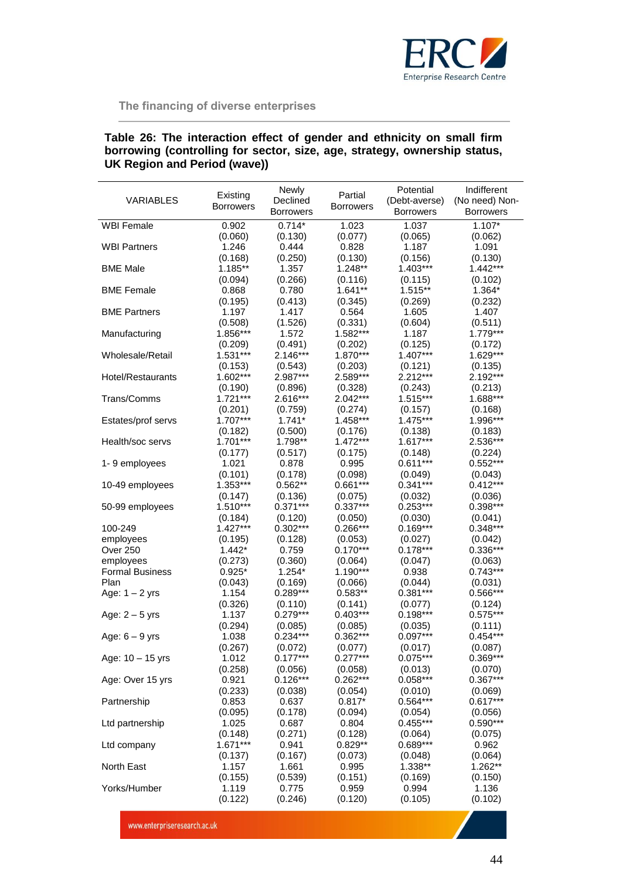**Table 26: The interaction effect of gender and ethnicity on small firm borrowing (controlling for sector, size, age, strategy, ownership status, UK Region and Period (wave))**

| VARIABLES | Existing Borrowers | Newly Declined Borrowers | Partial Borrowers | Potential (Debt-averse) Borrowers | Indifferent (No need) Non-Borrowers |
|---|---|---|---|---|---|
| WBI Female | 0.902 | 0.714* | 1.023 | 1.037 | 1.107* |
| | (0.060) | (0.130) | (0.077) | (0.065) | (0.062) |
| WBI Partners | 1.246 | 0.444 | 0.828 | 1.187 | 1.091 |
| | (0.168) | (0.250) | (0.130) | (0.156) | (0.130) |
| BME Male | 1.185** | 1.357 | 1.248** | 1.403*** | 1.442*** |
| | (0.094) | (0.266) | (0.116) | (0.115) | (0.102) |
| BME Female | 0.868 | 0.780 | 1.641** | 1.515** | 1.364* |
| | (0.195) | (0.413) | (0.345) | (0.269) | (0.232) |
| BME Partners | 1.197 | 1.417 | 0.564 | 1.605 | 1.407 |
| | (0.508) | (1.526) | (0.331) | (0.604) | (0.511) |
| Manufacturing | 1.856*** | 1.572 | 1.582*** | 1.187 | 1.779*** |
| | (0.209) | (0.491) | (0.202) | (0.125) | (0.172) |
| Wholesale/Retail | 1.531*** | 2.146*** | 1.870*** | 1.407*** | 1.629*** |
| | (0.153) | (0.543) | (0.203) | (0.121) | (0.135) |
| Hotel/Restaurants | 1.602*** | 2.987*** | 2.589*** | 2.212*** | 2.192*** |
| | (0.190) | (0.896) | (0.328) | (0.243) | (0.213) |
| Trans/Comms | 1.721*** | 2.616*** | 2.042*** | 1.515*** | 1.688*** |
| | (0.201) | (0.759) | (0.274) | (0.157) | (0.168) |
| Estates/prof servs | 1.707*** | 1.741* | 1.458*** | 1.475*** | 1.996*** |
| | (0.182) | (0.500) | (0.176) | (0.138) | (0.183) |
| Health/soc servs | 1.701*** | 1.798** | 1.472*** | 1.617*** | 2.536*** |
| | (0.177) | (0.517) | (0.175) | (0.148) | (0.224) |
| 1- 9 employees | 1.021 | 0.878 | 0.995 | 0.611*** | 0.552*** |
| | (0.101) | (0.178) | (0.098) | (0.049) | (0.043) |
| 10-49 employees | 1.353*** | 0.562** | 0.661*** | 0.341*** | 0.412*** |
| | (0.147) | (0.136) | (0.075) | (0.032) | (0.036) |
| 50-99 employees | 1.510*** | 0.371*** | 0.337*** | 0.253*** | 0.398*** |
| | (0.184) | (0.120) | (0.050) | (0.030) | (0.041) |
| 100-249 employees | 1.427*** | 0.302*** | 0.266*** | 0.169*** | 0.348*** |
| | (0.195) | (0.128) | (0.053) | (0.027) | (0.042) |
| Over 250 employees | 1.442* | 0.759 | 0.170*** | 0.178*** | 0.336*** |
| | (0.273) | (0.360) | (0.064) | (0.047) | (0.063) |
| Formal Business Plan | 0.925* | 1.254* | 1.190*** | 0.938 | 0.743*** |
| | (0.043) | (0.169) | (0.066) | (0.044) | (0.031) |
| Age: 1 – 2 yrs | 1.154 | 0.289*** | 0.583** | 0.381*** | 0.566*** |
| | (0.326) | (0.110) | (0.141) | (0.077) | (0.124) |
| Age: 2 – 5 yrs | 1.137 | 0.279*** | 0.403*** | 0.198*** | 0.575*** |
| | (0.294) | (0.085) | (0.085) | (0.035) | (0.111) |
| Age: 6 – 9 yrs | 1.038 | 0.234*** | 0.362*** | 0.097*** | 0.454*** |
| | (0.267) | (0.072) | (0.077) | (0.017) | (0.087) |
| Age: 10 – 15 yrs | 1.012 | 0.177*** | 0.277*** | 0.075*** | 0.369*** |
| | (0.258) | (0.056) | (0.058) | (0.013) | (0.070) |
| Age: Over 15 yrs | 0.921 | 0.126*** | 0.262*** | 0.058*** | 0.367*** |
| | (0.233) | (0.038) | (0.054) | (0.010) | (0.069) |
| Partnership | 0.853 | 0.637 | 0.817* | 0.564*** | 0.617*** |
| | (0.095) | (0.178) | (0.094) | (0.054) | (0.056) |
| Ltd partnership | 1.025 | 0.687 | 0.804 | 0.455*** | 0.590*** |
| | (0.148) | (0.271) | (0.128) | (0.064) | (0.075) |
| Ltd company | 1.671*** | 0.941 | 0.829** | 0.689*** | 0.962 |
| | (0.137) | (0.167) | (0.073) | (0.048) | (0.064) |
| North East | 1.157 | 1.661 | 0.995 | 1.338** | 1.262** |
| | (0.155) | (0.539) | (0.151) | (0.169) | (0.150) |
| Yorks/Humber | 1.119 | 0.775 | 0.959 | 0.994 | 1.136 |
| | (0.122) | (0.246) | (0.120) | (0.105) | (0.102) |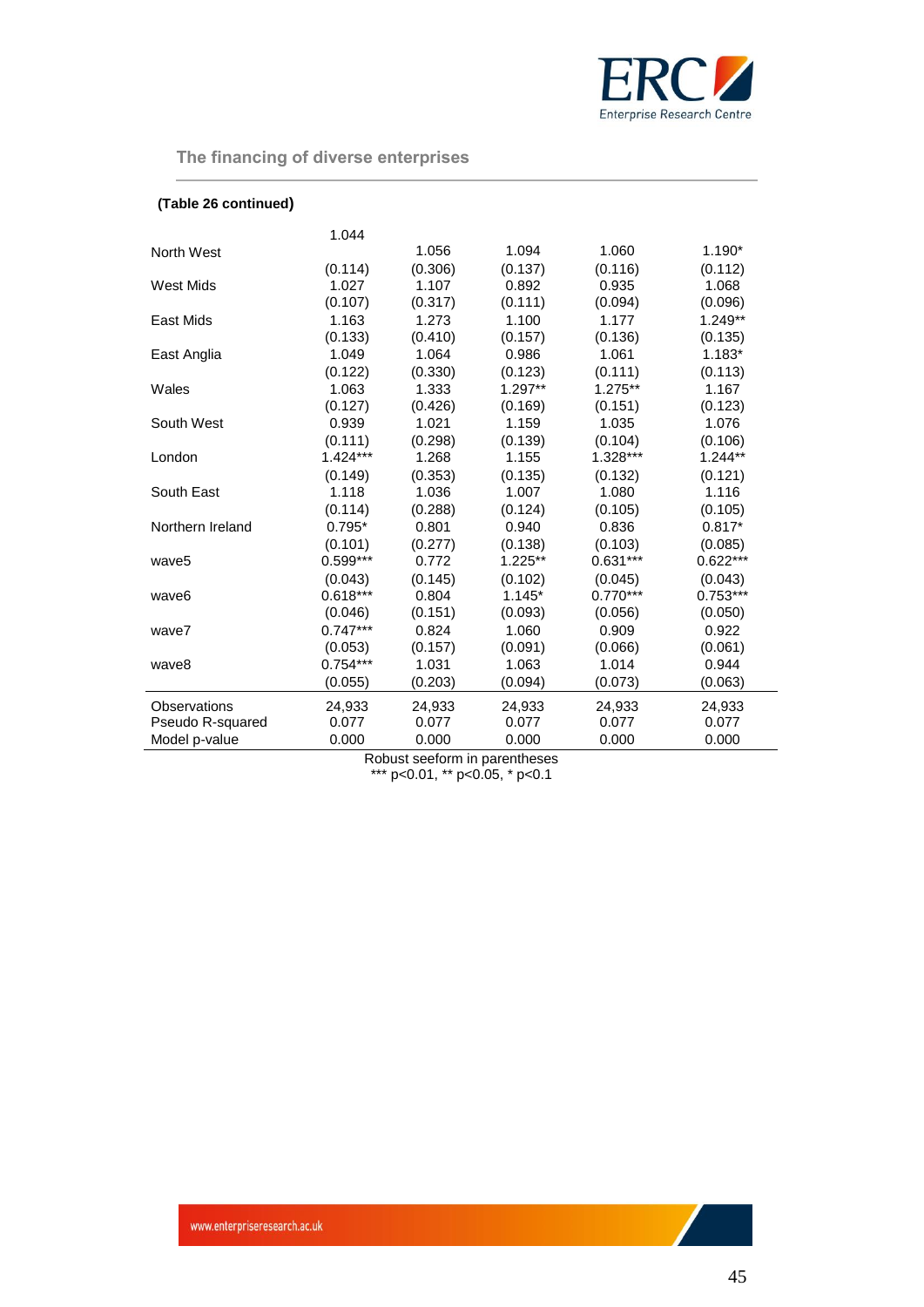**(Table 26 continued)**

| | | | | | |
|---|---|---|---|---|---|
| North West | 1.044 | 1.056 | 1.094 | 1.060 | 1.190* |
| | (0.114) | (0.306) | (0.137) | (0.116) | (0.112) |
| West Mids | 1.027 | 1.107 | 0.892 | 0.935 | 1.068 |
| | (0.107) | (0.317) | (0.111) | (0.094) | (0.096) |
| East Mids | 1.163 | 1.273 | 1.100 | 1.177 | 1.249** |
| | (0.133) | (0.410) | (0.157) | (0.136) | (0.135) |
| East Anglia | 1.049 | 1.064 | 0.986 | 1.061 | 1.183* |
| | (0.122) | (0.330) | (0.123) | (0.111) | (0.113) |
| Wales | 1.063 | 1.333 | 1.297** | 1.275** | 1.167 |
| | (0.127) | (0.426) | (0.169) | (0.151) | (0.123) |
| South West | 0.939 | 1.021 | 1.159 | 1.035 | 1.076 |
| | (0.111) | (0.298) | (0.139) | (0.104) | (0.106) |
| London | 1.424*** | 1.268 | 1.155 | 1.328*** | 1.244** |
| | (0.149) | (0.353) | (0.135) | (0.132) | (0.121) |
| South East | 1.118 | 1.036 | 1.007 | 1.080 | 1.116 |
| | (0.114) | (0.288) | (0.124) | (0.105) | (0.105) |
| Northern Ireland | 0.795* | 0.801 | 0.940 | 0.836 | 0.817* |
| | (0.101) | (0.277) | (0.138) | (0.103) | (0.085) |
| wave5 | 0.599*** | 0.772 | 1.225** | 0.631*** | 0.622*** |
| | (0.043) | (0.145) | (0.102) | (0.045) | (0.043) |
| wave6 | 0.618*** | 0.804 | 1.145* | 0.770*** | 0.753*** |
| | (0.046) | (0.151) | (0.093) | (0.056) | (0.050) |
| wave7 | 0.747*** | 0.824 | 1.060 | 0.909 | 0.922 |
| | (0.053) | (0.157) | (0.091) | (0.066) | (0.061) |
| wave8 | 0.754*** | 1.031 | 1.063 | 1.014 | 0.944 |
| | (0.055) | (0.203) | (0.094) | (0.073) | (0.063) |
| Observations | 24,933 | 24,933 | 24,933 | 24,933 | 24,933 |
| Pseudo R-squared | 0.077 | 0.077 | 0.077 | 0.077 | 0.077 |
| Model p-value | 0.000 | 0.000 | 0.000 | 0.000 | 0.000 |

Robust seeform in parentheses
*** p<0.01, ** p<0.05, * p<0.1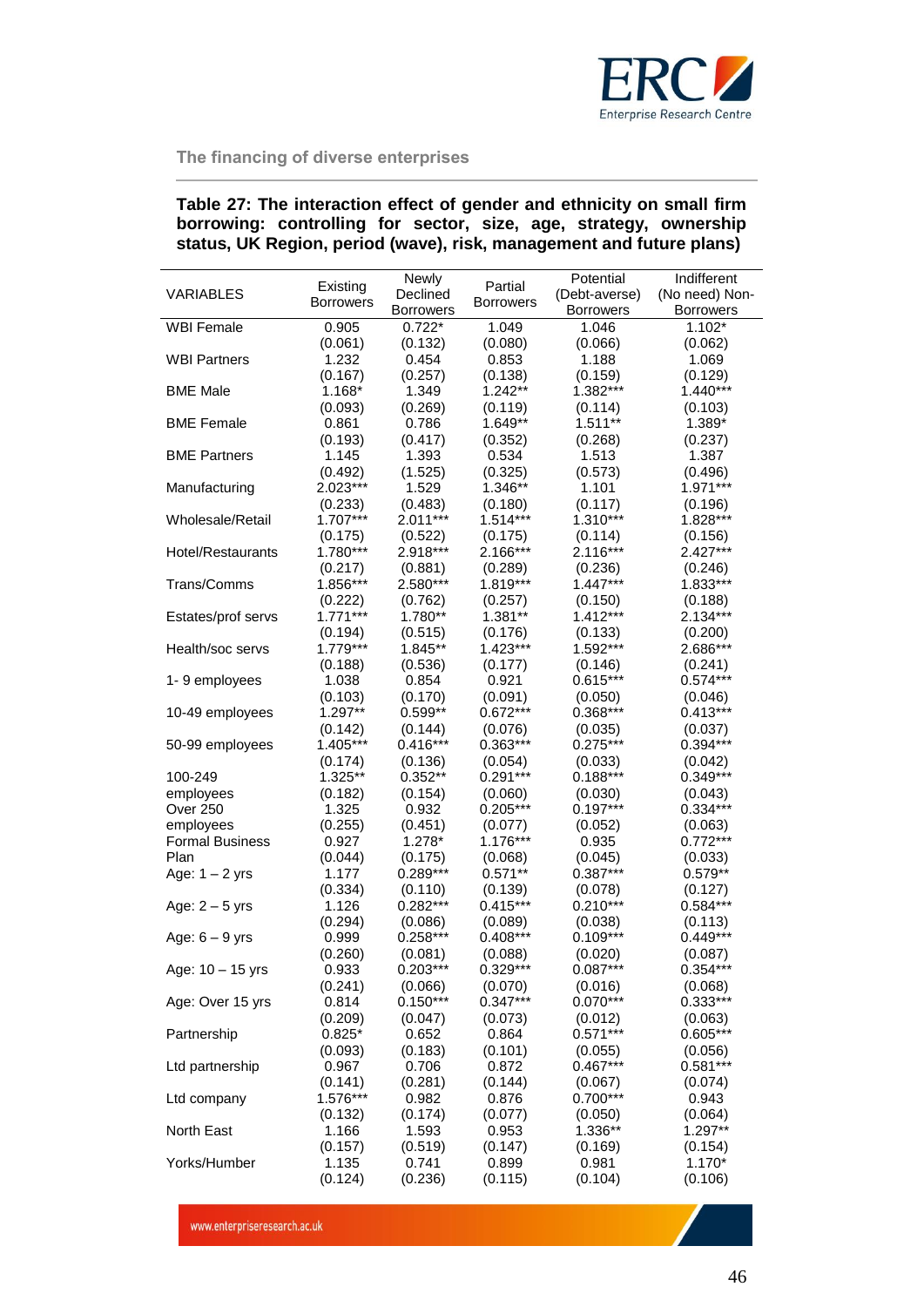**Table 27: The interaction effect of gender and ethnicity on small firm borrowing: controlling for sector, size, age, strategy, ownership status, UK Region, period (wave), risk, management and future plans)**

| VARIABLES | Existing Borrowers | Newly Declined Borrowers | Partial Borrowers | Potential (Debt-averse) Borrowers | Indifferent (No need) Non-Borrowers |
|---|---|---|---|---|---|
| WBI Female | 0.905 | 0.722* | 1.049 | 1.046 | 1.102* |
| | (0.061) | (0.132) | (0.080) | (0.066) | (0.062) |
| WBI Partners | 1.232 | 0.454 | 0.853 | 1.188 | 1.069 |
| | (0.167) | (0.257) | (0.138) | (0.159) | (0.129) |
| BME Male | 1.168* | 1.349 | 1.242** | 1.382*** | 1.440*** |
| | (0.093) | (0.269) | (0.119) | (0.114) | (0.103) |
| BME Female | 0.861 | 0.786 | 1.649** | 1.511** | 1.389* |
| | (0.193) | (0.417) | (0.352) | (0.268) | (0.237) |
| BME Partners | 1.145 | 1.393 | 0.534 | 1.513 | 1.387 |
| | (0.492) | (1.525) | (0.325) | (0.573) | (0.496) |
| Manufacturing | 2.023*** | 1.529 | 1.346** | 1.101 | 1.971*** |
| | (0.233) | (0.483) | (0.180) | (0.117) | (0.196) |
| Wholesale/Retail | 1.707*** | 2.011*** | 1.514*** | 1.310*** | 1.828*** |
| | (0.175) | (0.522) | (0.175) | (0.114) | (0.156) |
| Hotel/Restaurants | 1.780*** | 2.918*** | 2.166*** | 2.116*** | 2.427*** |
| | (0.217) | (0.881) | (0.289) | (0.236) | (0.246) |
| Trans/Comms | 1.856*** | 2.580*** | 1.819*** | 1.447*** | 1.833*** |
| | (0.222) | (0.762) | (0.257) | (0.150) | (0.188) |
| Estates/prof servs | 1.771*** | 1.780** | 1.381** | 1.412*** | 2.134*** |
| | (0.194) | (0.515) | (0.176) | (0.133) | (0.200) |
| Health/soc servs | 1.779*** | 1.845** | 1.423*** | 1.592*** | 2.686*** |
| | (0.188) | (0.536) | (0.177) | (0.146) | (0.241) |
| 1- 9 employees | 1.038 | 0.854 | 0.921 | 0.615*** | 0.574*** |
| | (0.103) | (0.170) | (0.091) | (0.050) | (0.046) |
| 10-49 employees | 1.297** | 0.599** | 0.672*** | 0.368*** | 0.413*** |
| | (0.142) | (0.144) | (0.076) | (0.035) | (0.037) |
| 50-99 employees | 1.405*** | 0.416*** | 0.363*** | 0.275*** | 0.394*** |
| | (0.174) | (0.136) | (0.054) | (0.033) | (0.042) |
| 100-249 employees | 1.325** | 0.352** | 0.291*** | 0.188*** | 0.349*** |
| | (0.182) | (0.154) | (0.060) | (0.030) | (0.043) |
| Over 250 employees | 1.325 | 0.932 | 0.205*** | 0.197*** | 0.334*** |
| | (0.255) | (0.451) | (0.077) | (0.052) | (0.063) |
| Formal Business Plan | 0.927 | 1.278* | 1.176*** | 0.935 | 0.772*** |
| | (0.044) | (0.175) | (0.068) | (0.045) | (0.033) |
| Age: 1 – 2 yrs | 1.177 | 0.289*** | 0.571** | 0.387*** | 0.579** |
| | (0.334) | (0.110) | (0.139) | (0.078) | (0.127) |
| Age: 2 – 5 yrs | 1.126 | 0.282*** | 0.415*** | 0.210*** | 0.584*** |
| | (0.294) | (0.086) | (0.089) | (0.038) | (0.113) |
| Age: 6 – 9 yrs | 0.999 | 0.258*** | 0.408*** | 0.109*** | 0.449*** |
| | (0.260) | (0.081) | (0.088) | (0.020) | (0.087) |
| Age: 10 – 15 yrs | 0.933 | 0.203*** | 0.329*** | 0.087*** | 0.354*** |
| | (0.241) | (0.066) | (0.070) | (0.016) | (0.068) |
| Age: Over 15 yrs | 0.814 | 0.150*** | 0.347*** | 0.070*** | 0.333*** |
| | (0.209) | (0.047) | (0.073) | (0.012) | (0.063) |
| Partnership | 0.825* | 0.652 | 0.864 | 0.571*** | 0.605*** |
| | (0.093) | (0.183) | (0.101) | (0.055) | (0.056) |
| Ltd partnership | 0.967 | 0.706 | 0.872 | 0.467*** | 0.581*** |
| | (0.141) | (0.281) | (0.144) | (0.067) | (0.074) |
| Ltd company | 1.576*** | 0.982 | 0.876 | 0.700*** | 0.943 |
| | (0.132) | (0.174) | (0.077) | (0.050) | (0.064) |
| North East | 1.166 | 1.593 | 0.953 | 1.336** | 1.297** |
| | (0.157) | (0.519) | (0.147) | (0.169) | (0.154) |
| Yorks/Humber | 1.135 | 0.741 | 0.899 | 0.981 | 1.170* |
| | (0.124) | (0.236) | (0.115) | (0.104) | (0.106) |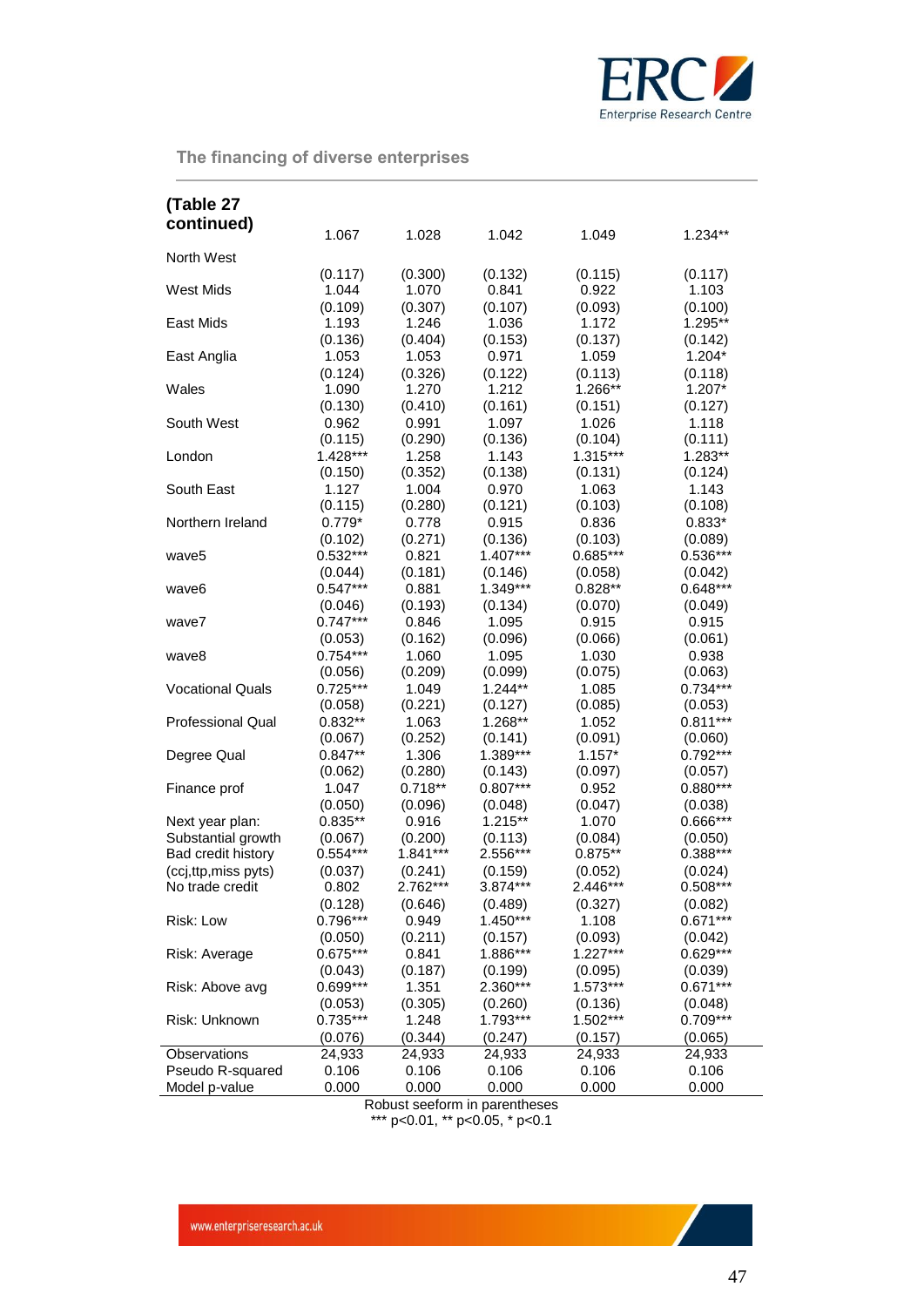| (Table 27 continued) | | | | | |
|---|---|---|---|---|---|
| North West | 1.067 | 1.028 | 1.042 | 1.049 | 1.234** |
| | (0.117) | (0.300) | (0.132) | (0.115) | (0.117) |
| West Mids | 1.044 | 1.070 | 0.841 | 0.922 | 1.103 |
| | (0.109) | (0.307) | (0.107) | (0.093) | (0.100) |
| East Mids | 1.193 | 1.246 | 1.036 | 1.172 | 1.295** |
| | (0.136) | (0.404) | (0.153) | (0.137) | (0.142) |
| East Anglia | 1.053 | 1.053 | 0.971 | 1.059 | 1.204* |
| | (0.124) | (0.326) | (0.122) | (0.113) | (0.118) |
| Wales | 1.090 | 1.270 | 1.212 | 1.266** | 1.207* |
| | (0.130) | (0.410) | (0.161) | (0.151) | (0.127) |
| South West | 0.962 | 0.991 | 1.097 | 1.026 | 1.118 |
| | (0.115) | (0.290) | (0.136) | (0.104) | (0.111) |
| London | 1.428*** | 1.258 | 1.143 | 1.315*** | 1.283** |
| | (0.150) | (0.352) | (0.138) | (0.131) | (0.124) |
| South East | 1.127 | 1.004 | 0.970 | 1.063 | 1.143 |
| | (0.115) | (0.280) | (0.121) | (0.103) | (0.108) |
| Northern Ireland | 0.779* | 0.778 | 0.915 | 0.836 | 0.833* |
| | (0.102) | (0.271) | (0.136) | (0.103) | (0.089) |
| wave5 | 0.532*** | 0.821 | 1.407*** | 0.685*** | 0.536*** |
| | (0.044) | (0.181) | (0.146) | (0.058) | (0.042) |
| wave6 | 0.547*** | 0.881 | 1.349*** | 0.828** | 0.648*** |
| | (0.046) | (0.193) | (0.134) | (0.070) | (0.049) |
| wave7 | 0.747*** | 0.846 | 1.095 | 0.915 | 0.915 |
| | (0.053) | (0.162) | (0.096) | (0.066) | (0.061) |
| wave8 | 0.754*** | 1.060 | 1.095 | 1.030 | 0.938 |
| | (0.056) | (0.209) | (0.099) | (0.075) | (0.063) |
| Vocational Quals | 0.725*** | 1.049 | 1.244** | 1.085 | 0.734*** |
| | (0.058) | (0.221) | (0.127) | (0.085) | (0.053) |
| Professional Qual | 0.832** | 1.063 | 1.268** | 1.052 | 0.811*** |
| | (0.067) | (0.252) | (0.141) | (0.091) | (0.060) |
| Degree Qual | 0.847** | 1.306 | 1.389*** | 1.157* | 0.792*** |
| | (0.062) | (0.280) | (0.143) | (0.097) | (0.057) |
| Finance prof | 1.047 | 0.718** | 0.807*** | 0.952 | 0.880*** |
| | (0.050) | (0.096) | (0.048) | (0.047) | (0.038) |
| Next year plan: | 0.835** | 0.916 | 1.215** | 1.070 | 0.666*** |
| Substantial growth | (0.067) | (0.200) | (0.113) | (0.084) | (0.050) |
| Bad credit history | 0.554*** | 1.841*** | 2.556*** | 0.875** | 0.388*** |
| (ccj,ttp,miss pyts) | (0.037) | (0.241) | (0.159) | (0.052) | (0.024) |
| No trade credit | 0.802 | 2.762*** | 3.874*** | 2.446*** | 0.508*** |
| | (0.128) | (0.646) | (0.489) | (0.327) | (0.082) |
| Risk: Low | 0.796*** | 0.949 | 1.450*** | 1.108 | 0.671*** |
| | (0.050) | (0.211) | (0.157) | (0.093) | (0.042) |
| Risk: Average | 0.675*** | 0.841 | 1.886*** | 1.227*** | 0.629*** |
| | (0.043) | (0.187) | (0.199) | (0.095) | (0.039) |
| Risk: Above avg | 0.699*** | 1.351 | 2.360*** | 1.573*** | 0.671*** |
| | (0.053) | (0.305) | (0.260) | (0.136) | (0.048) |
| Risk: Unknown | 0.735*** | 1.248 | 1.793*** | 1.502*** | 0.709*** |
| | (0.076) | (0.344) | (0.247) | (0.157) | (0.065) |
| Observations | 24,933 | 24,933 | 24,933 | 24,933 | 24,933 |
| Pseudo R-squared | 0.106 | 0.106 | 0.106 | 0.106 | 0.106 |
| Model p-value | 0.000 | 0.000 | 0.000 | 0.000 | 0.000 |

Robust seeform in parentheses
*** p<0.01, ** p<0.05, * p<0.1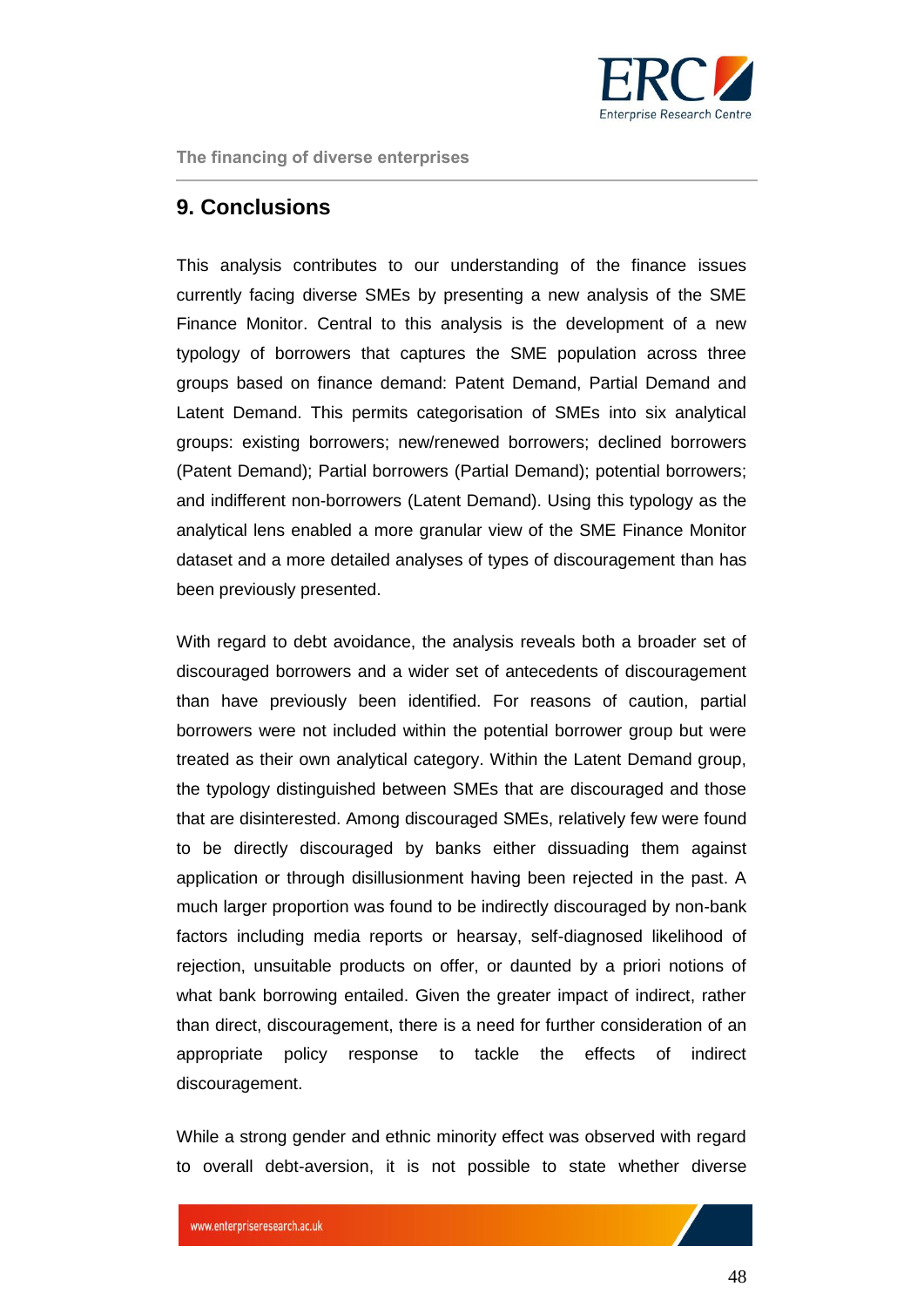## 9. Conclusions

This analysis contributes to our understanding of the finance issues currently facing diverse SMEs by presenting a new analysis of the SME Finance Monitor. Central to this analysis is the development of a new typology of borrowers that captures the SME population across three groups based on finance demand: Patent Demand, Partial Demand and Latent Demand. This permits categorisation of SMEs into six analytical groups: existing borrowers; new/renewed borrowers; declined borrowers (Patent Demand); Partial borrowers (Partial Demand); potential borrowers; and indifferent non-borrowers (Latent Demand). Using this typology as the analytical lens enabled a more granular view of the SME Finance Monitor dataset and a more detailed analyses of types of discouragement than has been previously presented.

With regard to debt avoidance, the analysis reveals both a broader set of discouraged borrowers and a wider set of antecedents of discouragement than have previously been identified. For reasons of caution, partial borrowers were not included within the potential borrower group but were treated as their own analytical category. Within the Latent Demand group, the typology distinguished between SMEs that are discouraged and those that are disinterested. Among discouraged SMEs, relatively few were found to be directly discouraged by banks either dissuading them against application or through disillusionment having been rejected in the past. A much larger proportion was found to be indirectly discouraged by non-bank factors including media reports or hearsay, self-diagnosed likelihood of rejection, unsuitable products on offer, or daunted by a priori notions of what bank borrowing entailed. Given the greater impact of indirect, rather than direct, discouragement, there is a need for further consideration of an appropriate policy response to tackle the effects of indirect discouragement.

While a strong gender and ethnic minority effect was observed with regard to overall debt-aversion, it is not possible to state whether diverse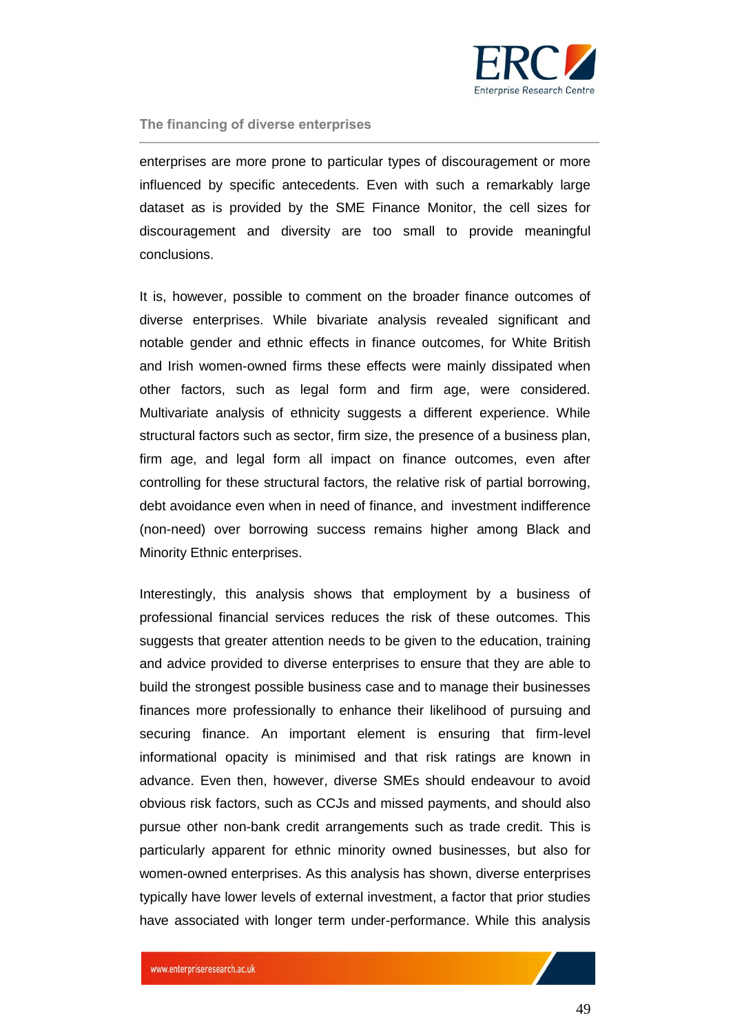enterprises are more prone to particular types of discouragement or more influenced by specific antecedents. Even with such a remarkably large dataset as is provided by the SME Finance Monitor, the cell sizes for discouragement and diversity are too small to provide meaningful conclusions.

It is, however, possible to comment on the broader finance outcomes of diverse enterprises. While bivariate analysis revealed significant and notable gender and ethnic effects in finance outcomes, for White British and Irish women-owned firms these effects were mainly dissipated when other factors, such as legal form and firm age, were considered. Multivariate analysis of ethnicity suggests a different experience. While structural factors such as sector, firm size, the presence of a business plan, firm age, and legal form all impact on finance outcomes, even after controlling for these structural factors, the relative risk of partial borrowing, debt avoidance even when in need of finance, and investment indifference (non-need) over borrowing success remains higher among Black and Minority Ethnic enterprises.

Interestingly, this analysis shows that employment by a business of professional financial services reduces the risk of these outcomes. This suggests that greater attention needs to be given to the education, training and advice provided to diverse enterprises to ensure that they are able to build the strongest possible business case and to manage their businesses finances more professionally to enhance their likelihood of pursuing and securing finance. An important element is ensuring that firm-level informational opacity is minimised and that risk ratings are known in advance. Even then, however, diverse SMEs should endeavour to avoid obvious risk factors, such as CCJs and missed payments, and should also pursue other non-bank credit arrangements such as trade credit. This is particularly apparent for ethnic minority owned businesses, but also for women-owned enterprises. As this analysis has shown, diverse enterprises typically have lower levels of external investment, a factor that prior studies have associated with longer term under-performance. While this analysis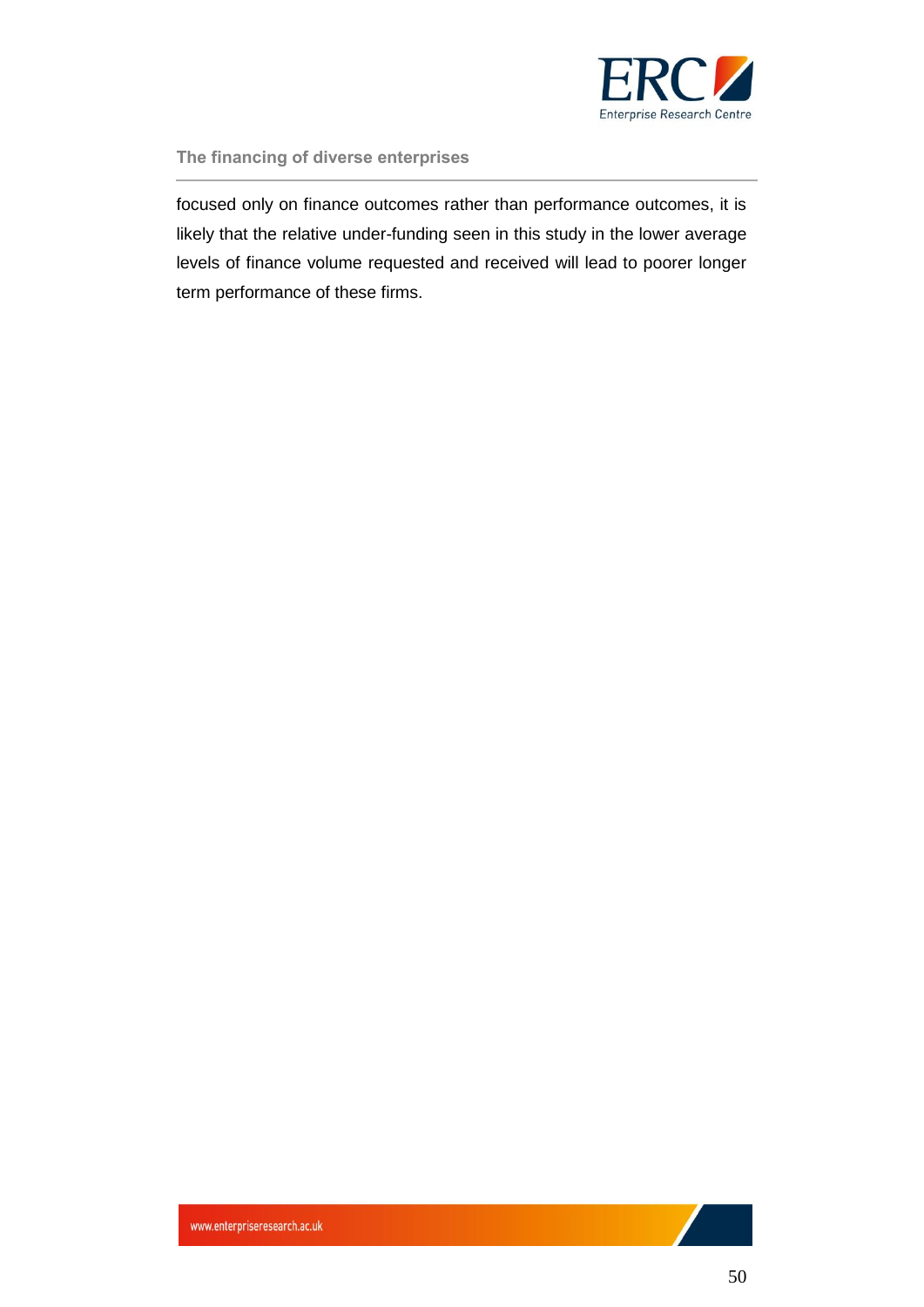focused only on finance outcomes rather than performance outcomes, it is likely that the relative under-funding seen in this study in the lower average levels of finance volume requested and received will lead to poorer longer term performance of these firms.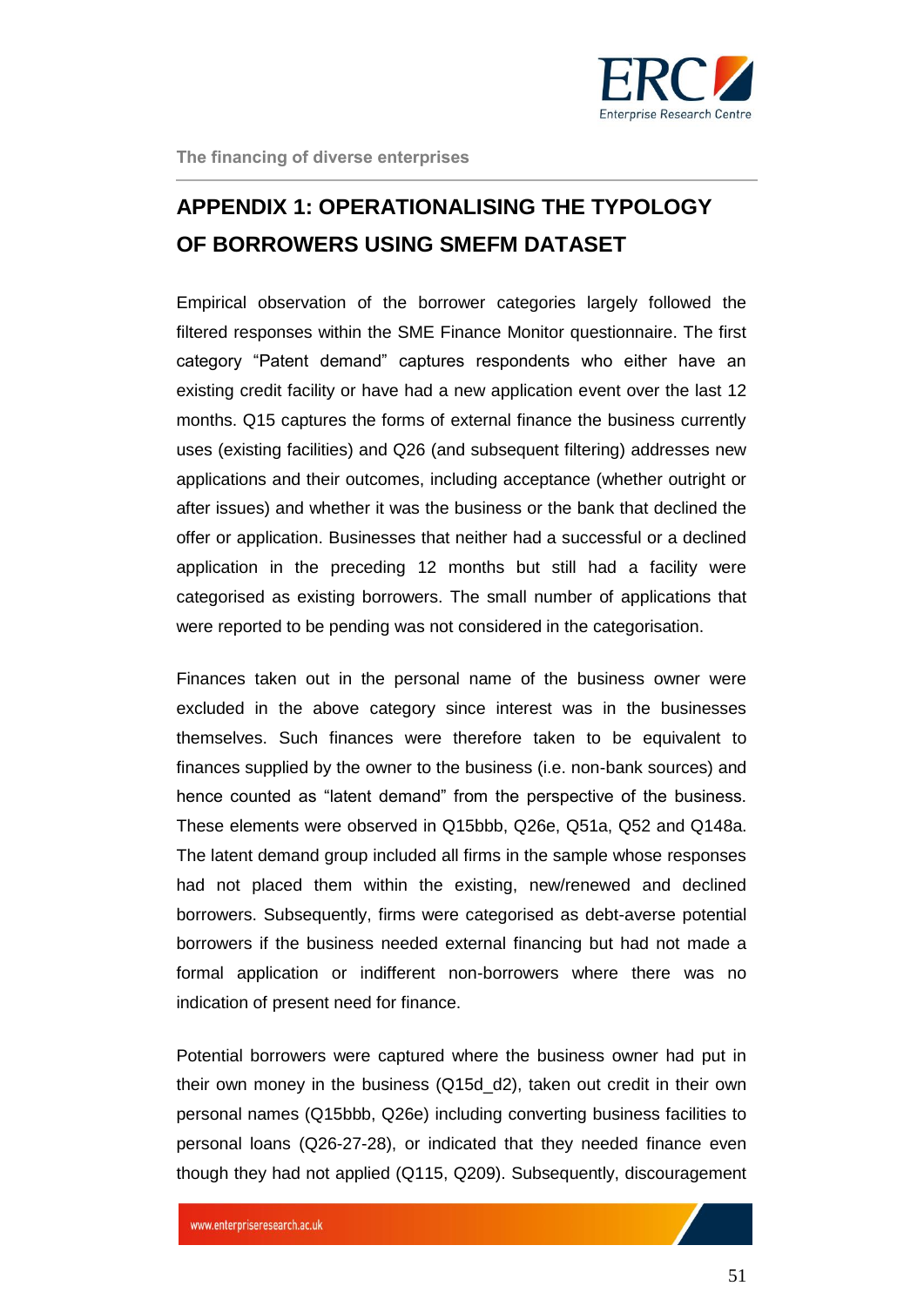## APPENDIX 1: OPERATIONALISING THE TYPOLOGY OF BORROWERS USING SMEFM DATASET

Empirical observation of the borrower categories largely followed the filtered responses within the SME Finance Monitor questionnaire. The first category "Patent demand" captures respondents who either have an existing credit facility or have had a new application event over the last 12 months. Q15 captures the forms of external finance the business currently uses (existing facilities) and Q26 (and subsequent filtering) addresses new applications and their outcomes, including acceptance (whether outright or after issues) and whether it was the business or the bank that declined the offer or application. Businesses that neither had a successful or a declined application in the preceding 12 months but still had a facility were categorised as existing borrowers. The small number of applications that were reported to be pending was not considered in the categorisation.

Finances taken out in the personal name of the business owner were excluded in the above category since interest was in the businesses themselves. Such finances were therefore taken to be equivalent to finances supplied by the owner to the business (i.e. non-bank sources) and hence counted as "latent demand" from the perspective of the business. These elements were observed in Q15bbb, Q26e, Q51a, Q52 and Q148a. The latent demand group included all firms in the sample whose responses had not placed them within the existing, new/renewed and declined borrowers. Subsequently, firms were categorised as debt-averse potential borrowers if the business needed external financing but had not made a formal application or indifferent non-borrowers where there was no indication of present need for finance.

Potential borrowers were captured where the business owner had put in their own money in the business (Q15d_d2), taken out credit in their own personal names (Q15bbb, Q26e) including converting business facilities to personal loans (Q26-27-28), or indicated that they needed finance even though they had not applied (Q115, Q209). Subsequently, discouragement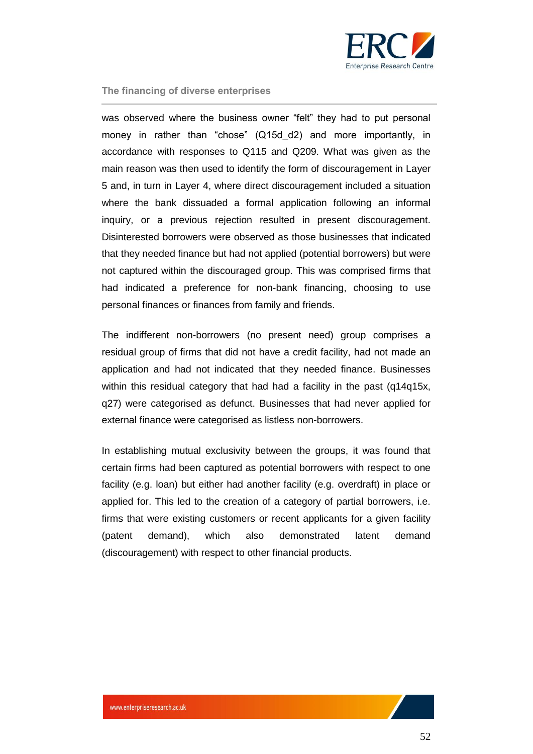was observed where the business owner “felt” they had to put personal money in rather than “chose” (Q15d_d2) and more importantly, in accordance with responses to Q115 and Q209. What was given as the main reason was then used to identify the form of discouragement in Layer 5 and, in turn in Layer 4, where direct discouragement included a situation where the bank dissuaded a formal application following an informal inquiry, or a previous rejection resulted in present discouragement. Disinterested borrowers were observed as those businesses that indicated that they needed finance but had not applied (potential borrowers) but were not captured within the discouraged group. This was comprised firms that had indicated a preference for non-bank financing, choosing to use personal finances or finances from family and friends.

The indifferent non-borrowers (no present need) group comprises a residual group of firms that did not have a credit facility, had not made an application and had not indicated that they needed finance. Businesses within this residual category that had had a facility in the past (q14q15x, q27) were categorised as defunct. Businesses that had never applied for external finance were categorised as listless non-borrowers.

In establishing mutual exclusivity between the groups, it was found that certain firms had been captured as potential borrowers with respect to one facility (e.g. loan) but either had another facility (e.g. overdraft) in place or applied for. This led to the creation of a category of partial borrowers, i.e. firms that were existing customers or recent applicants for a given facility (patent demand), which also demonstrated latent demand (discouragement) with respect to other financial products.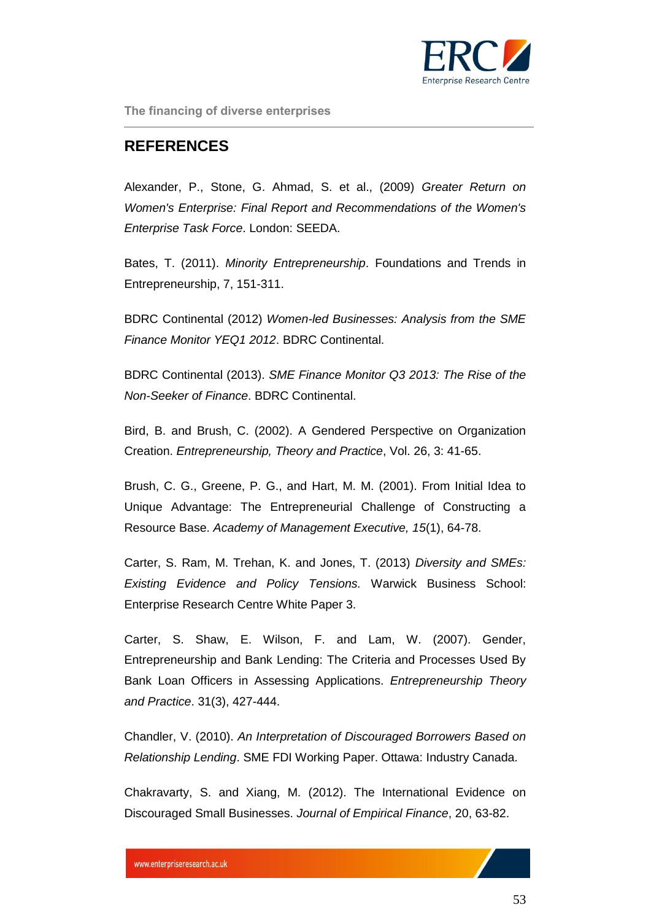## REFERENCES

Alexander, P., Stone, G. Ahmad, S. et al., (2009) *Greater Return on Women's Enterprise: Final Report and Recommendations of the Women's Enterprise Task Force*. London: SEEDA.

Bates, T. (2011). *Minority Entrepreneurship*. Foundations and Trends in Entrepreneurship, 7, 151-311.

BDRC Continental (2012) *Women-led Businesses: Analysis from the SME Finance Monitor YEQ1 2012*. BDRC Continental.

BDRC Continental (2013). *SME Finance Monitor Q3 2013: The Rise of the Non-Seeker of Finance*. BDRC Continental.

Bird, B. and Brush, C. (2002). A Gendered Perspective on Organization Creation. *Entrepreneurship, Theory and Practice*, Vol. 26, 3: 41-65.

Brush, C. G., Greene, P. G., and Hart, M. M. (2001). From Initial Idea to Unique Advantage: The Entrepreneurial Challenge of Constructing a Resource Base. *Academy of Management Executive, 15*(1), 64-78.

Carter, S. Ram, M. Trehan, K. and Jones, T. (2013) *Diversity and SMEs: Existing Evidence and Policy Tensions.* Warwick Business School: Enterprise Research Centre White Paper 3.

Carter, S. Shaw, E. Wilson, F. and Lam, W. (2007). Gender, Entrepreneurship and Bank Lending: The Criteria and Processes Used By Bank Loan Officers in Assessing Applications. *Entrepreneurship Theory and Practice*. 31(3), 427-444.

Chandler, V. (2010). *An Interpretation of Discouraged Borrowers Based on Relationship Lending*. SME FDI Working Paper. Ottawa: Industry Canada.

Chakravarty, S. and Xiang, M. (2012). The International Evidence on Discouraged Small Businesses. *Journal of Empirical Finance*, 20, 63-82.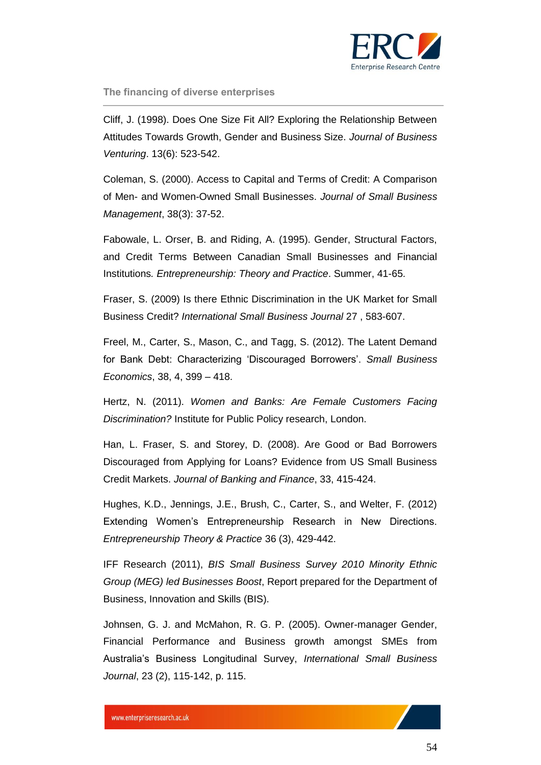Cliff, J. (1998). Does One Size Fit All? Exploring the Relationship Between Attitudes Towards Growth, Gender and Business Size. *Journal of Business Venturing*. 13(6): 523-542.

Coleman, S. (2000). Access to Capital and Terms of Credit: A Comparison of Men- and Women-Owned Small Businesses. *Journal of Small Business Management*, 38(3): 37-52.

Fabowale, L. Orser, B. and Riding, A. (1995). Gender, Structural Factors, and Credit Terms Between Canadian Small Businesses and Financial Institutions. *Entrepreneurship: Theory and Practice*. Summer, 41-65.

Fraser, S. (2009) Is there Ethnic Discrimination in the UK Market for Small Business Credit? *International Small Business Journal* 27 , 583-607.

Freel, M., Carter, S., Mason, C., and Tagg, S. (2012). The Latent Demand for Bank Debt: Characterizing 'Discouraged Borrowers'. *Small Business Economics*, 38, 4, 399 – 418.

Hertz, N. (2011). *Women and Banks: Are Female Customers Facing Discrimination?* Institute for Public Policy research, London.

Han, L. Fraser, S. and Storey, D. (2008). Are Good or Bad Borrowers Discouraged from Applying for Loans? Evidence from US Small Business Credit Markets. *Journal of Banking and Finance*, 33, 415-424.

Hughes, K.D., Jennings, J.E., Brush, C., Carter, S., and Welter, F. (2012) Extending Women's Entrepreneurship Research in New Directions. *Entrepreneurship Theory & Practice* 36 (3), 429-442.

IFF Research (2011), *BIS Small Business Survey 2010 Minority Ethnic Group (MEG) led Businesses Boost*, Report prepared for the Department of Business, Innovation and Skills (BIS).

Johnsen, G. J. and McMahon, R. G. P. (2005). Owner-manager Gender, Financial Performance and Business growth amongst SMEs from Australia's Business Longitudinal Survey, *International Small Business Journal*, 23 (2), 115-142, p. 115.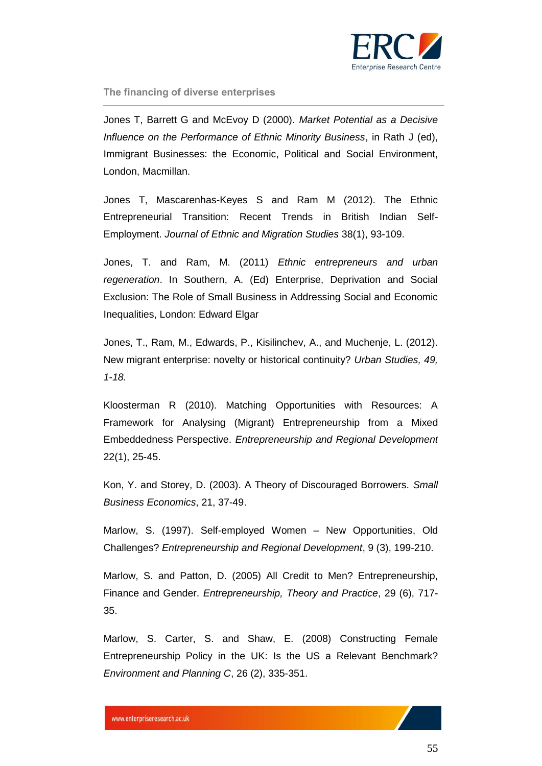Jones T, Barrett G and McEvoy D (2000). *Market Potential as a Decisive Influence on the Performance of Ethnic Minority Business*, in Rath J (ed), Immigrant Businesses: the Economic, Political and Social Environment, London, Macmillan.

Jones T, Mascarenhas-Keyes S and Ram M (2012). The Ethnic Entrepreneurial Transition: Recent Trends in British Indian Self-Employment. *Journal of Ethnic and Migration Studies* 38(1), 93-109.

Jones, T. and Ram, M. (2011) *Ethnic entrepreneurs and urban regeneration*. In Southern, A. (Ed) Enterprise, Deprivation and Social Exclusion: The Role of Small Business in Addressing Social and Economic Inequalities, London: Edward Elgar

Jones, T., Ram, M., Edwards, P., Kisilinchev, A., and Muchenje, L. (2012). New migrant enterprise: novelty or historical continuity? *Urban Studies, 49, 1-18.*

Kloosterman R (2010). Matching Opportunities with Resources: A Framework for Analysing (Migrant) Entrepreneurship from a Mixed Embeddedness Perspective. *Entrepreneurship and Regional Development* 22(1), 25-45.

Kon, Y. and Storey, D. (2003). A Theory of Discouraged Borrowers. *Small Business Economics*, 21, 37-49.

Marlow, S. (1997). Self-employed Women – New Opportunities, Old Challenges? *Entrepreneurship and Regional Development*, 9 (3), 199-210.

Marlow, S. and Patton, D. (2005) All Credit to Men? Entrepreneurship, Finance and Gender. *Entrepreneurship, Theory and Practice*, 29 (6), 717-35.

Marlow, S. Carter, S. and Shaw, E. (2008) Constructing Female Entrepreneurship Policy in the UK: Is the US a Relevant Benchmark? *Environment and Planning C*, 26 (2), 335-351.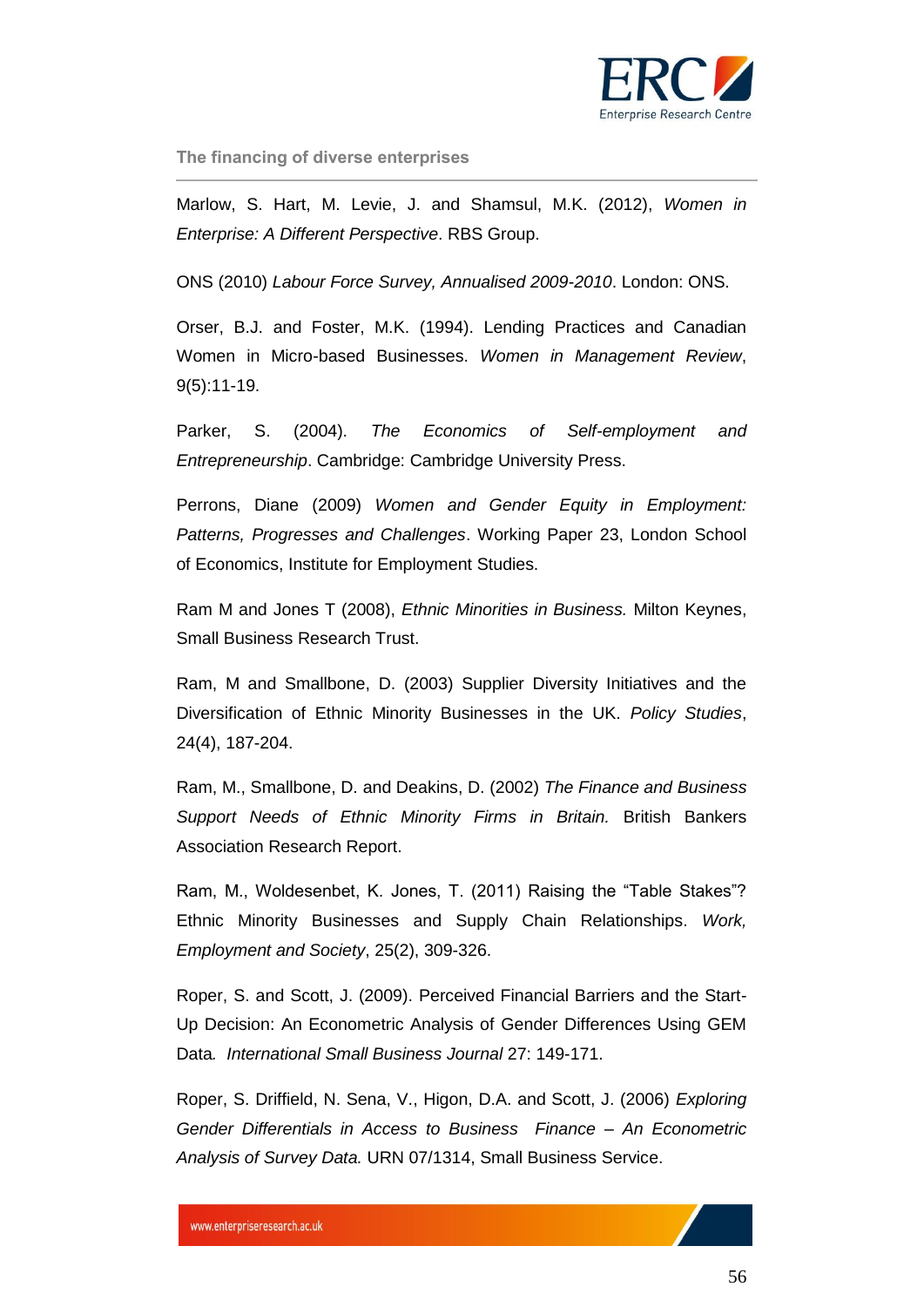Marlow, S. Hart, M. Levie, J. and Shamsul, M.K. (2012), *Women in Enterprise: A Different Perspective*. RBS Group.

ONS (2010) *Labour Force Survey, Annualised 2009-2010*. London: ONS.

Orser, B.J. and Foster, M.K. (1994). Lending Practices and Canadian Women in Micro-based Businesses. *Women in Management Review*, 9(5):11-19.

Parker, S. (2004). *The Economics of Self-employment and Entrepreneurship*. Cambridge: Cambridge University Press.

Perrons, Diane (2009) *Women and Gender Equity in Employment: Patterns, Progresses and Challenges*. Working Paper 23, London School of Economics, Institute for Employment Studies.

Ram M and Jones T (2008), *Ethnic Minorities in Business.* Milton Keynes, Small Business Research Trust.

Ram, M and Smallbone, D. (2003) Supplier Diversity Initiatives and the Diversification of Ethnic Minority Businesses in the UK. *Policy Studies*, 24(4), 187-204.

Ram, M., Smallbone, D. and Deakins, D. (2002) *The Finance and Business Support Needs of Ethnic Minority Firms in Britain.* British Bankers Association Research Report.

Ram, M., Woldesenbet, K. Jones, T. (2011) Raising the "Table Stakes"? Ethnic Minority Businesses and Supply Chain Relationships. *Work, Employment and Society*, 25(2), 309-326.

Roper, S. and Scott, J. (2009). Perceived Financial Barriers and the Start-Up Decision: An Econometric Analysis of Gender Differences Using GEM Data*. International Small Business Journal* 27: 149-171.

Roper, S. Driffield, N. Sena, V., Higon, D.A. and Scott, J. (2006) *Exploring Gender Differentials in Access to Business Finance – An Econometric Analysis of Survey Data.* URN 07/1314, Small Business Service.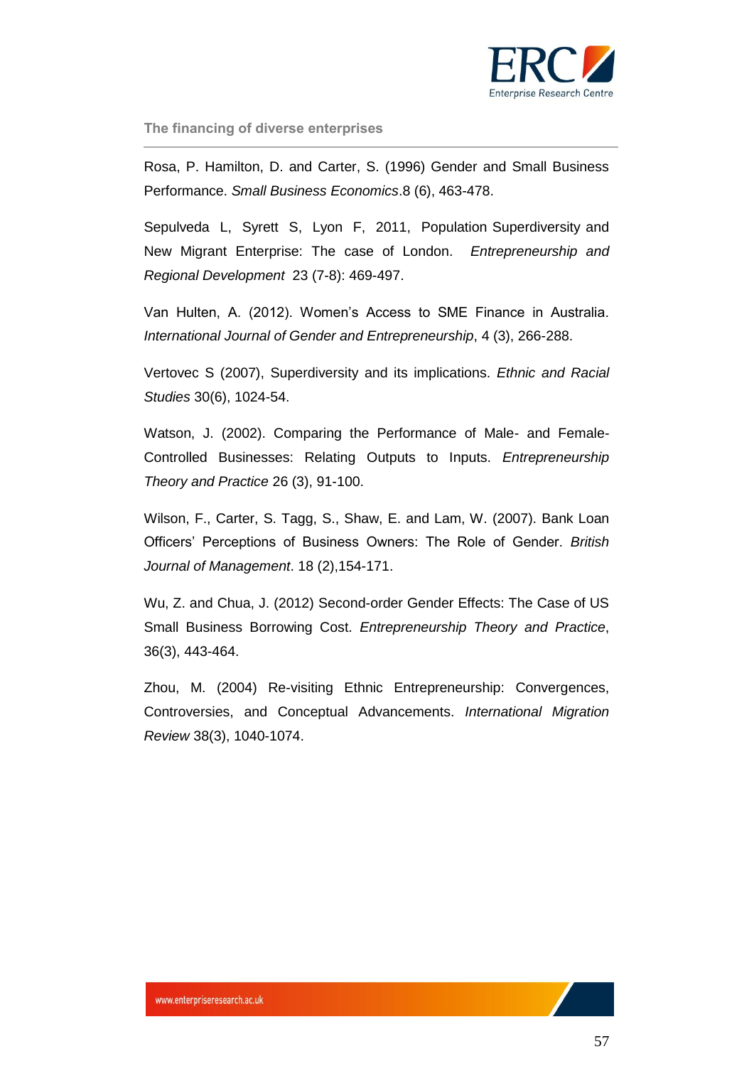Rosa, P. Hamilton, D. and Carter, S. (1996) Gender and Small Business Performance. *Small Business Economics*.8 (6), 463-478.

Sepulveda L, Syrett S, Lyon F, 2011, Population Superdiversity and New Migrant Enterprise: The case of London. *Entrepreneurship and Regional Development* 23 (7-8): 469-497.

Van Hulten, A. (2012). Women's Access to SME Finance in Australia. *International Journal of Gender and Entrepreneurship*, 4 (3), 266-288.

Vertovec S (2007), Superdiversity and its implications. *Ethnic and Racial Studies* 30(6), 1024-54.

Watson, J. (2002). Comparing the Performance of Male- and Female-Controlled Businesses: Relating Outputs to Inputs. *Entrepreneurship Theory and Practice* 26 (3), 91-100.

Wilson, F., Carter, S. Tagg, S., Shaw, E. and Lam, W. (2007). Bank Loan Officers' Perceptions of Business Owners: The Role of Gender. *British Journal of Management*. 18 (2),154-171.

Wu, Z. and Chua, J. (2012) Second-order Gender Effects: The Case of US Small Business Borrowing Cost. *Entrepreneurship Theory and Practice*, 36(3), 443-464.

Zhou, M. (2004) Re-visiting Ethnic Entrepreneurship: Convergences, Controversies, and Conceptual Advancements. *International Migration Review* 38(3), 1040-1074.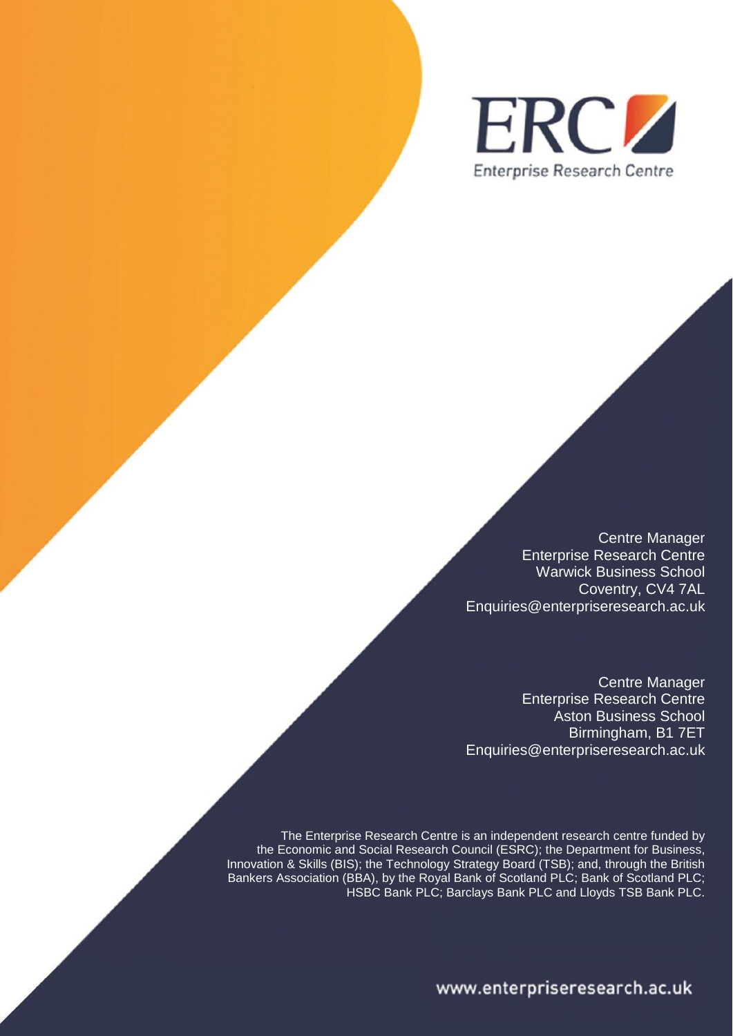ERC

Enterprise Research Centre

Centre Manager
Enterprise Research Centre
Warwick Business School
Coventry, CV4 7AL
Enquiries@enterpriseresearch.ac.uk

Centre Manager
Enterprise Research Centre
Aston Business School
Birmingham, B1 7ET
Enquiries@enterpriseresearch.ac.uk

The Enterprise Research Centre is an independent research centre funded by the Economic and Social Research Council (ESRC); the Department for Business, Innovation & Skills (BIS); the Technology Strategy Board (TSB); and, through the British Bankers Association (BBA), by the Royal Bank of Scotland PLC; Bank of Scotland PLC; HSBC Bank PLC; Barclays Bank PLC and Lloyds TSB Bank PLC.

www.enterpriseresearch.ac.uk